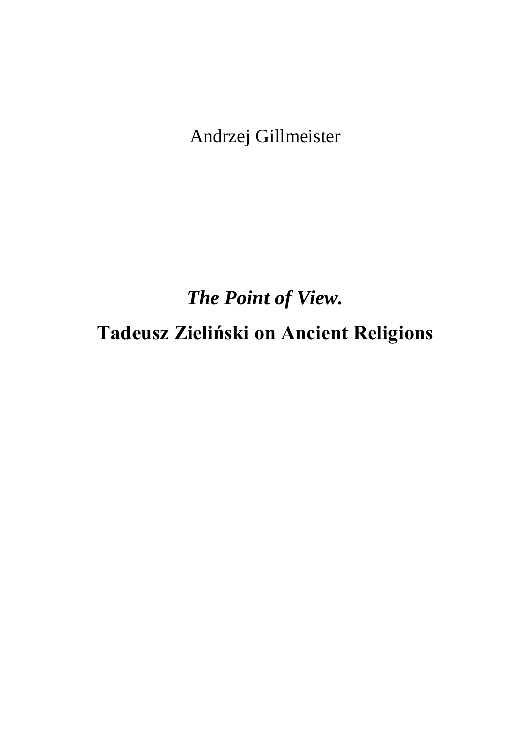Andrzej Gillmeister

# *The Point of View.*
# Tadeusz Zieliński on Ancient Religions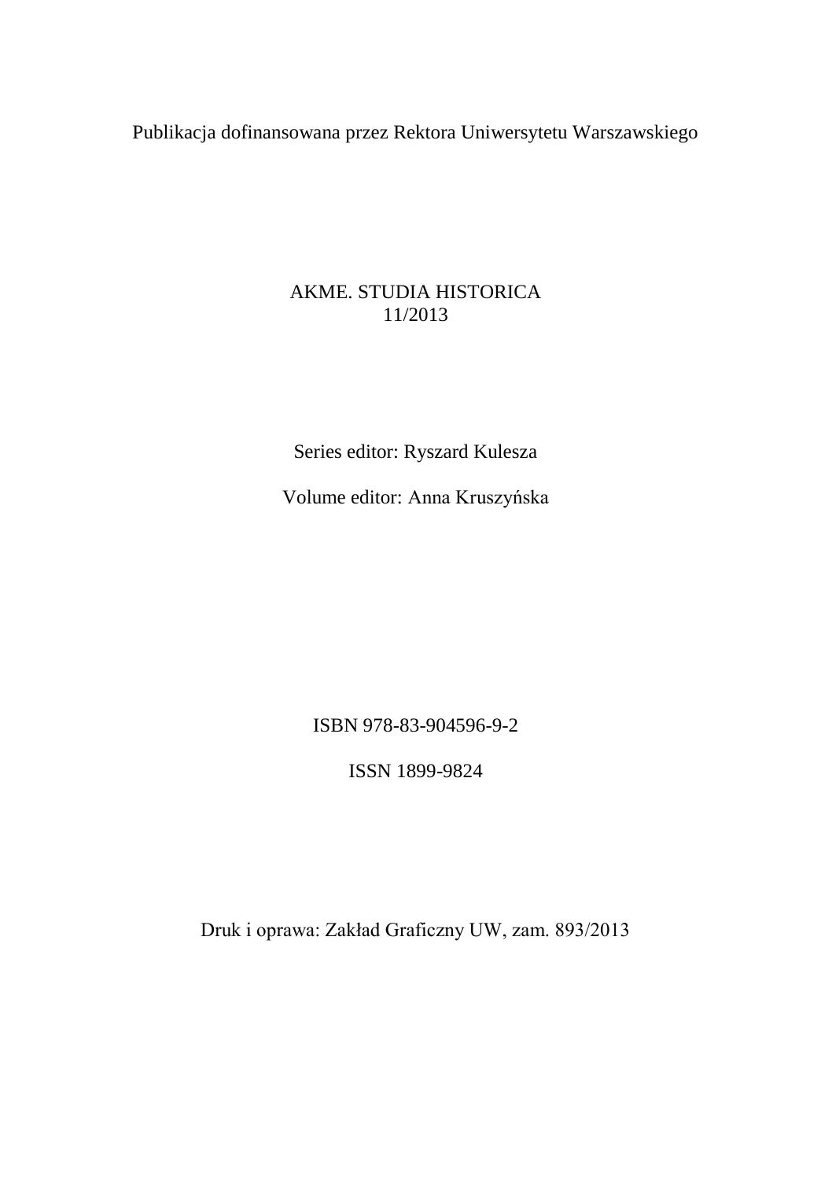Publikacja dofinansowana przez Rektora Uniwersytetu Warszawskiego

AKME. STUDIA HISTORICA
11/2013

Series editor: Ryszard Kulesza

Volume editor: Anna Kruszyńska

ISBN 978-83-904596-9-2

ISSN 1899-9824

Druk i oprawa: Zakład Graficzny UW, zam. 893/2013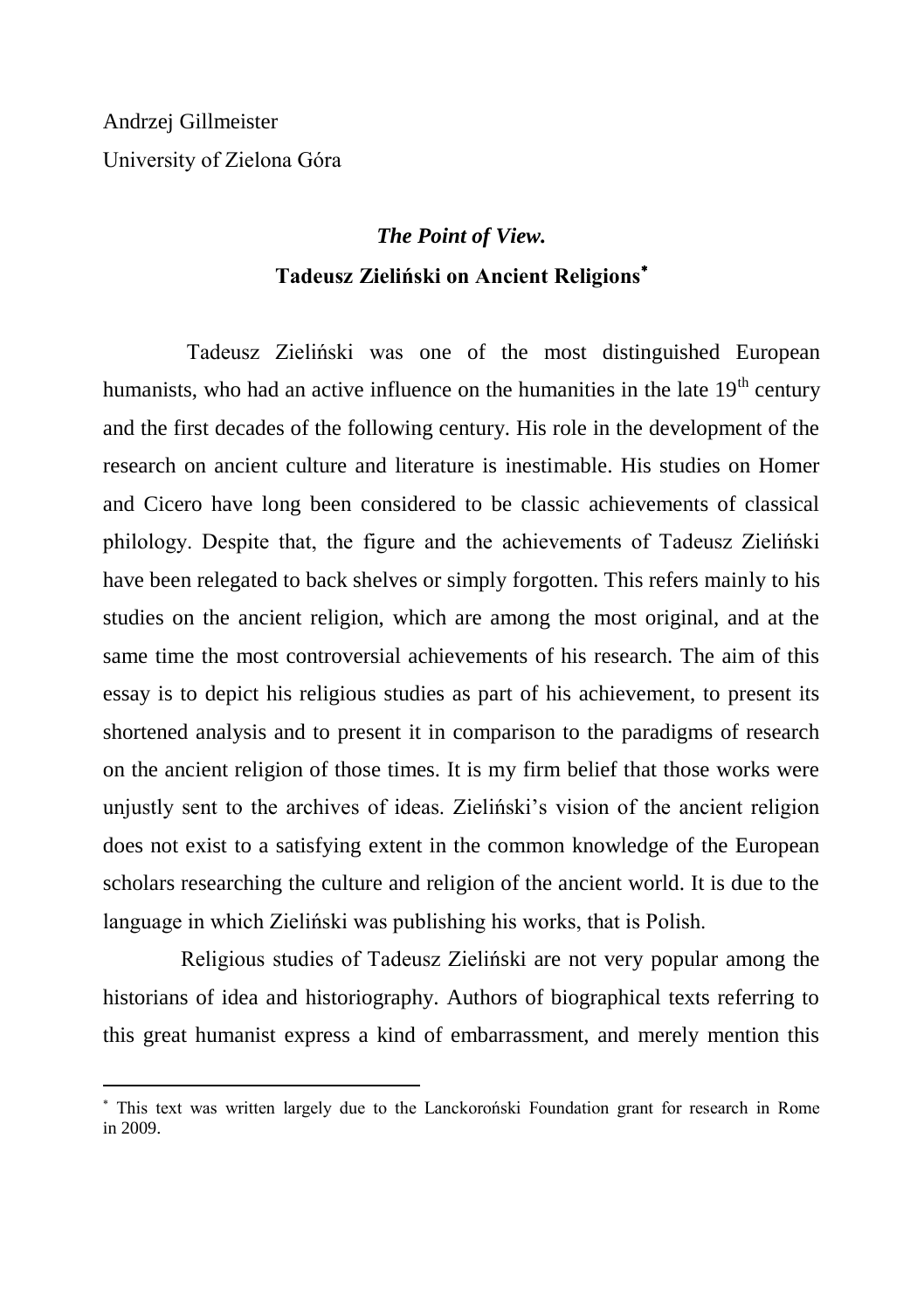Andrzej Gillmeister

University of Zielona Góra

## *The Point of View.*
## Tadeusz Zieliński on Ancient Religions[*]

Tadeusz Zieliński was one of the most distinguished European humanists, who had an active influence on the humanities in the late 19th century and the first decades of the following century. His role in the development of the research on ancient culture and literature is inestimable. His studies on Homer and Cicero have long been considered to be classic achievements of classical philology. Despite that, the figure and the achievements of Tadeusz Zieliński have been relegated to back shelves or simply forgotten. This refers mainly to his studies on the ancient religion, which are among the most original, and at the same time the most controversial achievements of his research. The aim of this essay is to depict his religious studies as part of his achievement, to present its shortened analysis and to present it in comparison to the paradigms of research on the ancient religion of those times. It is my firm belief that those works were unjustly sent to the archives of ideas. Zieliński's vision of the ancient religion does not exist to a satisfying extent in the common knowledge of the European scholars researching the culture and religion of the ancient world. It is due to the language in which Zieliński was publishing his works, that is Polish.

Religious studies of Tadeusz Zieliński are not very popular among the historians of idea and historiography. Authors of biographical texts referring to this great humanist express a kind of embarrassment, and merely mention this

---

[*] This text was written largely due to the Lanckoroński Foundation grant for research in Rome in 2009.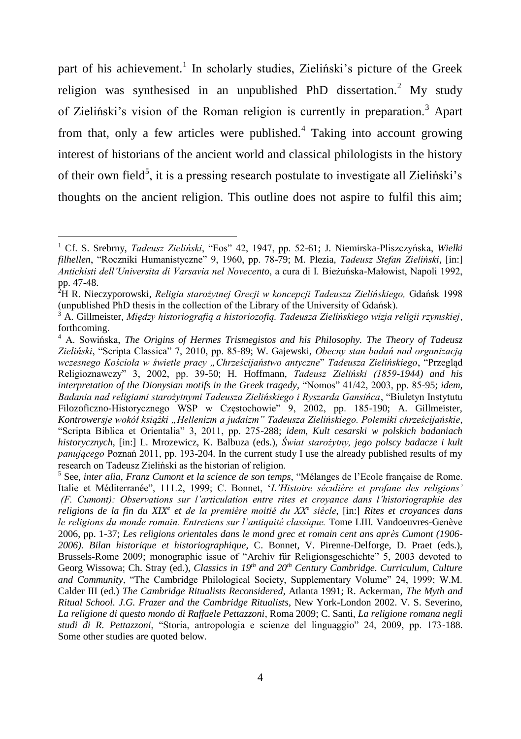part of his achievement.[1] In scholarly studies, Zieliński's picture of the Greek religion was synthesised in an unpublished PhD dissertation.[2] My study of Zieliński's vision of the Roman religion is currently in preparation.[3] Apart from that, only a few articles were published.[4] Taking into account growing interest of historians of the ancient world and classical philologists in the history of their own field[5], it is a pressing research postulate to investigate all Zieliński's thoughts on the ancient religion. This outline does not aspire to fulfil this aim;

---

[1] Cf. S. Srebrny, *Tadeusz Zieliński*, "Eos" 42, 1947, pp. 52-61; J. Niemirska-Pliszczyńska, *Wielki filhellen*, "Roczniki Humanistyczne" 9, 1960, pp. 78-79; M. Plezia, *Tadeusz Stefan Zieliński*, [in:] *Antichisti dell'Universita di Varsavia nel Novecento*, a cura di I. Bieżuńska-Małowist, Napoli 1992, pp. 47-48.

[2] H R. Nieczyporowski, *Religia starożytnej Grecji w koncepcji Tadeusza Zielińskiego,* Gdańsk 1998 (unpublished PhD thesis in the collection of the Library of the University of Gdańsk).

[3] A. Gillmeister, *Między historiografią a historiozofią. Tadeusza Zielińskiego wizja religii rzymskiej*, forthcoming.

[4] A. Sowińska, *The Origins of Hermes Trismegistos and his Philosophy. The Theory of Tadeusz Zieliński*, "Scripta Classica" 7, 2010, pp. 85-89; W. Gajewski, *Obecny stan badań nad organizacją wczesnego Kościoła w świetle pracy „Chrześcijaństwo antyczne" Tadeusza Zielińskiego*, "Przegląd Religioznawczy" 3, 2002, pp. 39-50; H. Hoffmann, *Tadeusz Zieliński (1859-1944) and his interpretation of the Dionysian motifs in the Greek tragedy*, "Nomos" 41/42, 2003, pp. 85-95; *idem*, *Badania nad religiami starożytnymi Tadeusza Zielińskiego i Ryszarda Gansińca*, "Biuletyn Instytutu Filozoficzno-Historycznego WSP w Częstochowie" 9, 2002, pp. 185-190; A. Gillmeister, *Kontrowersje wokół książki „Hellenizm a judaizm" Tadeusza Zielińskiego. Polemiki chrześcijańskie*, "Scripta Biblica et Orientalia" 3, 2011, pp. 275-288; *idem*, *Kult cesarski w polskich badaniach historycznych*, [in:] L. Mrozewicz, K. Balbuza (eds.), *Świat starożytny, jego polscy badacze i kult panującego* Poznań 2011, pp. 193-204. In the current study I use the already published results of my research on Tadeusz Zieliński as the historian of religion.

[5] See, *inter alia*, *Franz Cumont et la science de son temps*, "Mélanges de l'Ecole française de Rome. Italie et Méditerranée", 111.2, 1999; C. Bonnet, '*L'Histoire séculière et profane des religions' (F. Cumont): Observations sur l'articulation entre rites et croyance dans l'historiographie des religions de la fin du XIX*[e] *et de la première moitié du XX*[e] *siècle*, [in:] *Rites et croyances dans le religions du monde romain. Entretiens sur l'antiquité classique.* Tome LIII. Vandoeuvres-Genève 2006, pp. 1-37; *Les religions orientales dans le mond grec et romain cent ans après Cumont (1906-2006). Bilan historique et historiographique*, C. Bonnet, V. Pirenne-Delforge, D. Praet (eds.), Brussels-Rome 2009; monographic issue of "Archiv für Religionsgeschichte" 5, 2003 devoted to Georg Wissowa; Ch. Stray (ed.), *Classics in 19*[th] *and 20*[th] *Century Cambridge. Curriculum, Culture and Community*, "The Cambridge Philological Society, Supplementary Volume" 24, 1999; W.M. Calder III (ed.) *The Cambridge Ritualists Reconsidered*, Atlanta 1991; R. Ackerman, *The Myth and Ritual School. J.G. Frazer and the Cambridge Ritualists*, New York-London 2002. V. S. Severino, *La religione di questo mondo di Raffaele Pettazzoni*, Roma 2009; C. Santi, *La religione romana negli studi di R. Pettazzoni*, "Storia, antropologia e scienze del linguaggio" 24, 2009, pp. 173-188. Some other studies are quoted below.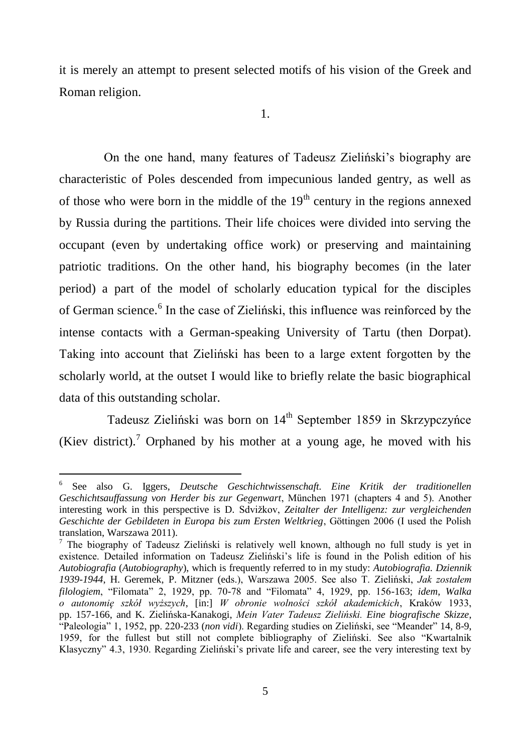it is merely an attempt to present selected motifs of his vision of the Greek and Roman religion.

1.

On the one hand, many features of Tadeusz Zieliński's biography are characteristic of Poles descended from impecunious landed gentry, as well as of those who were born in the middle of the 19th century in the regions annexed by Russia during the partitions. Their life choices were divided into serving the occupant (even by undertaking office work) or preserving and maintaining patriotic traditions. On the other hand, his biography becomes (in the later period) a part of the model of scholarly education typical for the disciples of German science.[6] In the case of Zieliński, this influence was reinforced by the intense contacts with a German-speaking University of Tartu (then Dorpat). Taking into account that Zieliński has been to a large extent forgotten by the scholarly world, at the outset I would like to briefly relate the basic biographical data of this outstanding scholar.

Tadeusz Zieliński was born on 14th September 1859 in Skrzypczyńce (Kiev district).[7] Orphaned by his mother at a young age, he moved with his

---

[6] See also G. Iggers, *Deutsche Geschichtwissenschaft. Eine Kritik der traditionellen Geschichtsauffassung von Herder bis zur Gegenwart*, München 1971 (chapters 4 and 5). Another interesting work in this perspective is D. Sdvižkov, *Zeitalter der Intelligenz: zur vergleichenden Geschichte der Gebildeten in Europa bis zum Ersten Weltkrieg*, Göttingen 2006 (I used the Polish translation, Warszawa 2011).

[7] The biography of Tadeusz Zieliński is relatively well known, although no full study is yet in existence. Detailed information on Tadeusz Zieliński's life is found in the Polish edition of his *Autobiografia* (*Autobiography*), which is frequently referred to in my study: *Autobiografia. Dziennik 1939-1944*, H. Geremek, P. Mitzner (eds.), Warszawa 2005. See also T. Zieliński, *Jak zostałem filologiem*, "Filomata" 2, 1929, pp. 70-78 and "Filomata" 4, 1929, pp. 156-163; *idem*, *Walka o autonomię szkół wyższych*, [in:] *W obronie wolności szkół akademickich*, Kraków 1933, pp. 157-166, and K. Zielińska-Kanakogi, *Mein Vater Tadeusz Zieliński. Eine biografische Skizze*, "Paleologia" 1, 1952, pp. 220-233 (*non vidi*). Regarding studies on Zieliński, see "Meander" 14, 8-9, 1959, for the fullest but still not complete bibliography of Zieliński. See also "Kwartalnik Klasyczny" 4.3, 1930. Regarding Zieliński's private life and career, see the very interesting text by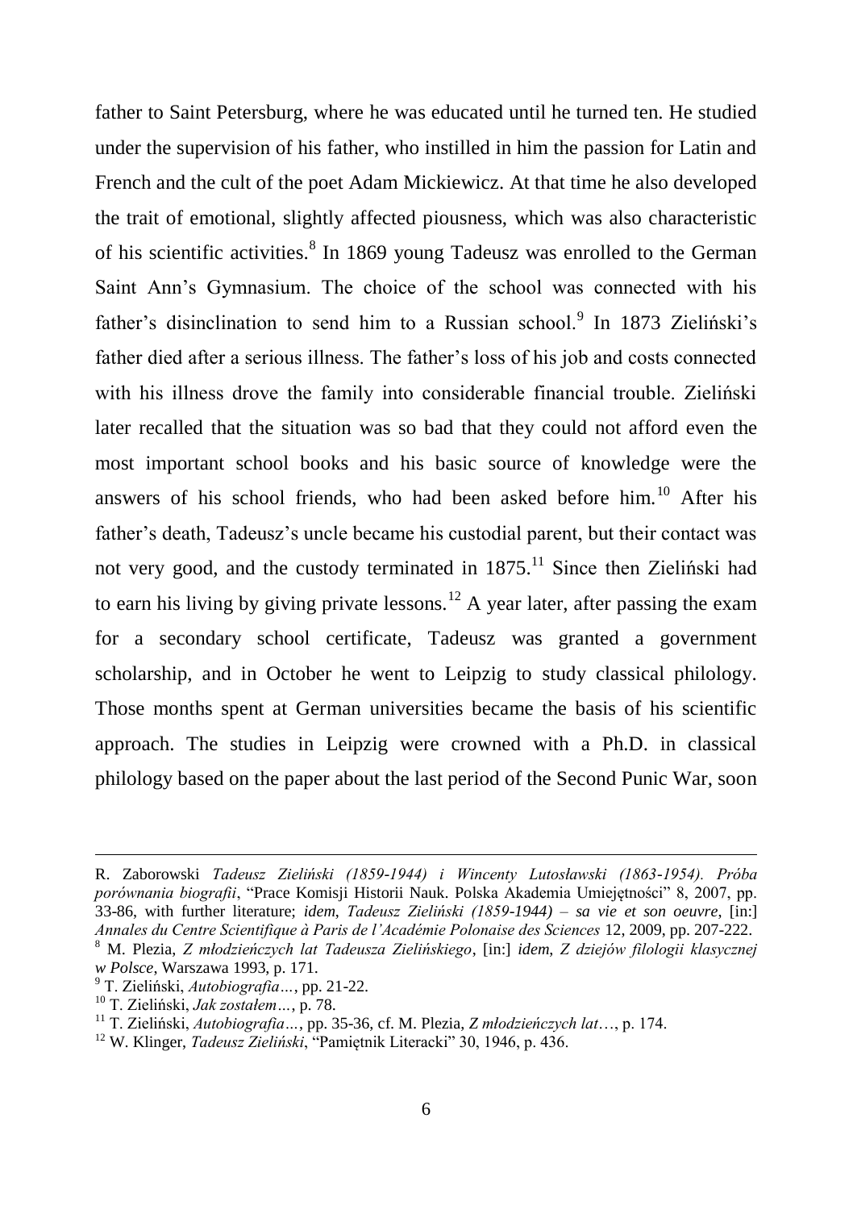father to Saint Petersburg, where he was educated until he turned ten. He studied under the supervision of his father, who instilled in him the passion for Latin and French and the cult of the poet Adam Mickiewicz. At that time he also developed the trait of emotional, slightly affected piousness, which was also characteristic of his scientific activities.[8] In 1869 young Tadeusz was enrolled to the German Saint Ann's Gymnasium. The choice of the school was connected with his father's disinclination to send him to a Russian school.[9] In 1873 Zieliński's father died after a serious illness. The father's loss of his job and costs connected with his illness drove the family into considerable financial trouble. Zieliński later recalled that the situation was so bad that they could not afford even the most important school books and his basic source of knowledge were the answers of his school friends, who had been asked before him.[10] After his father's death, Tadeusz's uncle became his custodial parent, but their contact was not very good, and the custody terminated in 1875.[11] Since then Zieliński had to earn his living by giving private lessons.[12] A year later, after passing the exam for a secondary school certificate, Tadeusz was granted a government scholarship, and in October he went to Leipzig to study classical philology. Those months spent at German universities became the basis of his scientific approach. The studies in Leipzig were crowned with a Ph.D. in classical philology based on the paper about the last period of the Second Punic War, soon

---

R. Zaborowski *Tadeusz Zieliński (1859-1944) i Wincenty Lutosławski (1863-1954). Próba porównania biografii*, "Prace Komisji Historii Nauk. Polska Akademia Umiejętności" 8, 2007, pp. 33-86, with further literature; *idem*, *Tadeusz Zieliński (1859-1944) – sa vie et son oeuvre*, [in:] *Annales du Centre Scientifique à Paris de l'Académie Polonaise des Sciences* 12, 2009, pp. 207-222.

[8] M. Plezia, *Z młodzieńczych lat Tadeusza Zielińskiego*, [in:] *idem*, *Z dziejów filologii klasycznej w Polsce*, Warszawa 1993, p. 171.

[9] T. Zieliński, *Autobiografia…*, pp. 21-22.

[10] T. Zieliński, *Jak zostałem…*, p. 78.

[11] T. Zieliński, *Autobiografia…*, pp. 35-36, cf. M. Plezia, *Z młodzieńczych lat*…, p. 174.

[12] W. Klinger, *Tadeusz Zieliński*, "Pamiętnik Literacki" 30, 1946, p. 436.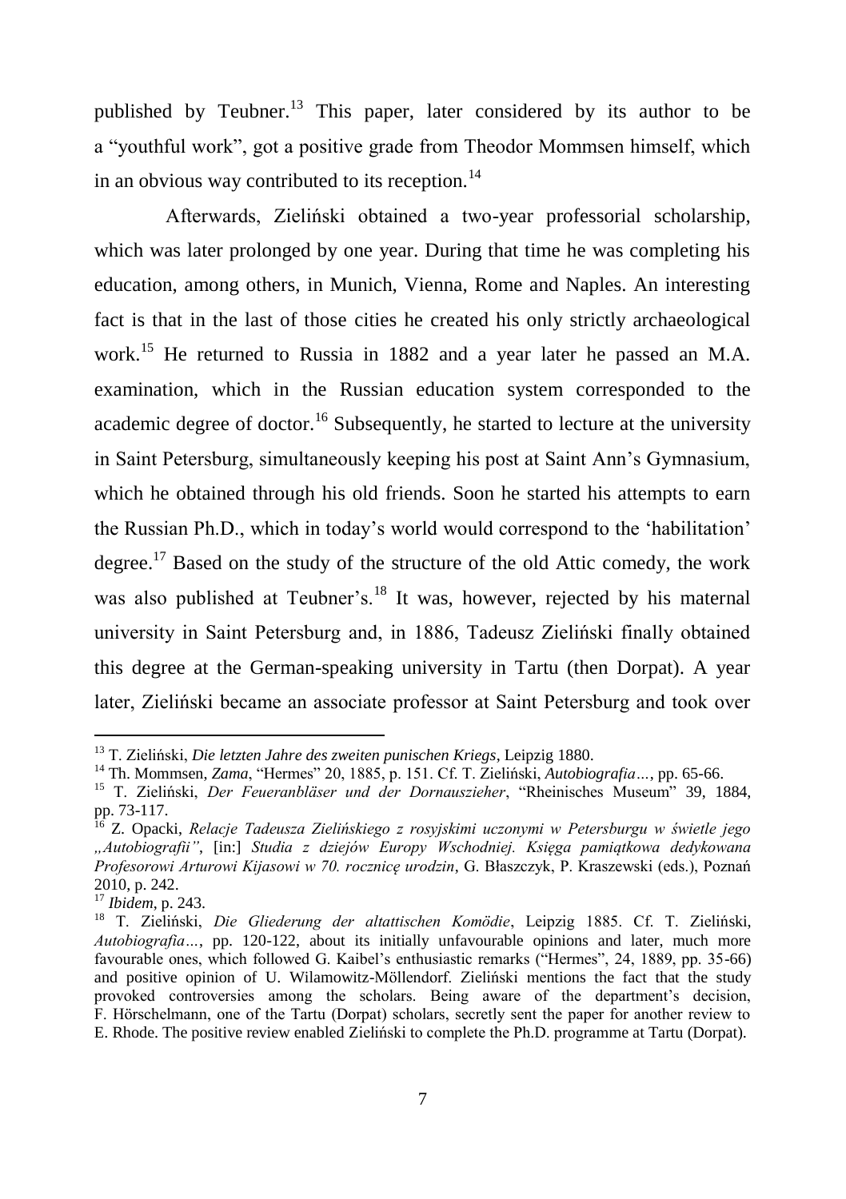published by Teubner.[13] This paper, later considered by its author to be a "youthful work", got a positive grade from Theodor Mommsen himself, which in an obvious way contributed to its reception.[14]

Afterwards, Zieliński obtained a two-year professorial scholarship, which was later prolonged by one year. During that time he was completing his education, among others, in Munich, Vienna, Rome and Naples. An interesting fact is that in the last of those cities he created his only strictly archaeological work.[15] He returned to Russia in 1882 and a year later he passed an M.A. examination, which in the Russian education system corresponded to the academic degree of doctor.[16] Subsequently, he started to lecture at the university in Saint Petersburg, simultaneously keeping his post at Saint Ann's Gymnasium, which he obtained through his old friends. Soon he started his attempts to earn the Russian Ph.D., which in today's world would correspond to the 'habilitation' degree.[17] Based on the study of the structure of the old Attic comedy, the work was also published at Teubner's.[18] It was, however, rejected by his maternal university in Saint Petersburg and, in 1886, Tadeusz Zieliński finally obtained this degree at the German-speaking university in Tartu (then Dorpat). A year later, Zieliński became an associate professor at Saint Petersburg and took over

---

[13] T. Zieliński, *Die letzten Jahre des zweiten punischen Kriegs*, Leipzig 1880.

[14] Th. Mommsen, *Zama*, "Hermes" 20, 1885, p. 151. Cf. T. Zieliński, *Autobiografia…*, pp. 65-66.

[15] T. Zieliński, *Der Feueranbläser und der Dornauszieher*, "Rheinisches Museum" 39, 1884, pp. 73-117.

[16] Z. Opacki, *Relacje Tadeusza Zielińskiego z rosyjskimi uczonymi w Petersburgu w świetle jego „Autobiografii"*, [in:] *Studia z dziejów Europy Wschodniej. Księga pamiątkowa dedykowana Profesorowi Arturowi Kijasowi w 70. rocznicę urodzin*, G. Błaszczyk, P. Kraszewski (eds.), Poznań 2010, p. 242.

[17] *Ibidem*, p. 243.

[18] T. Zieliński, *Die Gliederung der altattischen Komödie*, Leipzig 1885. Cf. T. Zieliński, *Autobiografia…*, pp. 120-122, about its initially unfavourable opinions and later, much more favourable ones, which followed G. Kaibel's enthusiastic remarks ("Hermes", 24, 1889, pp. 35-66) and positive opinion of U. Wilamowitz-Möllendorf. Zieliński mentions the fact that the study provoked controversies among the scholars. Being aware of the department's decision, F. Hörschelmann, one of the Tartu (Dorpat) scholars, secretly sent the paper for another review to E. Rhode. The positive review enabled Zieliński to complete the Ph.D. programme at Tartu (Dorpat).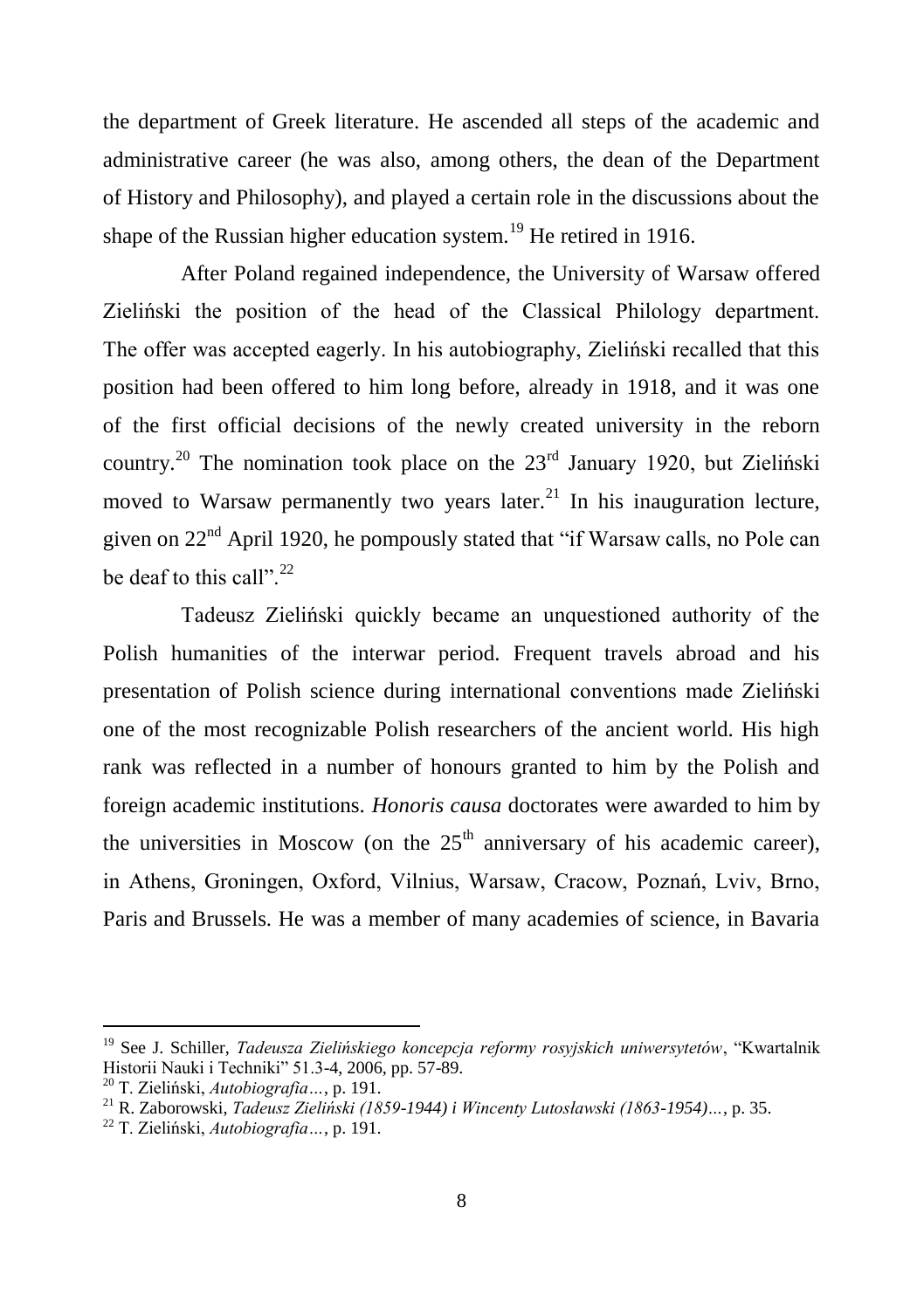the department of Greek literature. He ascended all steps of the academic and administrative career (he was also, among others, the dean of the Department of History and Philosophy), and played a certain role in the discussions about the shape of the Russian higher education system.[19] He retired in 1916.

After Poland regained independence, the University of Warsaw offered Zieliński the position of the head of the Classical Philology department. The offer was accepted eagerly. In his autobiography, Zieliński recalled that this position had been offered to him long before, already in 1918, and it was one of the first official decisions of the newly created university in the reborn country.[20] The nomination took place on the 23rd January 1920, but Zieliński moved to Warsaw permanently two years later.[21] In his inauguration lecture, given on 22nd April 1920, he pompously stated that "if Warsaw calls, no Pole can be deaf to this call".[22]

Tadeusz Zieliński quickly became an unquestioned authority of the Polish humanities of the interwar period. Frequent travels abroad and his presentation of Polish science during international conventions made Zieliński one of the most recognizable Polish researchers of the ancient world. His high rank was reflected in a number of honours granted to him by the Polish and foreign academic institutions. *Honoris causa* doctorates were awarded to him by the universities in Moscow (on the 25th anniversary of his academic career), in Athens, Groningen, Oxford, Vilnius, Warsaw, Cracow, Poznań, Lviv, Brno, Paris and Brussels. He was a member of many academies of science, in Bavaria

---

[19] See J. Schiller, *Tadeusza Zielińskiego koncepcja reformy rosyjskich uniwersytetów*, "Kwartalnik Historii Nauki i Techniki" 51.3-4, 2006, pp. 57-89.

[20] T. Zieliński, *Autobiografia…*, p. 191.

[21] R. Zaborowski, *Tadeusz Zieliński (1859-1944) i Wincenty Lutosławski (1863-1954)…*, p. 35.

[22] T. Zieliński, *Autobiografia…*, p. 191.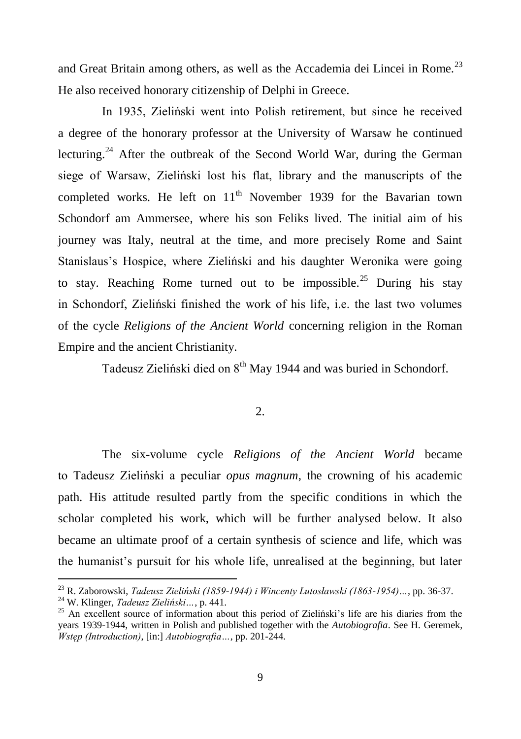and Great Britain among others, as well as the Accademia dei Lincei in Rome.[23] He also received honorary citizenship of Delphi in Greece.

In 1935, Zieliński went into Polish retirement, but since he received a degree of the honorary professor at the University of Warsaw he continued lecturing.[24] After the outbreak of the Second World War, during the German siege of Warsaw, Zieliński lost his flat, library and the manuscripts of the completed works. He left on 11th November 1939 for the Bavarian town Schondorf am Ammersee, where his son Feliks lived. The initial aim of his journey was Italy, neutral at the time, and more precisely Rome and Saint Stanislaus's Hospice, where Zieliński and his daughter Weronika were going to stay. Reaching Rome turned out to be impossible.[25] During his stay in Schondorf, Zieliński finished the work of his life, i.e. the last two volumes of the cycle *Religions of the Ancient World* concerning religion in the Roman Empire and the ancient Christianity.

Tadeusz Zieliński died on 8th May 1944 and was buried in Schondorf.

## 2.

The six-volume cycle *Religions of the Ancient World* became to Tadeusz Zieliński a peculiar *opus magnum*, the crowning of his academic path. His attitude resulted partly from the specific conditions in which the scholar completed his work, which will be further analysed below. It also became an ultimate proof of a certain synthesis of science and life, which was the humanist's pursuit for his whole life, unrealised at the beginning, but later

---

[23] R. Zaborowski, *Tadeusz Zieliński (1859-1944) i Wincenty Lutosławski (1863-1954)…*, pp. 36-37.

[24] W. Klinger, *Tadeusz Zieliński…*, p. 441.

[25] An excellent source of information about this period of Zieliński's life are his diaries from the years 1939-1944, written in Polish and published together with the *Autobiografia*. See H. Geremek, *Wstęp (Introduction)*, [in:] *Autobiografia…*, pp. 201-244.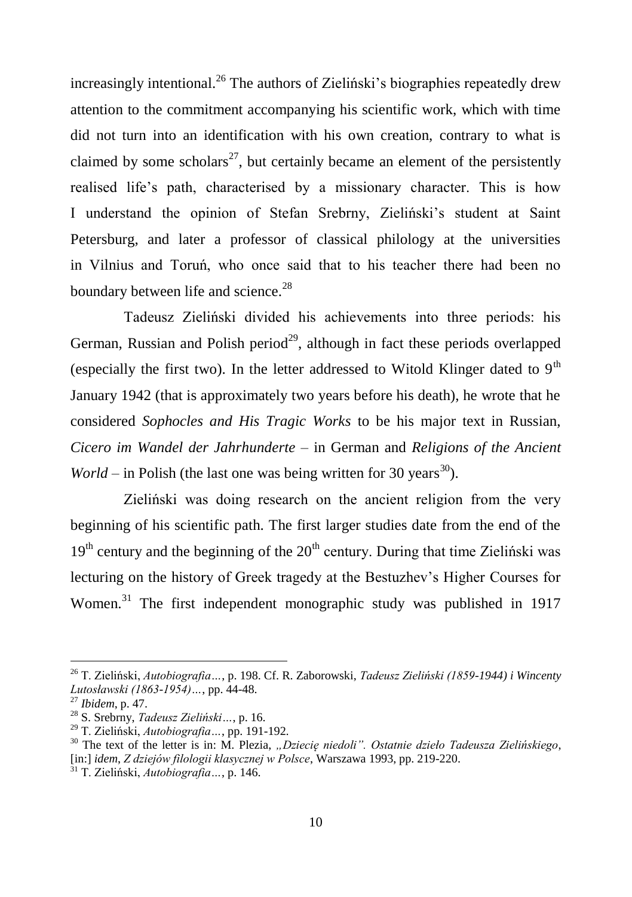increasingly intentional.[26] The authors of Zieliński's biographies repeatedly drew attention to the commitment accompanying his scientific work, which with time did not turn into an identification with his own creation, contrary to what is claimed by some scholars[27], but certainly became an element of the persistently realised life's path, characterised by a missionary character. This is how I understand the opinion of Stefan Srebrny, Zieliński's student at Saint Petersburg, and later a professor of classical philology at the universities in Vilnius and Toruń, who once said that to his teacher there had been no boundary between life and science.[28]

Tadeusz Zieliński divided his achievements into three periods: his German, Russian and Polish period[29], although in fact these periods overlapped (especially the first two). In the letter addressed to Witold Klinger dated to 9th January 1942 (that is approximately two years before his death), he wrote that he considered *Sophocles and His Tragic Works* to be his major text in Russian, *Cicero im Wandel der Jahrhunderte* – in German and *Religions of the Ancient World* – in Polish (the last one was being written for 30 years[30]).

Zieliński was doing research on the ancient religion from the very beginning of his scientific path. The first larger studies date from the end of the 19th century and the beginning of the 20th century. During that time Zieliński was lecturing on the history of Greek tragedy at the Bestuzhev's Higher Courses for Women.[31] The first independent monographic study was published in 1917

---

[26] T. Zieliński, *Autobiografia…*, p. 198. Cf. R. Zaborowski, *Tadeusz Zieliński (1859-1944) i Wincenty Lutosławski (1863-1954)…*, pp. 44-48.

[27] *Ibidem*, p. 47.

[28] S. Srebrny, *Tadeusz Zieliński…*, p. 16.

[29] T. Zieliński, *Autobiografia…*, pp. 191-192.

[30] The text of the letter is in: M. Plezia, *„Dziecię niedoli". Ostatnie dzieło Tadeusza Zielińskiego*, [in:] *idem*, *Z dziejów filologii klasycznej w Polsce*, Warszawa 1993, pp. 219-220.

[31] T. Zieliński, *Autobiografia…*, p. 146.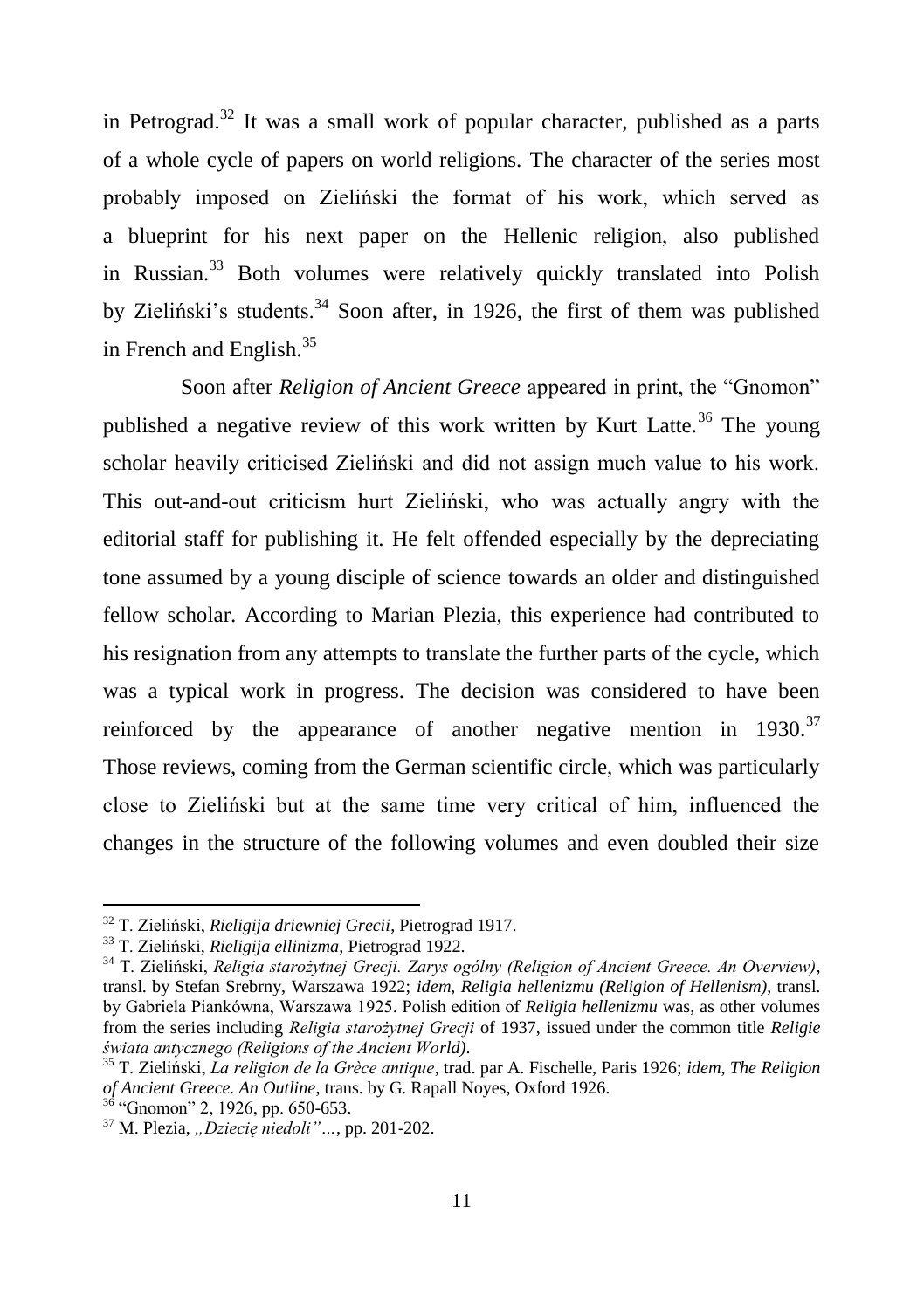in Petrograd.[32] It was a small work of popular character, published as a parts of a whole cycle of papers on world religions. The character of the series most probably imposed on Zieliński the format of his work, which served as a blueprint for his next paper on the Hellenic religion, also published in Russian.[33] Both volumes were relatively quickly translated into Polish by Zieliński's students.[34] Soon after, in 1926, the first of them was published in French and English.[35]

Soon after *Religion of Ancient Greece* appeared in print, the "Gnomon" published a negative review of this work written by Kurt Latte.[36] The young scholar heavily criticised Zieliński and did not assign much value to his work. This out-and-out criticism hurt Zieliński, who was actually angry with the editorial staff for publishing it. He felt offended especially by the depreciating tone assumed by a young disciple of science towards an older and distinguished fellow scholar. According to Marian Plezia, this experience had contributed to his resignation from any attempts to translate the further parts of the cycle, which was a typical work in progress. The decision was considered to have been reinforced by the appearance of another negative mention in 1930.[37] Those reviews, coming from the German scientific circle, which was particularly close to Zieliński but at the same time very critical of him, influenced the changes in the structure of the following volumes and even doubled their size

---

[32] T. Zieliński, *Rieligija driewniej Grecii*, Pietrograd 1917.

[33] T. Zieliński, *Rieligija ellinizma*, Pietrograd 1922.

[34] T. Zieliński, *Religia starożytnej Grecji. Zarys ogólny (Religion of Ancient Greece. An Overview)*, transl. by Stefan Srebrny, Warszawa 1922; *idem*, *Religia hellenizmu (Religion of Hellenism)*, transl. by Gabriela Piankówna, Warszawa 1925. Polish edition of *Religia hellenizmu* was, as other volumes from the series including *Religia starożytnej Grecji* of 1937, issued under the common title *Religie świata antycznego (Religions of the Ancient World)*.

[35] T. Zieliński, *La religion de la Grèce antique*, trad. par A. Fischelle, Paris 1926; *idem*, *The Religion of Ancient Greece. An Outline*, trans. by G. Rapall Noyes, Oxford 1926.

[36] "Gnomon" 2, 1926, pp. 650-653.

[37] M. Plezia, *„Dziecię niedoli"…*, pp. 201-202.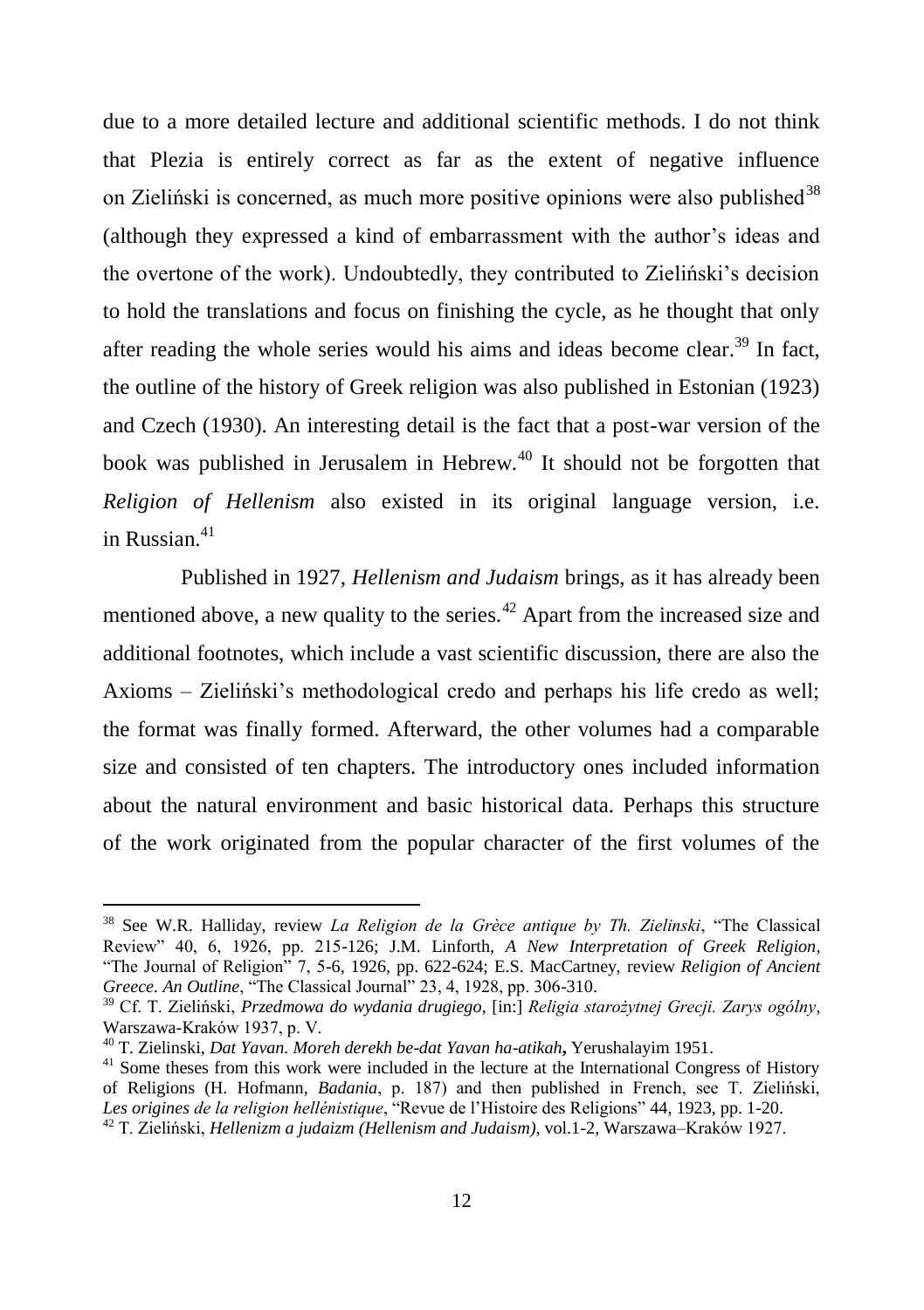due to a more detailed lecture and additional scientific methods. I do not think that Plezia is entirely correct as far as the extent of negative influence on Zieliński is concerned, as much more positive opinions were also published[38] (although they expressed a kind of embarrassment with the author's ideas and the overtone of the work). Undoubtedly, they contributed to Zieliński's decision to hold the translations and focus on finishing the cycle, as he thought that only after reading the whole series would his aims and ideas become clear.[39] In fact, the outline of the history of Greek religion was also published in Estonian (1923) and Czech (1930). An interesting detail is the fact that a post-war version of the book was published in Jerusalem in Hebrew.[40] It should not be forgotten that *Religion of Hellenism* also existed in its original language version, i.e. in Russian.[41]

Published in 1927, *Hellenism and Judaism* brings, as it has already been mentioned above, a new quality to the series.[42] Apart from the increased size and additional footnotes, which include a vast scientific discussion, there are also the Axioms – Zieliński's methodological credo and perhaps his life credo as well; the format was finally formed. Afterward, the other volumes had a comparable size and consisted of ten chapters. The introductory ones included information about the natural environment and basic historical data. Perhaps this structure of the work originated from the popular character of the first volumes of the

---

[38] See W.R. Halliday, review *La Religion de la Grèce antique by Th. Zielinski*, "The Classical Review" 40, 6, 1926, pp. 215-126; J.M. Linforth, *A New Interpretation of Greek Religion*, "The Journal of Religion" 7, 5-6, 1926, pp. 622-624; E.S. MacCartney, review *Religion of Ancient Greece. An Outline*, "The Classical Journal" 23, 4, 1928, pp. 306-310.

[39] Cf. T. Zieliński, *Przedmowa do wydania drugiego*, [in:] *Religia starożytnej Grecji. Zarys ogólny*, Warszawa-Kraków 1937, p. V.

[40] T. Zielinski, *Dat Yavan. Moreh derekh be-dat Yavan ha-atikah*, Yerushalayim 1951.

[41] Some theses from this work were included in the lecture at the International Congress of History of Religions (H. Hofmann, *Badania*, p. 187) and then published in French, see T. Zieliński, *Les origines de la religion hellénistique*, "Revue de l'Histoire des Religions" 44, 1923, pp. 1-20.

[42] T. Zieliński, *Hellenizm a judaizm (Hellenism and Judaism)*, vol.1-2, Warszawa–Kraków 1927.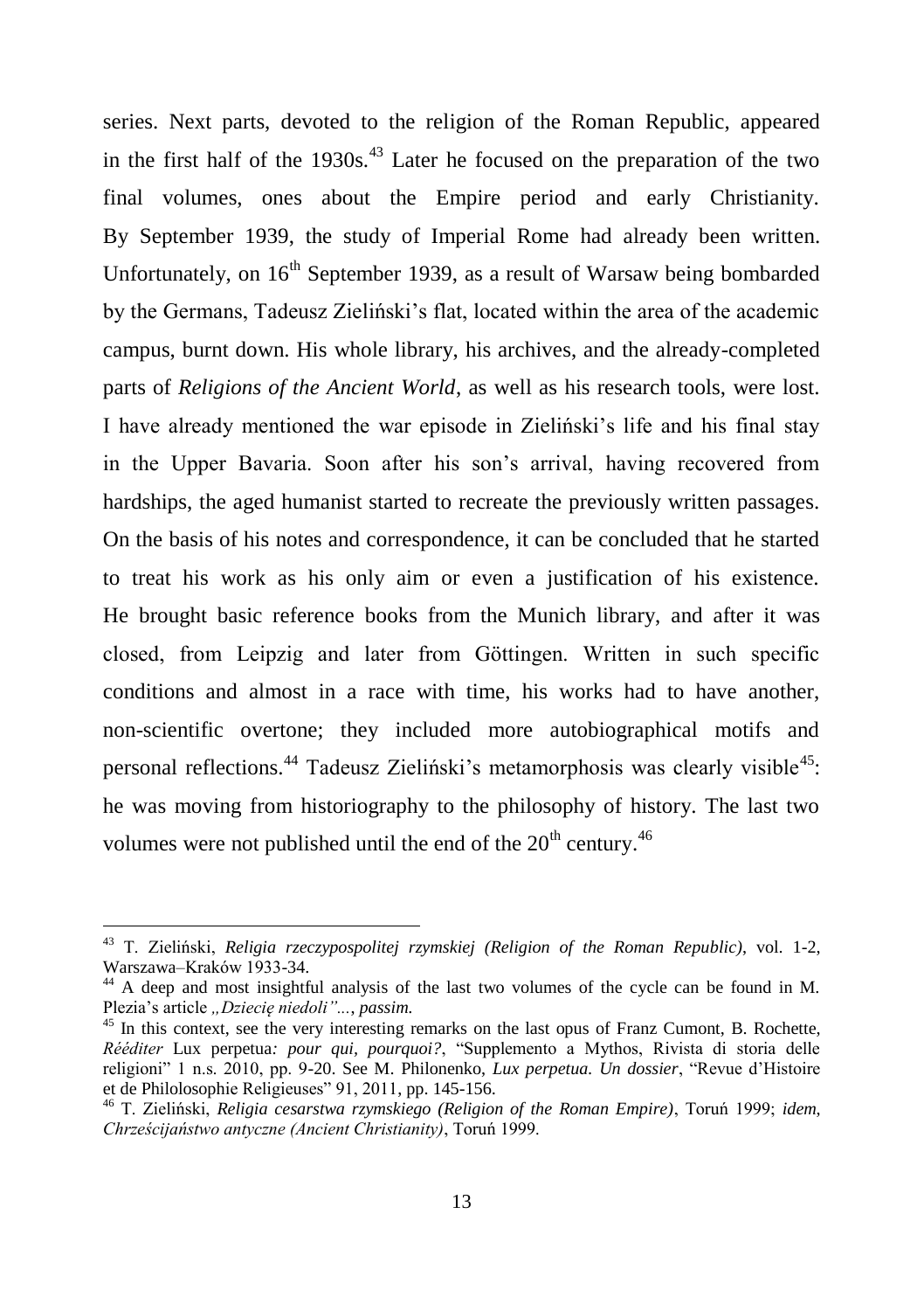series. Next parts, devoted to the religion of the Roman Republic, appeared in the first half of the 1930s.[43] Later he focused on the preparation of the two final volumes, ones about the Empire period and early Christianity. By September 1939, the study of Imperial Rome had already been written. Unfortunately, on 16th September 1939, as a result of Warsaw being bombarded by the Germans, Tadeusz Zieliński's flat, located within the area of the academic campus, burnt down. His whole library, his archives, and the already-completed parts of *Religions of the Ancient World*, as well as his research tools, were lost. I have already mentioned the war episode in Zieliński's life and his final stay in the Upper Bavaria. Soon after his son's arrival, having recovered from hardships, the aged humanist started to recreate the previously written passages. On the basis of his notes and correspondence, it can be concluded that he started to treat his work as his only aim or even a justification of his existence. He brought basic reference books from the Munich library, and after it was closed, from Leipzig and later from Göttingen. Written in such specific conditions and almost in a race with time, his works had to have another, non-scientific overtone; they included more autobiographical motifs and personal reflections.[44] Tadeusz Zieliński's metamorphosis was clearly visible[45]: he was moving from historiography to the philosophy of history. The last two volumes were not published until the end of the 20th century.[46]

---

[43] T. Zieliński, *Religia rzeczypospolitej rzymskiej (Religion of the Roman Republic)*, vol. 1-2, Warszawa–Kraków 1933-34.

[44] A deep and most insightful analysis of the last two volumes of the cycle can be found in M. Plezia's article *„Dziecię niedoli"...*, *passim*.

[45] In this context, see the very interesting remarks on the last opus of Franz Cumont, B. Rochette, *Rééditer* Lux perpetua*: pour qui, pourquoi?*, "Supplemento a Mythos, Rivista di storia delle religioni" 1 n.s. 2010, pp. 9-20. See M. Philonenko, *Lux perpetua. Un dossier*, "Revue d'Histoire et de Philolosophie Religieuses" 91, 2011, pp. 145-156.

[46] T. Zieliński, *Religia cesarstwa rzymskiego (Religion of the Roman Empire)*, Toruń 1999; *idem*, *Chrześcijaństwo antyczne (Ancient Christianity)*, Toruń 1999.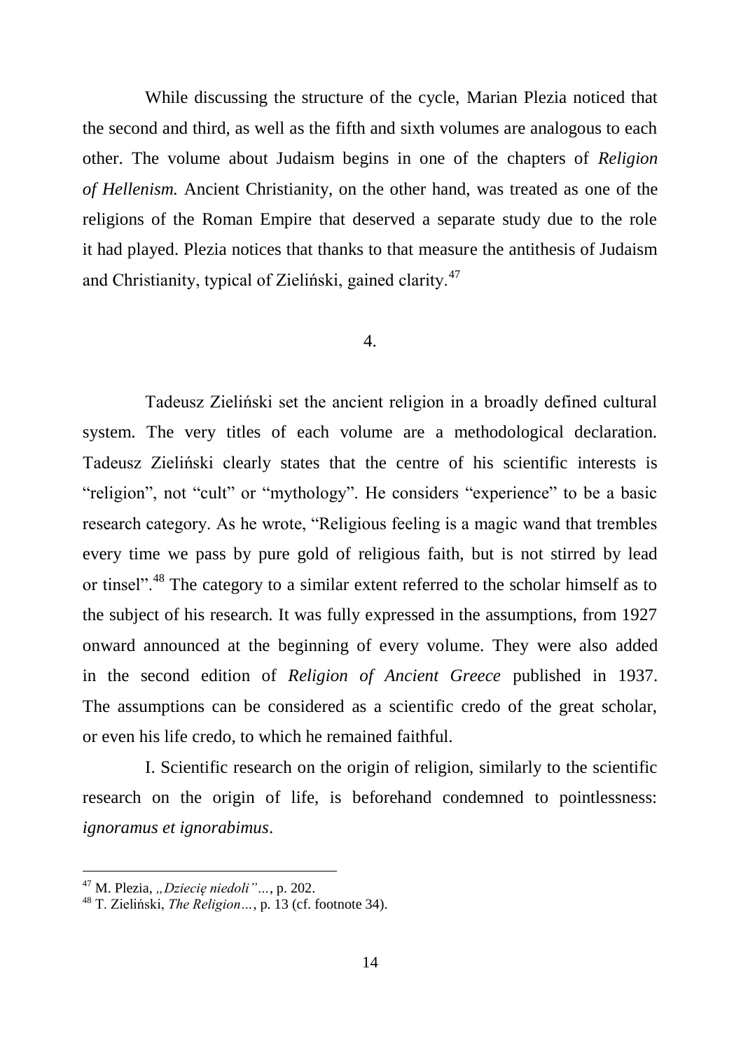While discussing the structure of the cycle, Marian Plezia noticed that the second and third, as well as the fifth and sixth volumes are analogous to each other. The volume about Judaism begins in one of the chapters of *Religion of Hellenism.* Ancient Christianity, on the other hand, was treated as one of the religions of the Roman Empire that deserved a separate study due to the role it had played. Plezia notices that thanks to that measure the antithesis of Judaism and Christianity, typical of Zieliński, gained clarity.[47]

## 4.

Tadeusz Zieliński set the ancient religion in a broadly defined cultural system. The very titles of each volume are a methodological declaration. Tadeusz Zieliński clearly states that the centre of his scientific interests is "religion", not "cult" or "mythology". He considers "experience" to be a basic research category. As he wrote, "Religious feeling is a magic wand that trembles every time we pass by pure gold of religious faith, but is not stirred by lead or tinsel".[48] The category to a similar extent referred to the scholar himself as to the subject of his research. It was fully expressed in the assumptions, from 1927 onward announced at the beginning of every volume. They were also added in the second edition of *Religion of Ancient Greece* published in 1937. The assumptions can be considered as a scientific credo of the great scholar, or even his life credo, to which he remained faithful.

I. Scientific research on the origin of religion, similarly to the scientific research on the origin of life, is beforehand condemned to pointlessness: *ignoramus et ignorabimus*.

---

[47] M. Plezia, *„Dziecię niedoli"…*, p. 202.

[48] T. Zieliński, *The Religion…*, p. 13 (cf. footnote 34).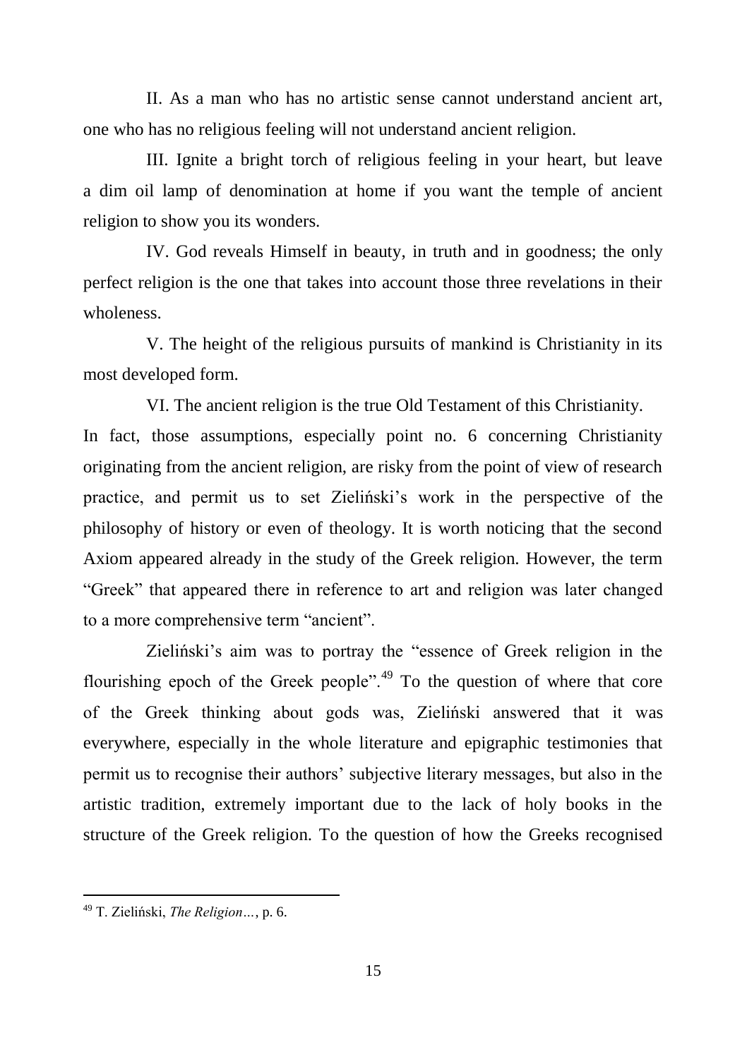II. As a man who has no artistic sense cannot understand ancient art, one who has no religious feeling will not understand ancient religion.

III. Ignite a bright torch of religious feeling in your heart, but leave a dim oil lamp of denomination at home if you want the temple of ancient religion to show you its wonders.

IV. God reveals Himself in beauty, in truth and in goodness; the only perfect religion is the one that takes into account those three revelations in their wholeness.

V. The height of the religious pursuits of mankind is Christianity in its most developed form.

VI. The ancient religion is the true Old Testament of this Christianity.

In fact, those assumptions, especially point no. 6 concerning Christianity originating from the ancient religion, are risky from the point of view of research practice, and permit us to set Zieliński's work in the perspective of the philosophy of history or even of theology. It is worth noticing that the second Axiom appeared already in the study of the Greek religion. However, the term "Greek" that appeared there in reference to art and religion was later changed to a more comprehensive term "ancient".

Zieliński's aim was to portray the "essence of Greek religion in the flourishing epoch of the Greek people".[49] To the question of where that core of the Greek thinking about gods was, Zieliński answered that it was everywhere, especially in the whole literature and epigraphic testimonies that permit us to recognise their authors' subjective literary messages, but also in the artistic tradition, extremely important due to the lack of holy books in the structure of the Greek religion. To the question of how the Greeks recognised

---

[49] T. Zieliński, *The Religion…*, p. 6.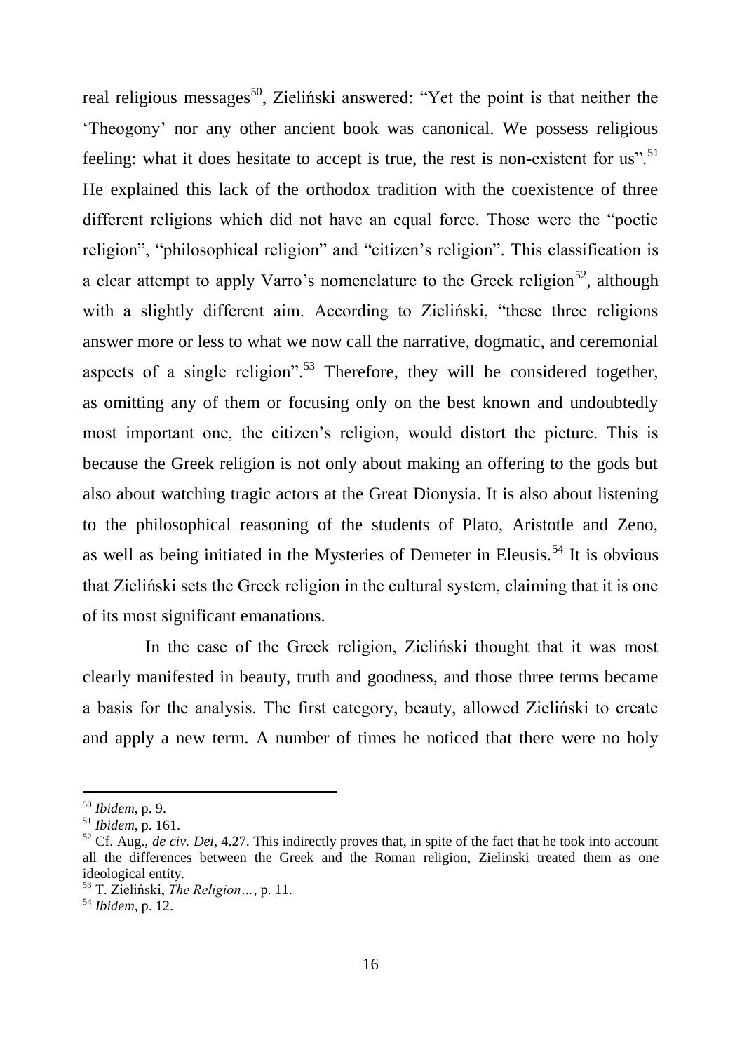real religious messages[50], Zieliński answered: "Yet the point is that neither the 'Theogony' nor any other ancient book was canonical. We possess religious feeling: what it does hesitate to accept is true, the rest is non-existent for us".[51] He explained this lack of the orthodox tradition with the coexistence of three different religions which did not have an equal force. Those were the "poetic religion", "philosophical religion" and "citizen's religion". This classification is a clear attempt to apply Varro's nomenclature to the Greek religion[52], although with a slightly different aim. According to Zieliński, "these three religions answer more or less to what we now call the narrative, dogmatic, and ceremonial aspects of a single religion".[53] Therefore, they will be considered together, as omitting any of them or focusing only on the best known and undoubtedly most important one, the citizen's religion, would distort the picture. This is because the Greek religion is not only about making an offering to the gods but also about watching tragic actors at the Great Dionysia. It is also about listening to the philosophical reasoning of the students of Plato, Aristotle and Zeno, as well as being initiated in the Mysteries of Demeter in Eleusis.[54] It is obvious that Zieliński sets the Greek religion in the cultural system, claiming that it is one of its most significant emanations.

In the case of the Greek religion, Zieliński thought that it was most clearly manifested in beauty, truth and goodness, and those three terms became a basis for the analysis. The first category, beauty, allowed Zieliński to create and apply a new term. A number of times he noticed that there were no holy

---

[50] *Ibidem*, p. 9.

[51] *Ibidem*, p. 161.

[52] Cf. Aug., *de civ. Dei*, 4.27. This indirectly proves that, in spite of the fact that he took into account all the differences between the Greek and the Roman religion, Zielinski treated them as one ideological entity.

[53] T. Zieliński, *The Religion…*, p. 11.

[54] *Ibidem*, p. 12.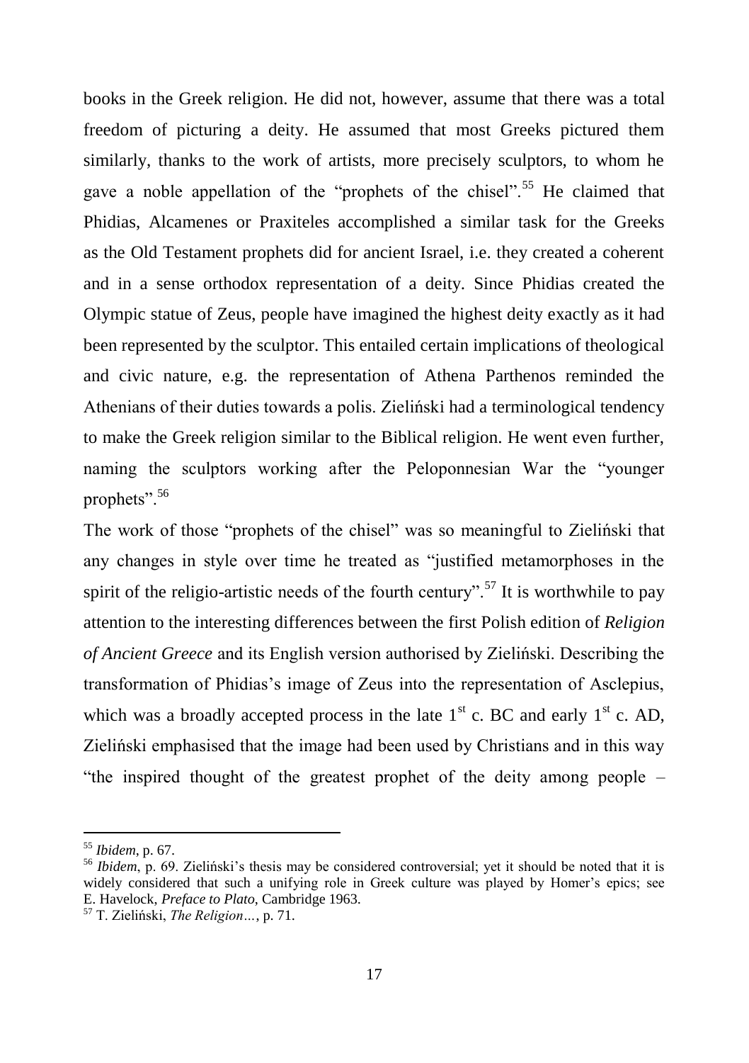books in the Greek religion. He did not, however, assume that there was a total freedom of picturing a deity. He assumed that most Greeks pictured them similarly, thanks to the work of artists, more precisely sculptors, to whom he gave a noble appellation of the "prophets of the chisel".[55] He claimed that Phidias, Alcamenes or Praxiteles accomplished a similar task for the Greeks as the Old Testament prophets did for ancient Israel, i.e. they created a coherent and in a sense orthodox representation of a deity. Since Phidias created the Olympic statue of Zeus, people have imagined the highest deity exactly as it had been represented by the sculptor. This entailed certain implications of theological and civic nature, e.g. the representation of Athena Parthenos reminded the Athenians of their duties towards a polis. Zieliński had a terminological tendency to make the Greek religion similar to the Biblical religion. He went even further, naming the sculptors working after the Peloponnesian War the "younger prophets".[56]

The work of those "prophets of the chisel" was so meaningful to Zieliński that any changes in style over time he treated as "justified metamorphoses in the spirit of the religio-artistic needs of the fourth century".[57] It is worthwhile to pay attention to the interesting differences between the first Polish edition of *Religion of Ancient Greece* and its English version authorised by Zieliński. Describing the transformation of Phidias's image of Zeus into the representation of Asclepius, which was a broadly accepted process in the late 1st c. BC and early 1st c. AD, Zieliński emphasised that the image had been used by Christians and in this way "the inspired thought of the greatest prophet of the deity among people –

---

[55] *Ibidem*, p. 67.

[56] *Ibidem*, p. 69. Zieliński's thesis may be considered controversial; yet it should be noted that it is widely considered that such a unifying role in Greek culture was played by Homer's epics; see E. Havelock, *Preface to Plato*, Cambridge 1963.

[57] T. Zieliński, *The Religion…*, p. 71.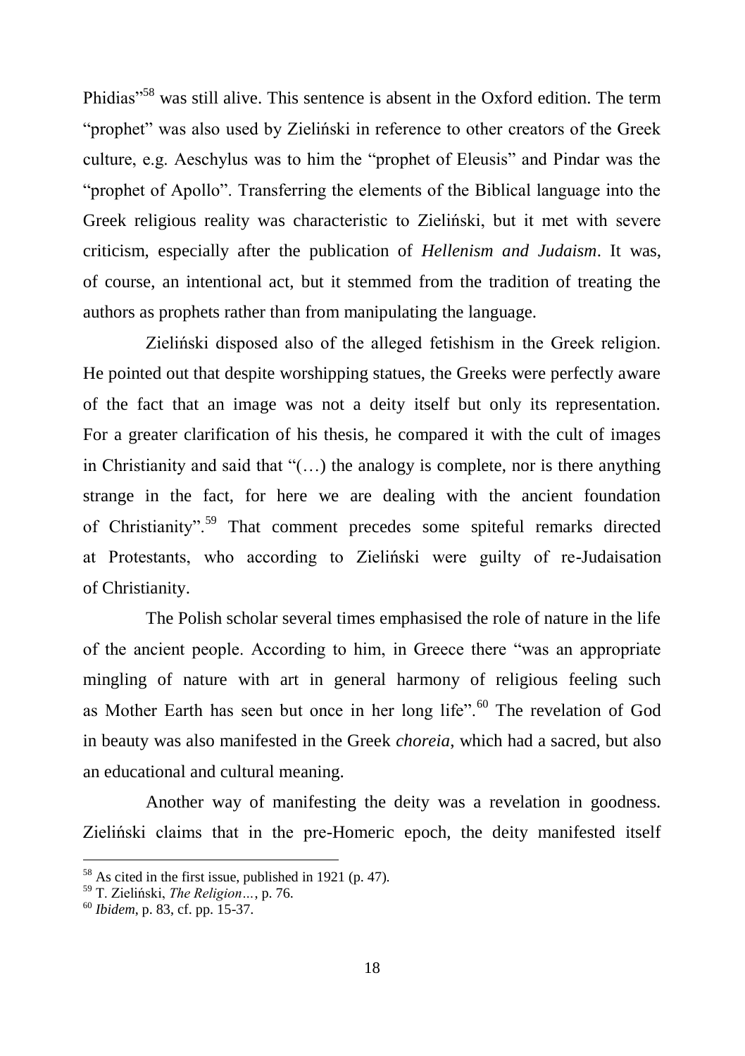Phidias"[58] was still alive. This sentence is absent in the Oxford edition. The term "prophet" was also used by Zieliński in reference to other creators of the Greek culture, e.g. Aeschylus was to him the "prophet of Eleusis" and Pindar was the "prophet of Apollo". Transferring the elements of the Biblical language into the Greek religious reality was characteristic to Zieliński, but it met with severe criticism, especially after the publication of *Hellenism and Judaism*. It was, of course, an intentional act, but it stemmed from the tradition of treating the authors as prophets rather than from manipulating the language.

Zieliński disposed also of the alleged fetishism in the Greek religion. He pointed out that despite worshipping statues, the Greeks were perfectly aware of the fact that an image was not a deity itself but only its representation. For a greater clarification of his thesis, he compared it with the cult of images in Christianity and said that "(…) the analogy is complete, nor is there anything strange in the fact, for here we are dealing with the ancient foundation of Christianity".[59] That comment precedes some spiteful remarks directed at Protestants, who according to Zieliński were guilty of re-Judaisation of Christianity.

The Polish scholar several times emphasised the role of nature in the life of the ancient people. According to him, in Greece there "was an appropriate mingling of nature with art in general harmony of religious feeling such as Mother Earth has seen but once in her long life".[60] The revelation of God in beauty was also manifested in the Greek *choreia*, which had a sacred, but also an educational and cultural meaning.

Another way of manifesting the deity was a revelation in goodness. Zieliński claims that in the pre-Homeric epoch, the deity manifested itself

---

[58] As cited in the first issue, published in 1921 (p. 47).

[59] T. Zieliński, *The Religion…*, p. 76.

[60] *Ibidem*, p. 83, cf. pp. 15-37.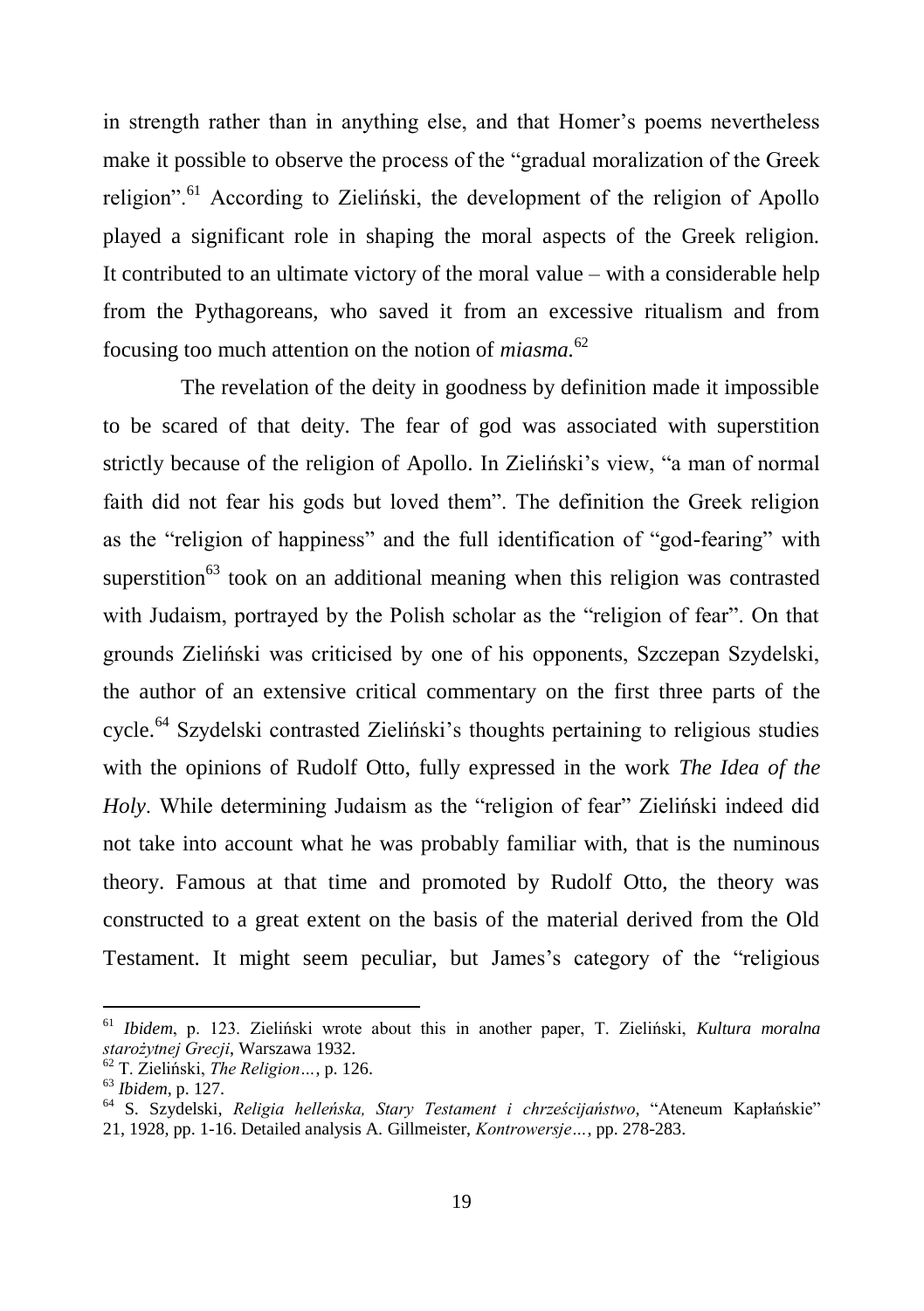in strength rather than in anything else, and that Homer's poems nevertheless make it possible to observe the process of the "gradual moralization of the Greek religion".[61] According to Zieliński, the development of the religion of Apollo played a significant role in shaping the moral aspects of the Greek religion. It contributed to an ultimate victory of the moral value – with a considerable help from the Pythagoreans, who saved it from an excessive ritualism and from focusing too much attention on the notion of *miasma*.[62]

The revelation of the deity in goodness by definition made it impossible to be scared of that deity. The fear of god was associated with superstition strictly because of the religion of Apollo. In Zieliński's view, "a man of normal faith did not fear his gods but loved them". The definition the Greek religion as the "religion of happiness" and the full identification of "god-fearing" with superstition[63] took on an additional meaning when this religion was contrasted with Judaism, portrayed by the Polish scholar as the "religion of fear". On that grounds Zieliński was criticised by one of his opponents, Szczepan Szydelski, the author of an extensive critical commentary on the first three parts of the cycle.[64] Szydelski contrasted Zieliński's thoughts pertaining to religious studies with the opinions of Rudolf Otto, fully expressed in the work *The Idea of the Holy*. While determining Judaism as the "religion of fear" Zieliński indeed did not take into account what he was probably familiar with, that is the numinous theory. Famous at that time and promoted by Rudolf Otto, the theory was constructed to a great extent on the basis of the material derived from the Old Testament. It might seem peculiar, but James's category of the "religious

---

[61] *Ibidem*, p. 123. Zieliński wrote about this in another paper, T. Zieliński, *Kultura moralna starożytnej Grecji*, Warszawa 1932.

[62] T. Zieliński, *The Religion…*, p. 126.

[63] *Ibidem*, p. 127.

[64] S. Szydelski, *Religia helleńska, Stary Testament i chrześcijaństwo*, "Ateneum Kapłańskie" 21, 1928, pp. 1-16. Detailed analysis A. Gillmeister, *Kontrowersje…*, pp. 278-283.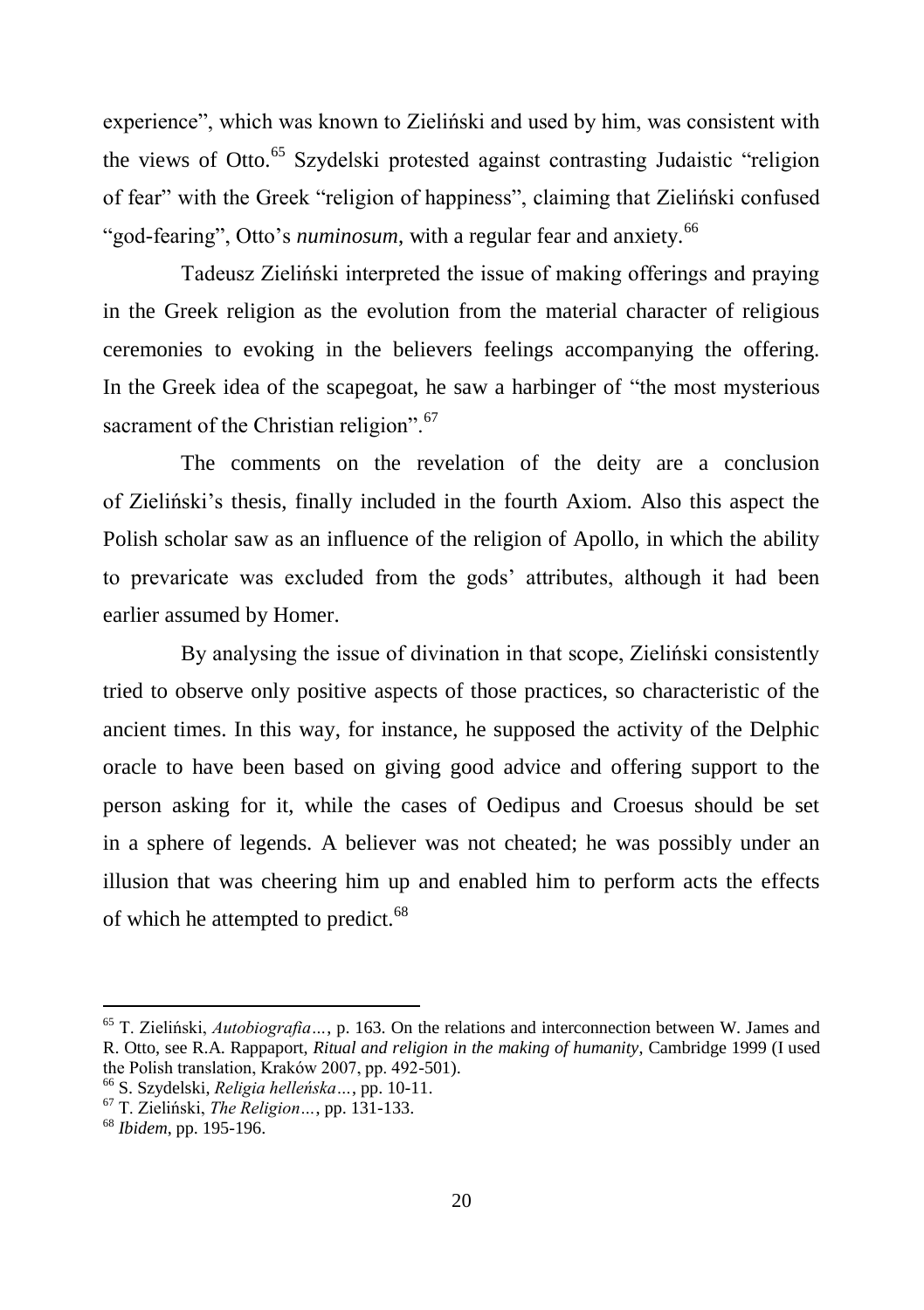experience", which was known to Zieliński and used by him, was consistent with the views of Otto.[65] Szydelski protested against contrasting Judaistic "religion of fear" with the Greek "religion of happiness", claiming that Zieliński confused "god-fearing", Otto's *numinosum*, with a regular fear and anxiety.[66]

Tadeusz Zieliński interpreted the issue of making offerings and praying in the Greek religion as the evolution from the material character of religious ceremonies to evoking in the believers feelings accompanying the offering. In the Greek idea of the scapegoat, he saw a harbinger of "the most mysterious sacrament of the Christian religion".[67]

The comments on the revelation of the deity are a conclusion of Zieliński's thesis, finally included in the fourth Axiom. Also this aspect the Polish scholar saw as an influence of the religion of Apollo, in which the ability to prevaricate was excluded from the gods' attributes, although it had been earlier assumed by Homer.

By analysing the issue of divination in that scope, Zieliński consistently tried to observe only positive aspects of those practices, so characteristic of the ancient times. In this way, for instance, he supposed the activity of the Delphic oracle to have been based on giving good advice and offering support to the person asking for it, while the cases of Oedipus and Croesus should be set in a sphere of legends. A believer was not cheated; he was possibly under an illusion that was cheering him up and enabled him to perform acts the effects of which he attempted to predict.[68]

---

[65] T. Zieliński, *Autobiografia…*, p. 163. On the relations and interconnection between W. James and R. Otto, see R.A. Rappaport, *Ritual and religion in the making of humanity*, Cambridge 1999 (I used the Polish translation, Kraków 2007, pp. 492-501).

[66] S. Szydelski, *Religia helleńska…*, pp. 10-11.

[67] T. Zieliński, *The Religion…*, pp. 131-133.

[68] *Ibidem*, pp. 195-196.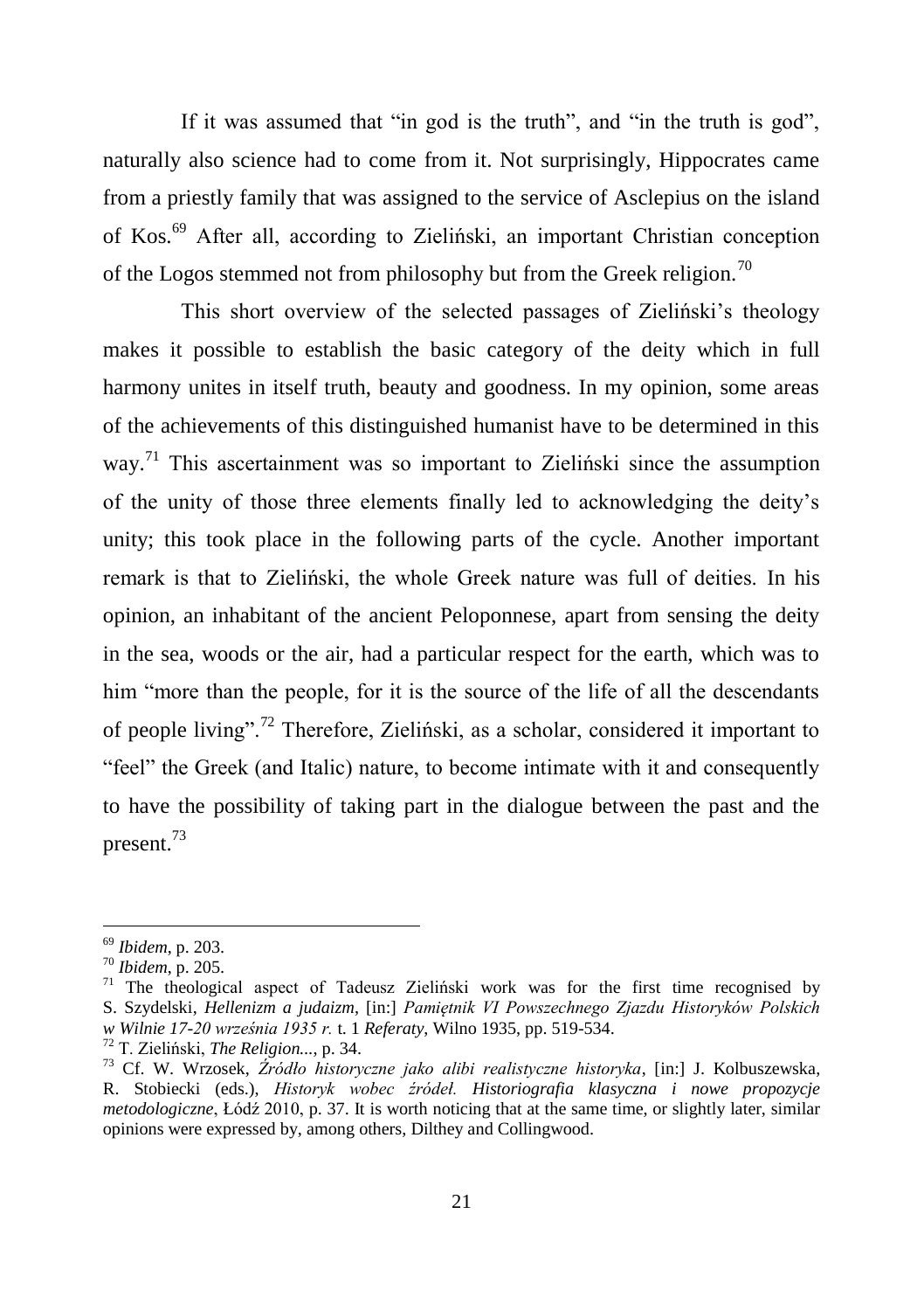If it was assumed that "in god is the truth", and "in the truth is god", naturally also science had to come from it. Not surprisingly, Hippocrates came from a priestly family that was assigned to the service of Asclepius on the island of Kos.[69] After all, according to Zieliński, an important Christian conception of the Logos stemmed not from philosophy but from the Greek religion.[70]

This short overview of the selected passages of Zieliński's theology makes it possible to establish the basic category of the deity which in full harmony unites in itself truth, beauty and goodness. In my opinion, some areas of the achievements of this distinguished humanist have to be determined in this way.[71] This ascertainment was so important to Zieliński since the assumption of the unity of those three elements finally led to acknowledging the deity's unity; this took place in the following parts of the cycle. Another important remark is that to Zieliński, the whole Greek nature was full of deities. In his opinion, an inhabitant of the ancient Peloponnese, apart from sensing the deity in the sea, woods or the air, had a particular respect for the earth, which was to him "more than the people, for it is the source of the life of all the descendants of people living".[72] Therefore, Zieliński, as a scholar, considered it important to "feel" the Greek (and Italic) nature, to become intimate with it and consequently to have the possibility of taking part in the dialogue between the past and the present.[73]

---

[69] *Ibidem*, p. 203.

[70] *Ibidem*, p. 205.

[71] The theological aspect of Tadeusz Zieliński work was for the first time recognised by S. Szydelski, *Hellenizm a judaizm*, [in:] *Pamiętnik VI Powszechnego Zjazdu Historyków Polskich w Wilnie 17-20 września 1935 r.* t. 1 *Referaty*, Wilno 1935, pp. 519-534.

[72] T. Zieliński, *The Religion...*, p. 34.

[73] Cf. W. Wrzosek, *Źródło historyczne jako alibi realistyczne historyka*, [in:] J. Kolbuszewska, R. Stobiecki (eds.), *Historyk wobec źródeł. Historiografia klasyczna i nowe propozycje metodologiczne*, Łódź 2010, p. 37. It is worth noticing that at the same time, or slightly later, similar opinions were expressed by, among others, Dilthey and Collingwood.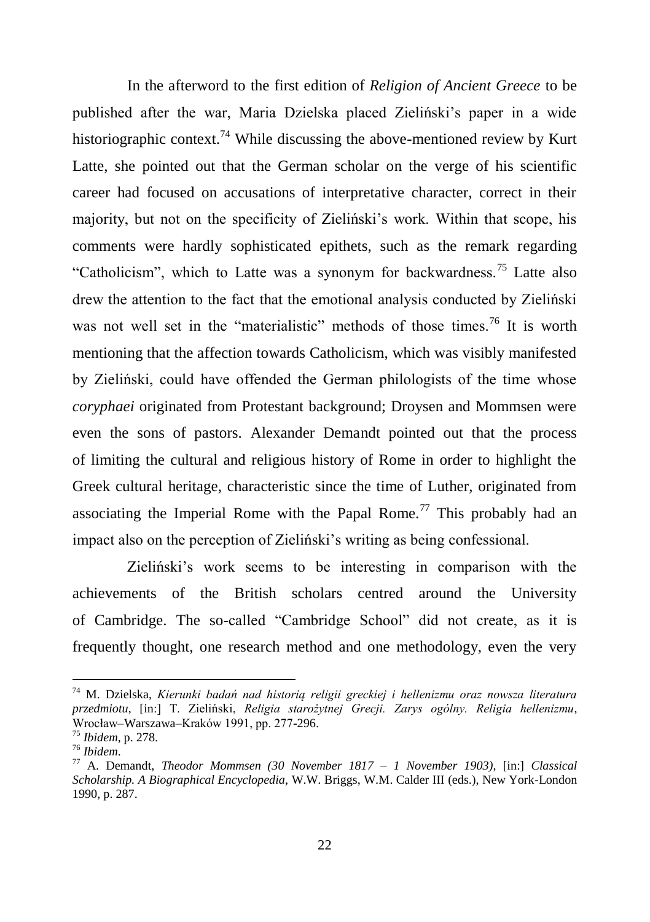In the afterword to the first edition of *Religion of Ancient Greece* to be published after the war, Maria Dzielska placed Zieliński's paper in a wide historiographic context.[74] While discussing the above-mentioned review by Kurt Latte, she pointed out that the German scholar on the verge of his scientific career had focused on accusations of interpretative character, correct in their majority, but not on the specificity of Zieliński's work. Within that scope, his comments were hardly sophisticated epithets, such as the remark regarding "Catholicism", which to Latte was a synonym for backwardness.[75] Latte also drew the attention to the fact that the emotional analysis conducted by Zieliński was not well set in the "materialistic" methods of those times.[76] It is worth mentioning that the affection towards Catholicism, which was visibly manifested by Zieliński, could have offended the German philologists of the time whose *coryphaei* originated from Protestant background; Droysen and Mommsen were even the sons of pastors. Alexander Demandt pointed out that the process of limiting the cultural and religious history of Rome in order to highlight the Greek cultural heritage, characteristic since the time of Luther, originated from associating the Imperial Rome with the Papal Rome.[77] This probably had an impact also on the perception of Zieliński's writing as being confessional.

Zieliński's work seems to be interesting in comparison with the achievements of the British scholars centred around the University of Cambridge. The so-called "Cambridge School" did not create, as it is frequently thought, one research method and one methodology, even the very

---

[74] M. Dzielska, *Kierunki badań nad historią religii greckiej i hellenizmu oraz nowsza literatura przedmiotu*, [in:] T. Zieliński, *Religia starożytnej Grecji. Zarys ogólny. Religia hellenizmu*, Wrocław–Warszawa–Kraków 1991, pp. 277-296.

[75] *Ibidem*, p. 278.

[76] *Ibidem*.

[77] A. Demandt, *Theodor Mommsen (30 November 1817 – 1 November 1903)*, [in:] *Classical Scholarship. A Biographical Encyclopedia*, W.W. Briggs, W.M. Calder III (eds.), New York-London 1990, p. 287.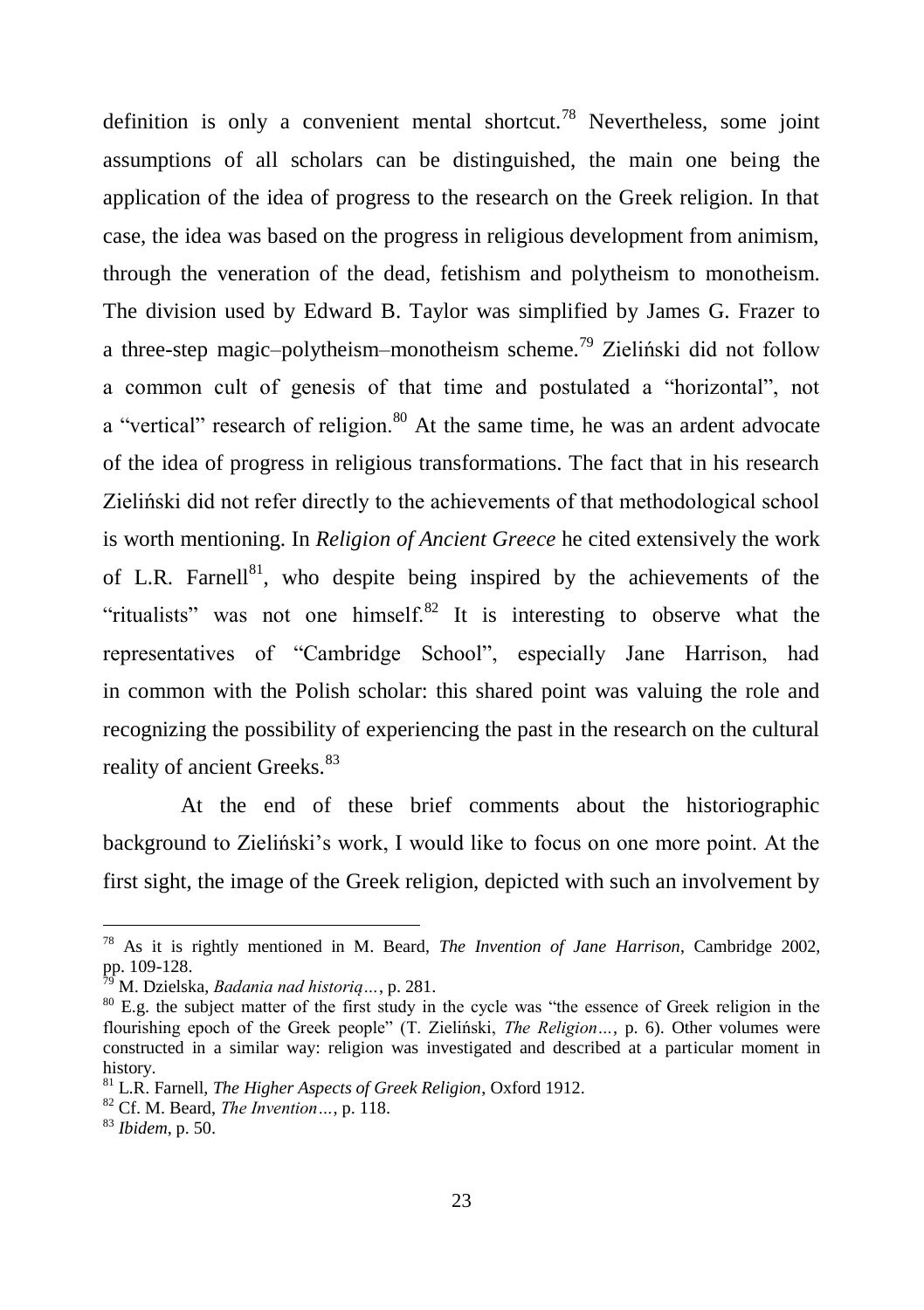definition is only a convenient mental shortcut.[78] Nevertheless, some joint assumptions of all scholars can be distinguished, the main one being the application of the idea of progress to the research on the Greek religion. In that case, the idea was based on the progress in religious development from animism, through the veneration of the dead, fetishism and polytheism to monotheism. The division used by Edward B. Taylor was simplified by James G. Frazer to a three-step magic–polytheism–monotheism scheme.[79] Zieliński did not follow a common cult of genesis of that time and postulated a "horizontal", not a "vertical" research of religion.[80] At the same time, he was an ardent advocate of the idea of progress in religious transformations. The fact that in his research Zieliński did not refer directly to the achievements of that methodological school is worth mentioning. In *Religion of Ancient Greece* he cited extensively the work of L.R. Farnell[81], who despite being inspired by the achievements of the "ritualists" was not one himself.[82] It is interesting to observe what the representatives of "Cambridge School", especially Jane Harrison, had in common with the Polish scholar: this shared point was valuing the role and recognizing the possibility of experiencing the past in the research on the cultural reality of ancient Greeks.[83]

At the end of these brief comments about the historiographic background to Zieliński's work, I would like to focus on one more point. At the first sight, the image of the Greek religion, depicted with such an involvement by

---

[78] As it is rightly mentioned in M. Beard, *The Invention of Jane Harrison*, Cambridge 2002, pp. 109-128.

[79] M. Dzielska, *Badania nad historią…*, p. 281.

[80] E.g. the subject matter of the first study in the cycle was "the essence of Greek religion in the flourishing epoch of the Greek people" (T. Zieliński, *The Religion…*, p. 6). Other volumes were constructed in a similar way: religion was investigated and described at a particular moment in history.

[81] L.R. Farnell, *The Higher Aspects of Greek Religion*, Oxford 1912.

[82] Cf. M. Beard, *The Invention…*, p. 118.

[83] *Ibidem*, p. 50.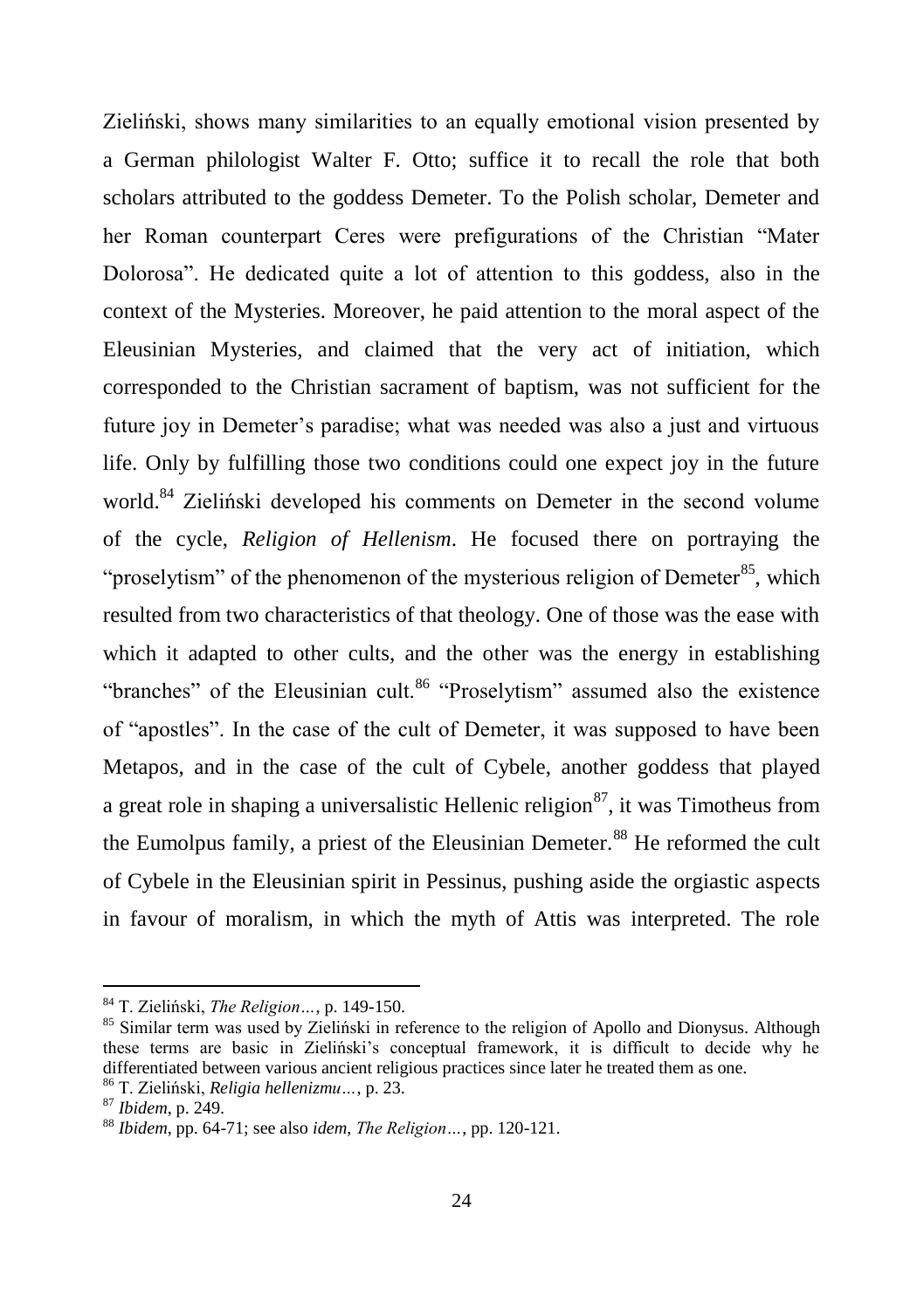Zieliński, shows many similarities to an equally emotional vision presented by a German philologist Walter F. Otto; suffice it to recall the role that both scholars attributed to the goddess Demeter. To the Polish scholar, Demeter and her Roman counterpart Ceres were prefigurations of the Christian "Mater Dolorosa". He dedicated quite a lot of attention to this goddess, also in the context of the Mysteries. Moreover, he paid attention to the moral aspect of the Eleusinian Mysteries, and claimed that the very act of initiation, which corresponded to the Christian sacrament of baptism, was not sufficient for the future joy in Demeter's paradise; what was needed was also a just and virtuous life. Only by fulfilling those two conditions could one expect joy in the future world.[84] Zieliński developed his comments on Demeter in the second volume of the cycle, *Religion of Hellenism*. He focused there on portraying the "proselytism" of the phenomenon of the mysterious religion of Demeter[85], which resulted from two characteristics of that theology. One of those was the ease with which it adapted to other cults, and the other was the energy in establishing "branches" of the Eleusinian cult.[86] "Proselytism" assumed also the existence of "apostles". In the case of the cult of Demeter, it was supposed to have been Metapos, and in the case of the cult of Cybele, another goddess that played a great role in shaping a universalistic Hellenic religion[87], it was Timotheus from the Eumolpus family, a priest of the Eleusinian Demeter.[88] He reformed the cult of Cybele in the Eleusinian spirit in Pessinus, pushing aside the orgiastic aspects in favour of moralism, in which the myth of Attis was interpreted. The role

---

[84] T. Zieliński, *The Religion…*, p. 149-150.

[85] Similar term was used by Zieliński in reference to the religion of Apollo and Dionysus. Although these terms are basic in Zieliński's conceptual framework, it is difficult to decide why he differentiated between various ancient religious practices since later he treated them as one.

[86] T. Zieliński, *Religia hellenizmu…*, p. 23.

[87] *Ibidem*, p. 249.

[88] *Ibidem*, pp. 64-71; see also *idem*, *The Religion…*, pp. 120-121.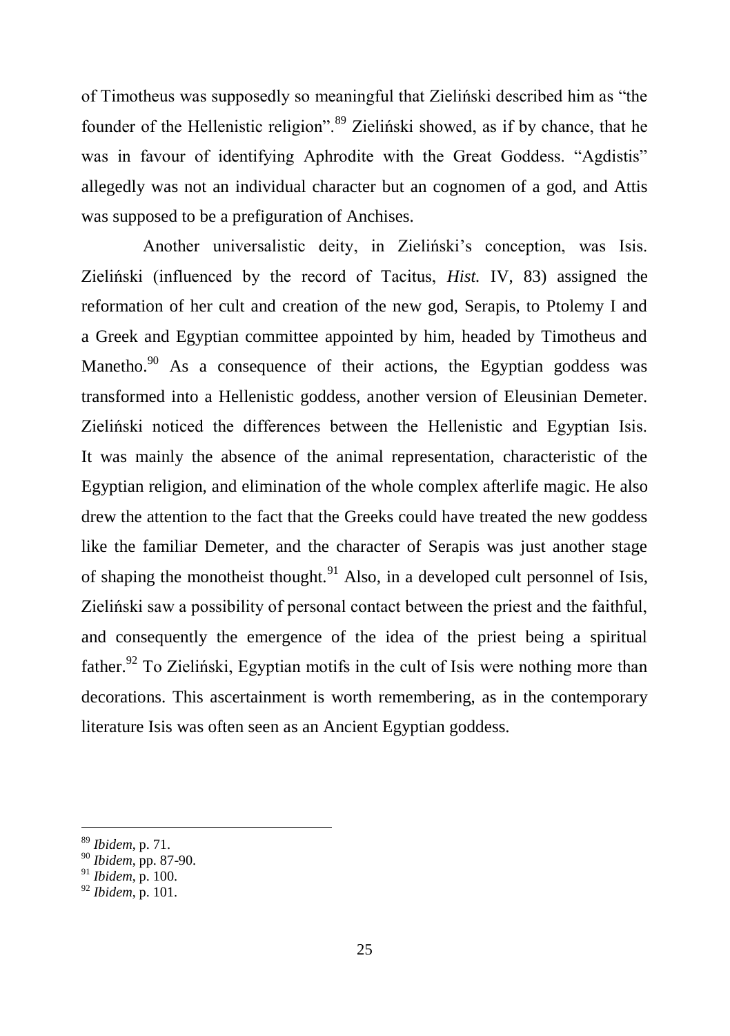of Timotheus was supposedly so meaningful that Zieliński described him as "the founder of the Hellenistic religion".[89] Zieliński showed, as if by chance, that he was in favour of identifying Aphrodite with the Great Goddess. "Agdistis" allegedly was not an individual character but an cognomen of a god, and Attis was supposed to be a prefiguration of Anchises.

Another universalistic deity, in Zieliński's conception, was Isis. Zieliński (influenced by the record of Tacitus, *Hist.* IV, 83) assigned the reformation of her cult and creation of the new god, Serapis, to Ptolemy I and a Greek and Egyptian committee appointed by him, headed by Timotheus and Manetho.[90] As a consequence of their actions, the Egyptian goddess was transformed into a Hellenistic goddess, another version of Eleusinian Demeter. Zieliński noticed the differences between the Hellenistic and Egyptian Isis. It was mainly the absence of the animal representation, characteristic of the Egyptian religion, and elimination of the whole complex afterlife magic. He also drew the attention to the fact that the Greeks could have treated the new goddess like the familiar Demeter, and the character of Serapis was just another stage of shaping the monotheist thought.[91] Also, in a developed cult personnel of Isis, Zieliński saw a possibility of personal contact between the priest and the faithful, and consequently the emergence of the idea of the priest being a spiritual father.[92] To Zieliński, Egyptian motifs in the cult of Isis were nothing more than decorations. This ascertainment is worth remembering, as in the contemporary literature Isis was often seen as an Ancient Egyptian goddess.

---

[89] *Ibidem*, p. 71.

[90] *Ibidem*, pp. 87-90.

[91] *Ibidem*, p. 100.

[92] *Ibidem*, p. 101.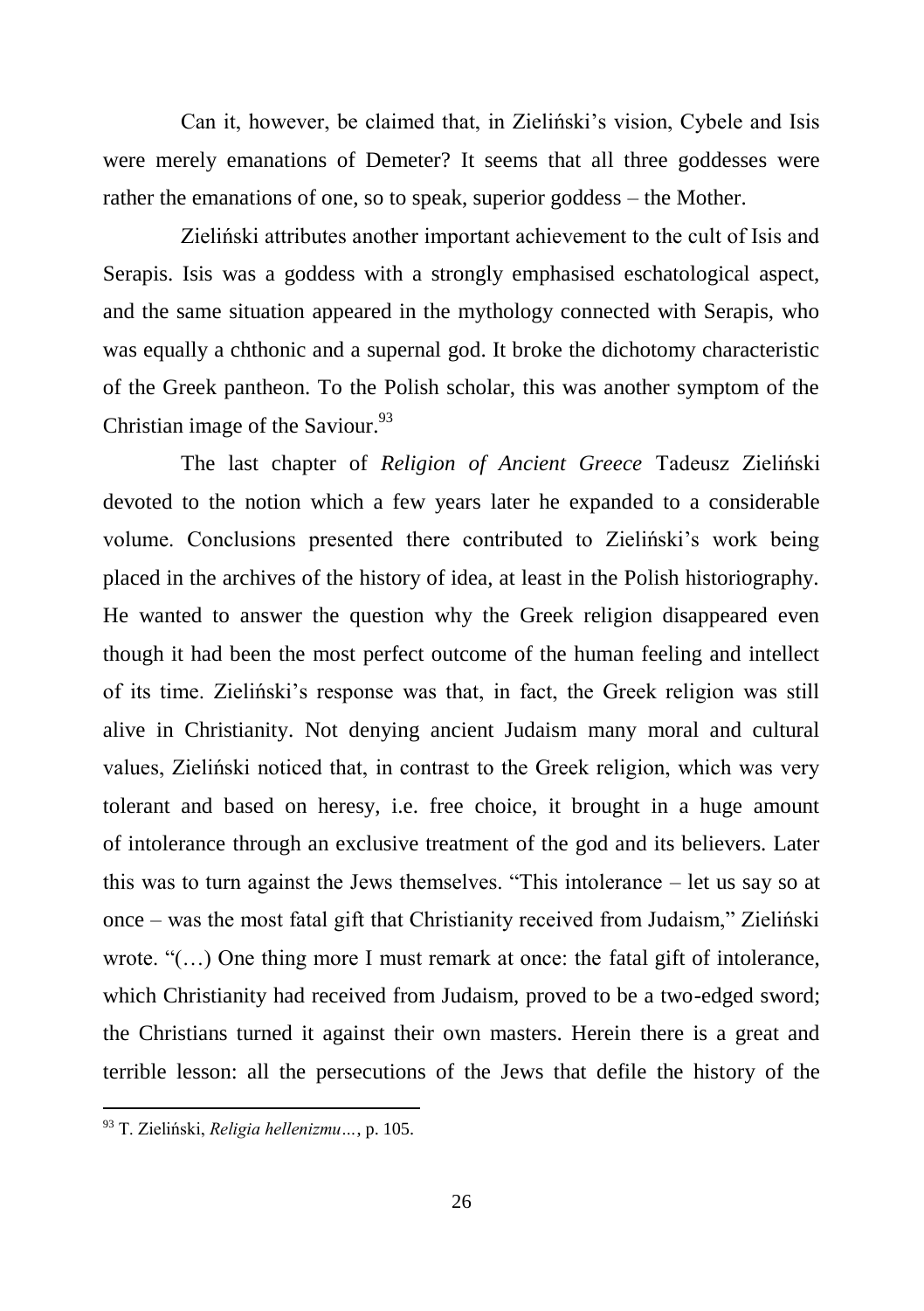Can it, however, be claimed that, in Zieliński's vision, Cybele and Isis were merely emanations of Demeter? It seems that all three goddesses were rather the emanations of one, so to speak, superior goddess – the Mother.

Zieliński attributes another important achievement to the cult of Isis and Serapis. Isis was a goddess with a strongly emphasised eschatological aspect, and the same situation appeared in the mythology connected with Serapis, who was equally a chthonic and a supernal god. It broke the dichotomy characteristic of the Greek pantheon. To the Polish scholar, this was another symptom of the Christian image of the Saviour.[93]

The last chapter of *Religion of Ancient Greece* Tadeusz Zieliński devoted to the notion which a few years later he expanded to a considerable volume. Conclusions presented there contributed to Zieliński's work being placed in the archives of the history of idea, at least in the Polish historiography. He wanted to answer the question why the Greek religion disappeared even though it had been the most perfect outcome of the human feeling and intellect of its time. Zieliński's response was that, in fact, the Greek religion was still alive in Christianity. Not denying ancient Judaism many moral and cultural values, Zieliński noticed that, in contrast to the Greek religion, which was very tolerant and based on heresy, i.e. free choice, it brought in a huge amount of intolerance through an exclusive treatment of the god and its believers. Later this was to turn against the Jews themselves. "This intolerance – let us say so at once – was the most fatal gift that Christianity received from Judaism," Zieliński wrote. "(…) One thing more I must remark at once: the fatal gift of intolerance, which Christianity had received from Judaism, proved to be a two-edged sword; the Christians turned it against their own masters. Herein there is a great and terrible lesson: all the persecutions of the Jews that defile the history of the

[93] T. Zieliński, *Religia hellenizmu…*, p. 105.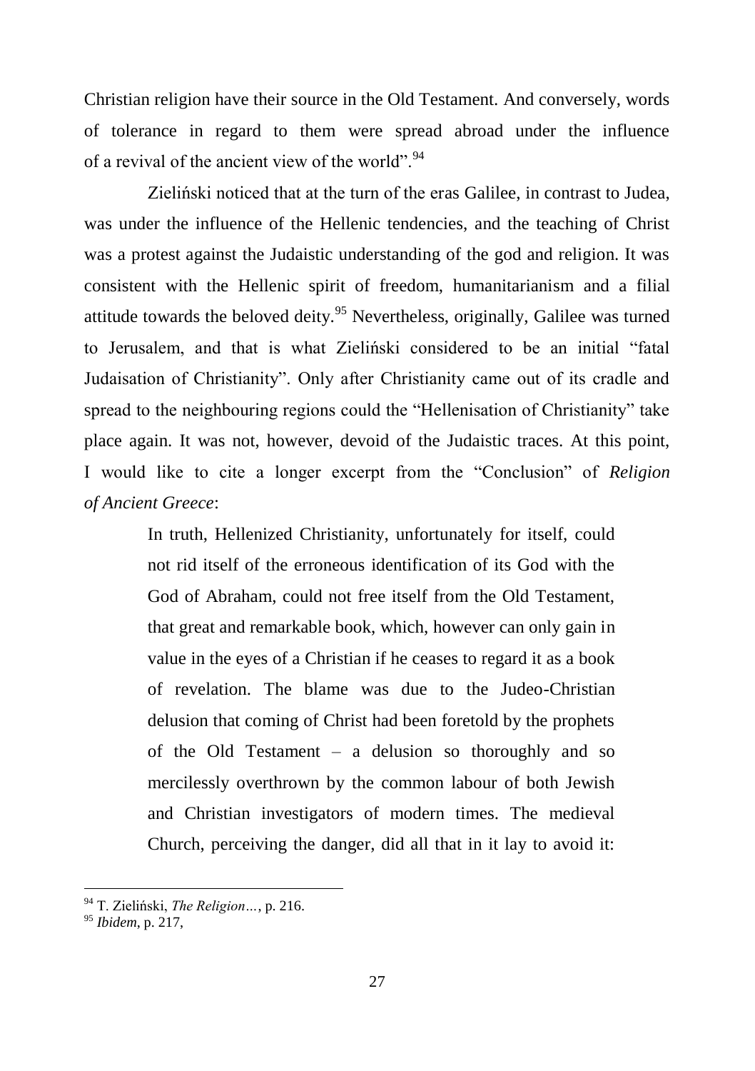Christian religion have their source in the Old Testament. And conversely, words of tolerance in regard to them were spread abroad under the influence of a revival of the ancient view of the world".[94]

Zieliński noticed that at the turn of the eras Galilee, in contrast to Judea, was under the influence of the Hellenic tendencies, and the teaching of Christ was a protest against the Judaistic understanding of the god and religion. It was consistent with the Hellenic spirit of freedom, humanitarianism and a filial attitude towards the beloved deity.[95] Nevertheless, originally, Galilee was turned to Jerusalem, and that is what Zieliński considered to be an initial "fatal Judaisation of Christianity". Only after Christianity came out of its cradle and spread to the neighbouring regions could the "Hellenisation of Christianity" take place again. It was not, however, devoid of the Judaistic traces. At this point, I would like to cite a longer excerpt from the "Conclusion" of *Religion of Ancient Greece*:

> In truth, Hellenized Christianity, unfortunately for itself, could not rid itself of the erroneous identification of its God with the God of Abraham, could not free itself from the Old Testament, that great and remarkable book, which, however can only gain in value in the eyes of a Christian if he ceases to regard it as a book of revelation. The blame was due to the Judeo-Christian delusion that coming of Christ had been foretold by the prophets of the Old Testament – a delusion so thoroughly and so mercilessly overthrown by the common labour of both Jewish and Christian investigators of modern times. The medieval Church, perceiving the danger, did all that in it lay to avoid it:

---

[94] T. Zieliński, *The Religion…*, p. 216.

[95] *Ibidem*, p. 217,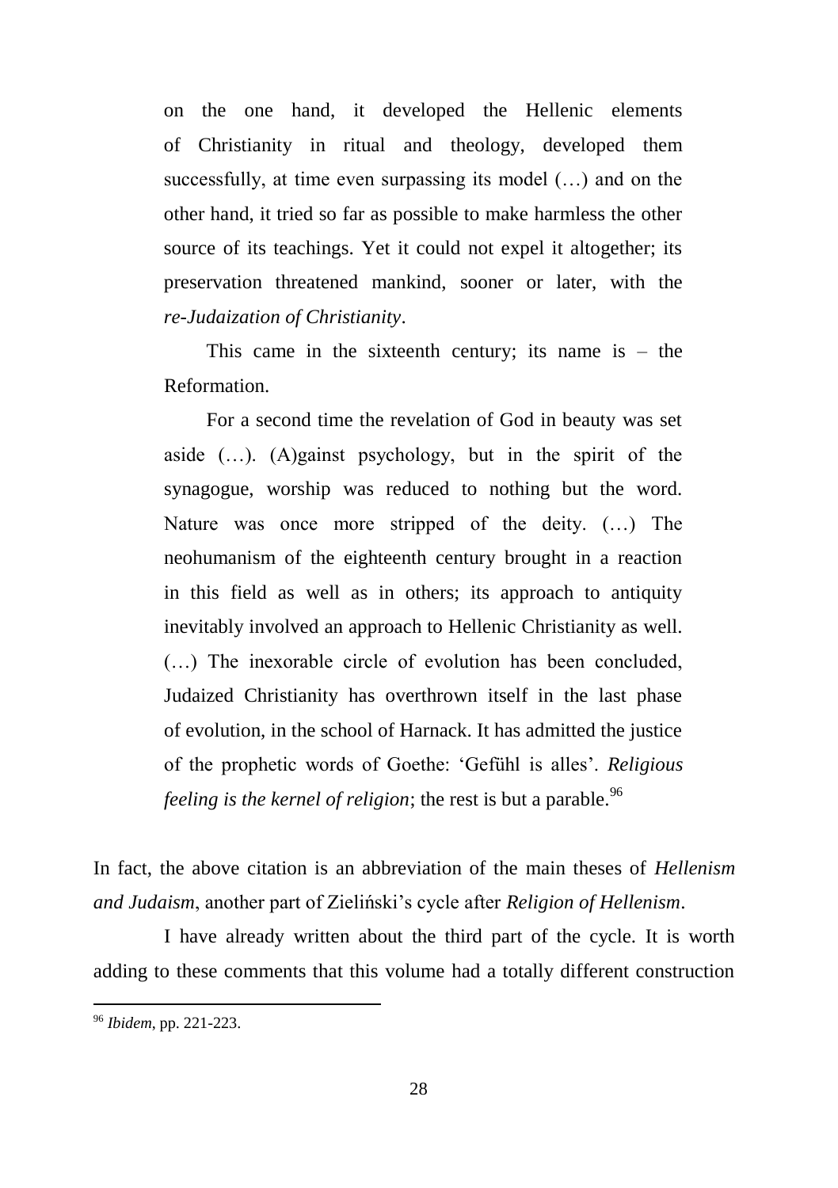> on the one hand, it developed the Hellenic elements of Christianity in ritual and theology, developed them successfully, at time even surpassing its model (…) and on the other hand, it tried so far as possible to make harmless the other source of its teachings. Yet it could not expel it altogether; its preservation threatened mankind, sooner or later, with the *re-Judaization of Christianity*.
>
> This came in the sixteenth century; its name is – the Reformation.
>
> For a second time the revelation of God in beauty was set aside (…). (A)gainst psychology, but in the spirit of the synagogue, worship was reduced to nothing but the word. Nature was once more stripped of the deity. (…) The neohumanism of the eighteenth century brought in a reaction in this field as well as in others; its approach to antiquity inevitably involved an approach to Hellenic Christianity as well. (…) The inexorable circle of evolution has been concluded, Judaized Christianity has overthrown itself in the last phase of evolution, in the school of Harnack. It has admitted the justice of the prophetic words of Goethe: 'Gefühl is alles'. *Religious feeling is the kernel of religion*; the rest is but a parable.[96]

In fact, the above citation is an abbreviation of the main theses of *Hellenism and Judaism*, another part of Zieliński's cycle after *Religion of Hellenism*.

I have already written about the third part of the cycle. It is worth adding to these comments that this volume had a totally different construction

---

[96] *Ibidem*, pp. 221-223.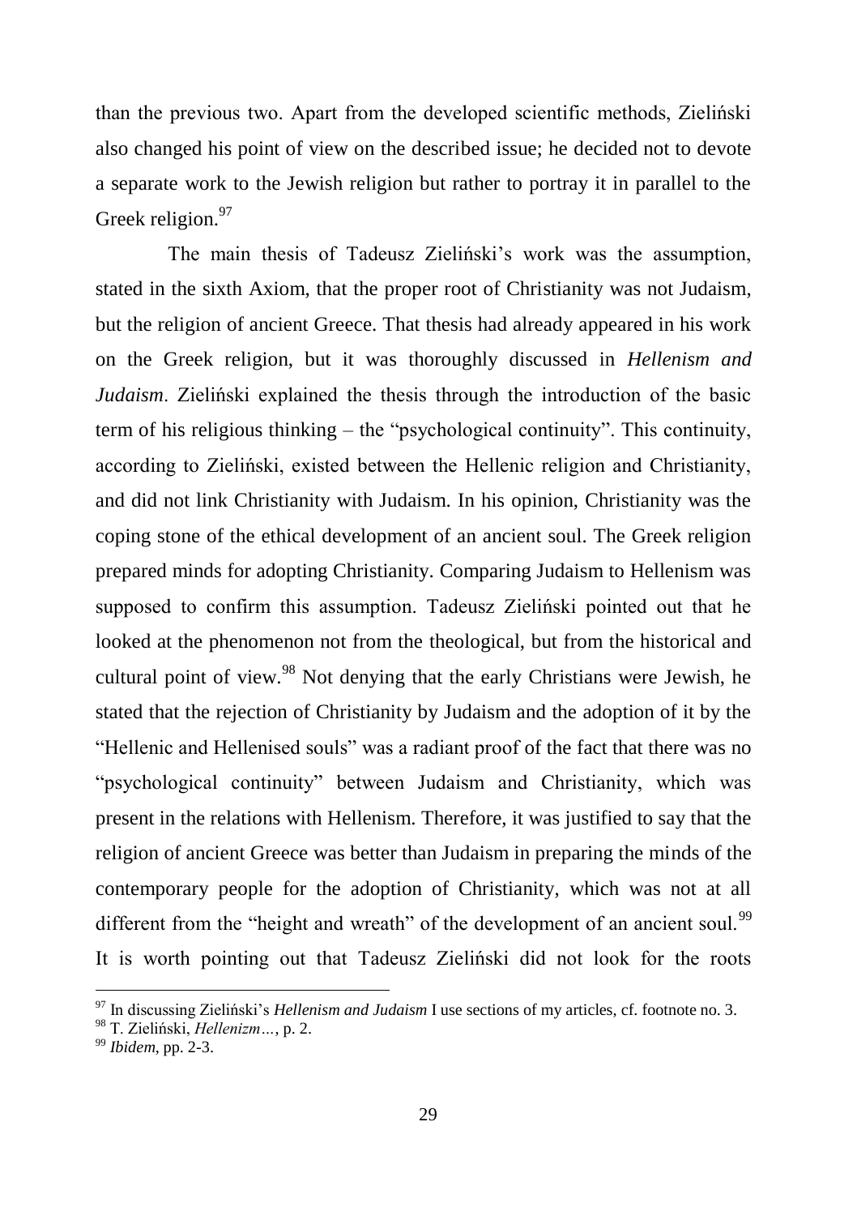than the previous two. Apart from the developed scientific methods, Zieliński also changed his point of view on the described issue; he decided not to devote a separate work to the Jewish religion but rather to portray it in parallel to the Greek religion.[97]

The main thesis of Tadeusz Zieliński's work was the assumption, stated in the sixth Axiom, that the proper root of Christianity was not Judaism, but the religion of ancient Greece. That thesis had already appeared in his work on the Greek religion, but it was thoroughly discussed in *Hellenism and Judaism*. Zieliński explained the thesis through the introduction of the basic term of his religious thinking – the "psychological continuity". This continuity, according to Zieliński, existed between the Hellenic religion and Christianity, and did not link Christianity with Judaism. In his opinion, Christianity was the coping stone of the ethical development of an ancient soul. The Greek religion prepared minds for adopting Christianity. Comparing Judaism to Hellenism was supposed to confirm this assumption. Tadeusz Zieliński pointed out that he looked at the phenomenon not from the theological, but from the historical and cultural point of view.[98] Not denying that the early Christians were Jewish, he stated that the rejection of Christianity by Judaism and the adoption of it by the "Hellenic and Hellenised souls" was a radiant proof of the fact that there was no "psychological continuity" between Judaism and Christianity, which was present in the relations with Hellenism. Therefore, it was justified to say that the religion of ancient Greece was better than Judaism in preparing the minds of the contemporary people for the adoption of Christianity, which was not at all different from the "height and wreath" of the development of an ancient soul.[99] It is worth pointing out that Tadeusz Zieliński did not look for the roots

---

[97] In discussing Zieliński's *Hellenism and Judaism* I use sections of my articles, cf. footnote no. 3.

[98] T. Zieliński, *Hellenizm…*, p. 2.

[99] *Ibidem*, pp. 2-3.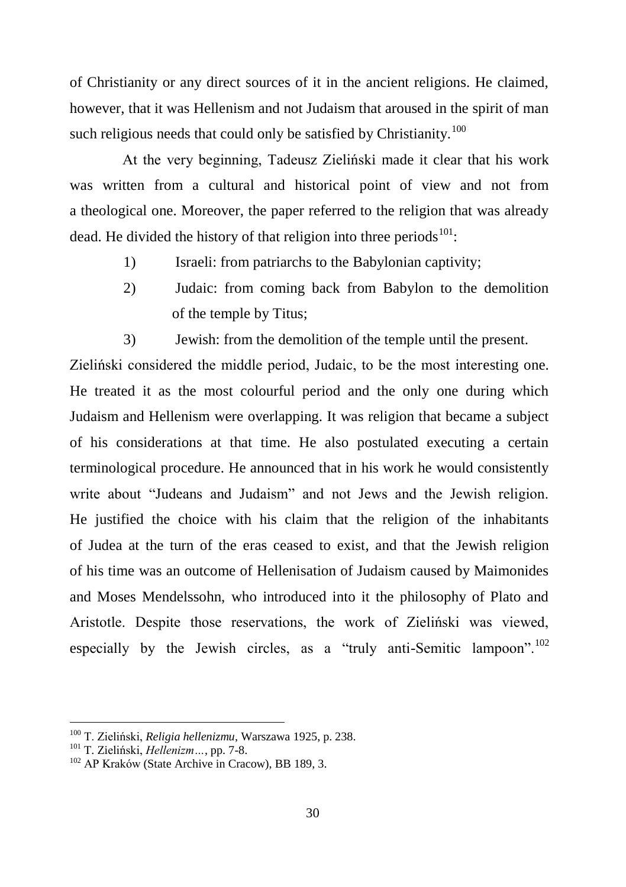of Christianity or any direct sources of it in the ancient religions. He claimed, however, that it was Hellenism and not Judaism that aroused in the spirit of man such religious needs that could only be satisfied by Christianity.[100]

At the very beginning, Tadeusz Zieliński made it clear that his work was written from a cultural and historical point of view and not from a theological one. Moreover, the paper referred to the religion that was already dead. He divided the history of that religion into three periods[101]:

1) Israeli: from patriarchs to the Babylonian captivity;
2) Judaic: from coming back from Babylon to the demolition of the temple by Titus;
3) Jewish: from the demolition of the temple until the present.

Zieliński considered the middle period, Judaic, to be the most interesting one. He treated it as the most colourful period and the only one during which Judaism and Hellenism were overlapping. It was religion that became a subject of his considerations at that time. He also postulated executing a certain terminological procedure. He announced that in his work he would consistently write about "Judeans and Judaism" and not Jews and the Jewish religion. He justified the choice with his claim that the religion of the inhabitants of Judea at the turn of the eras ceased to exist, and that the Jewish religion of his time was an outcome of Hellenisation of Judaism caused by Maimonides and Moses Mendelssohn, who introduced into it the philosophy of Plato and Aristotle. Despite those reservations, the work of Zieliński was viewed, especially by the Jewish circles, as a "truly anti-Semitic lampoon".[102]

---

[100] T. Zieliński, *Religia hellenizmu*, Warszawa 1925, p. 238.
[101] T. Zieliński, *Hellenizm…*, pp. 7-8.
[102] AP Kraków (State Archive in Cracow), BB 189, 3.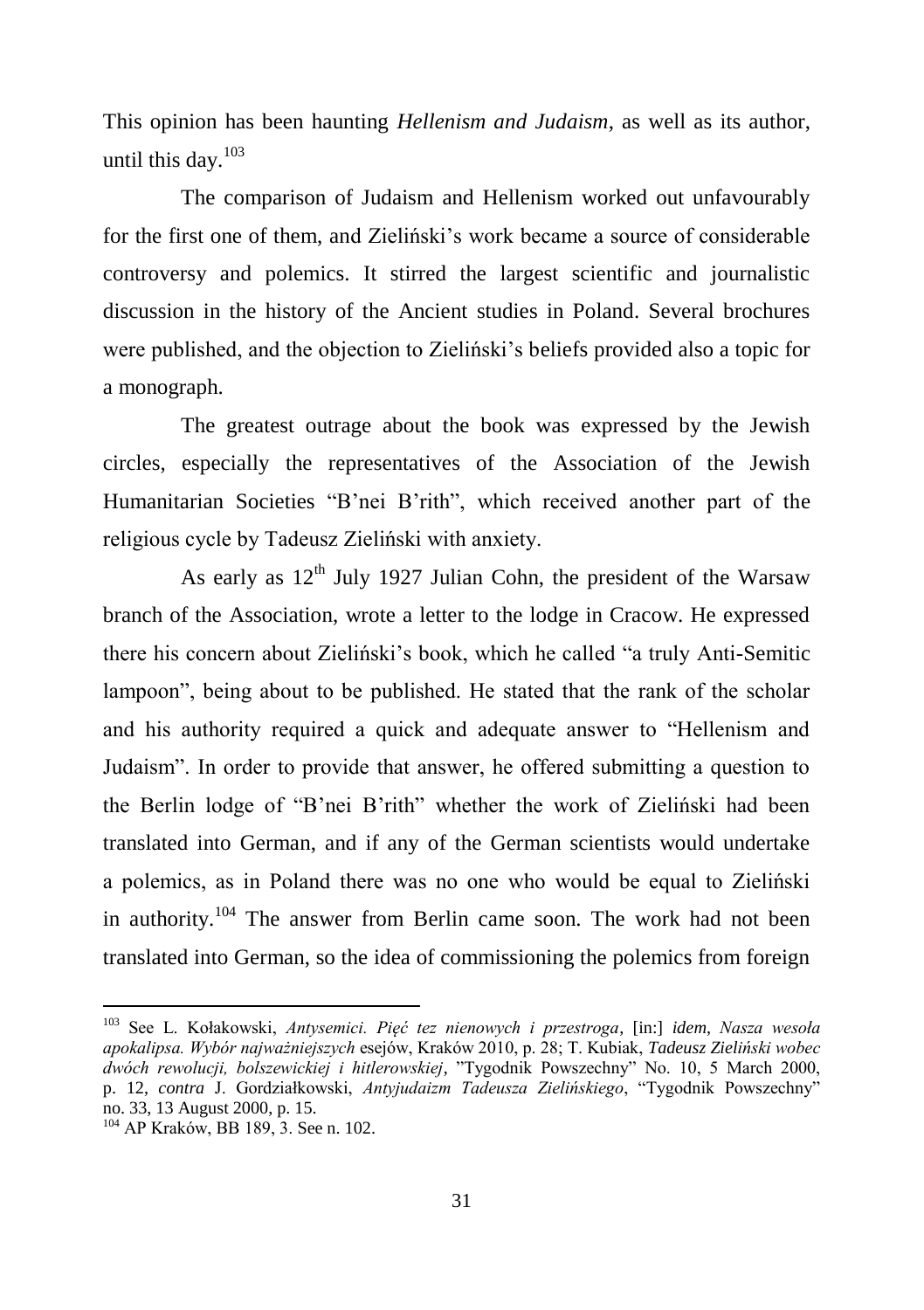This opinion has been haunting *Hellenism and Judaism*, as well as its author, until this day.[103]

The comparison of Judaism and Hellenism worked out unfavourably for the first one of them, and Zieliński's work became a source of considerable controversy and polemics. It stirred the largest scientific and journalistic discussion in the history of the Ancient studies in Poland. Several brochures were published, and the objection to Zieliński's beliefs provided also a topic for a monograph.

The greatest outrage about the book was expressed by the Jewish circles, especially the representatives of the Association of the Jewish Humanitarian Societies "B'nei B'rith", which received another part of the religious cycle by Tadeusz Zieliński with anxiety.

As early as 12th July 1927 Julian Cohn, the president of the Warsaw branch of the Association, wrote a letter to the lodge in Cracow. He expressed there his concern about Zieliński's book, which he called "a truly Anti-Semitic lampoon", being about to be published. He stated that the rank of the scholar and his authority required a quick and adequate answer to "Hellenism and Judaism". In order to provide that answer, he offered submitting a question to the Berlin lodge of "B'nei B'rith" whether the work of Zieliński had been translated into German, and if any of the German scientists would undertake a polemics, as in Poland there was no one who would be equal to Zieliński in authority.[104] The answer from Berlin came soon. The work had not been translated into German, so the idea of commissioning the polemics from foreign

---

[103] See L. Kołakowski, *Antysemici. Pięć tez nienowych i przestroga*, [in:] *idem*, *Nasza wesoła apokalipsa. Wybór najważniejszych* esejów, Kraków 2010, p. 28; T. Kubiak, *Tadeusz Zieliński wobec dwóch rewolucji, bolszewickiej i hitlerowskiej*, "Tygodnik Powszechny" No. 10, 5 March 2000, p. 12, *contra* J. Gordziałkowski, *Antyjudaizm Tadeusza Zielińskiego*, "Tygodnik Powszechny" no. 33, 13 August 2000, p. 15.

[104] AP Kraków, BB 189, 3. See n. 102.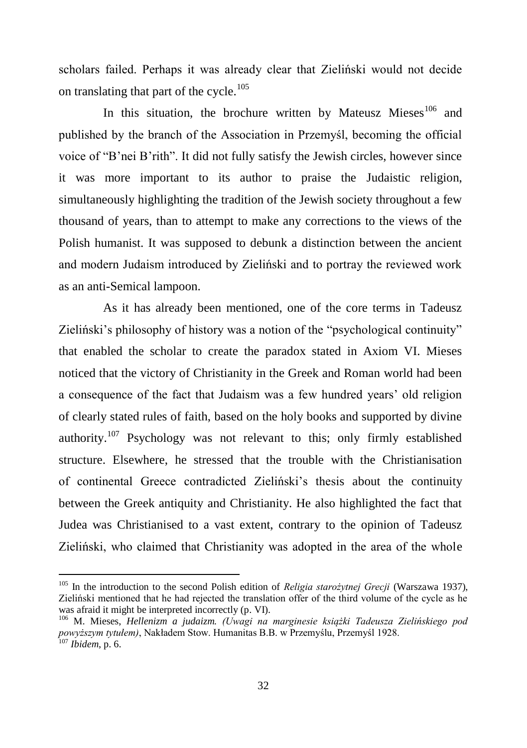scholars failed. Perhaps it was already clear that Zieliński would not decide on translating that part of the cycle.[105]

In this situation, the brochure written by Mateusz Mieses[106] and published by the branch of the Association in Przemyśl, becoming the official voice of "B'nei B'rith". It did not fully satisfy the Jewish circles, however since it was more important to its author to praise the Judaistic religion, simultaneously highlighting the tradition of the Jewish society throughout a few thousand of years, than to attempt to make any corrections to the views of the Polish humanist. It was supposed to debunk a distinction between the ancient and modern Judaism introduced by Zieliński and to portray the reviewed work as an anti-Semical lampoon.

As it has already been mentioned, one of the core terms in Tadeusz Zieliński's philosophy of history was a notion of the "psychological continuity" that enabled the scholar to create the paradox stated in Axiom VI. Mieses noticed that the victory of Christianity in the Greek and Roman world had been a consequence of the fact that Judaism was a few hundred years' old religion of clearly stated rules of faith, based on the holy books and supported by divine authority.[107] Psychology was not relevant to this; only firmly established structure. Elsewhere, he stressed that the trouble with the Christianisation of continental Greece contradicted Zieliński's thesis about the continuity between the Greek antiquity and Christianity. He also highlighted the fact that Judea was Christianised to a vast extent, contrary to the opinion of Tadeusz Zieliński, who claimed that Christianity was adopted in the area of the whole

---

[105] In the introduction to the second Polish edition of *Religia starożytnej Grecji* (Warszawa 1937), Zieliński mentioned that he had rejected the translation offer of the third volume of the cycle as he was afraid it might be interpreted incorrectly (p. VI).

[106] M. Mieses, *Hellenizm a judaizm. (Uwagi na marginesie książki Tadeusza Zielińskiego pod powyższym tytułem)*, Nakładem Stow. Humanitas B.B. w Przemyślu, Przemyśl 1928.

[107] *Ibidem*, p. 6.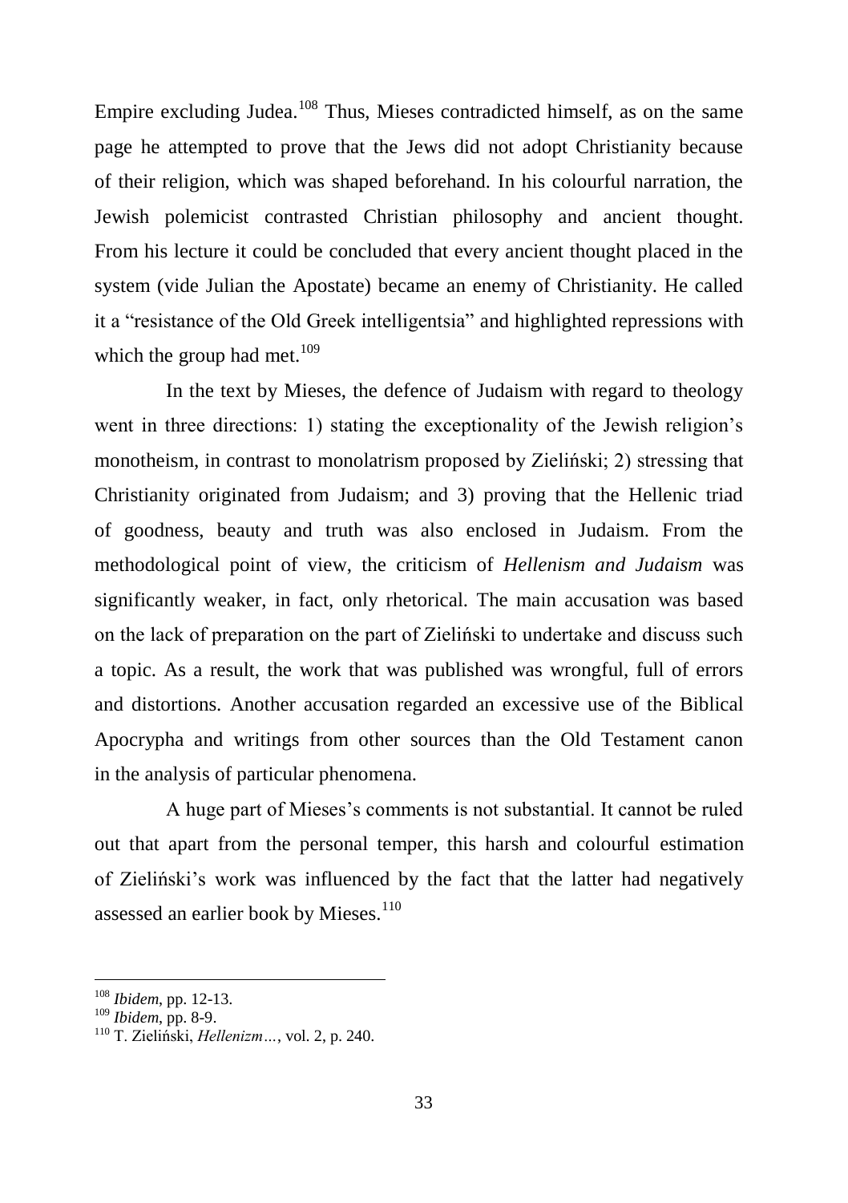Empire excluding Judea.[108] Thus, Mieses contradicted himself, as on the same page he attempted to prove that the Jews did not adopt Christianity because of their religion, which was shaped beforehand. In his colourful narration, the Jewish polemicist contrasted Christian philosophy and ancient thought. From his lecture it could be concluded that every ancient thought placed in the system (vide Julian the Apostate) became an enemy of Christianity. He called it a "resistance of the Old Greek intelligentsia" and highlighted repressions with which the group had met.[109]

In the text by Mieses, the defence of Judaism with regard to theology went in three directions: 1) stating the exceptionality of the Jewish religion's monotheism, in contrast to monolatrism proposed by Zieliński; 2) stressing that Christianity originated from Judaism; and 3) proving that the Hellenic triad of goodness, beauty and truth was also enclosed in Judaism. From the methodological point of view, the criticism of *Hellenism and Judaism* was significantly weaker, in fact, only rhetorical. The main accusation was based on the lack of preparation on the part of Zieliński to undertake and discuss such a topic. As a result, the work that was published was wrongful, full of errors and distortions. Another accusation regarded an excessive use of the Biblical Apocrypha and writings from other sources than the Old Testament canon in the analysis of particular phenomena.

A huge part of Mieses's comments is not substantial. It cannot be ruled out that apart from the personal temper, this harsh and colourful estimation of Zieliński's work was influenced by the fact that the latter had negatively assessed an earlier book by Mieses.[110]

---

[108] *Ibidem*, pp. 12-13.

[109] *Ibidem*, pp. 8-9.

[110] T. Zieliński, *Hellenizm…*, vol. 2, p. 240.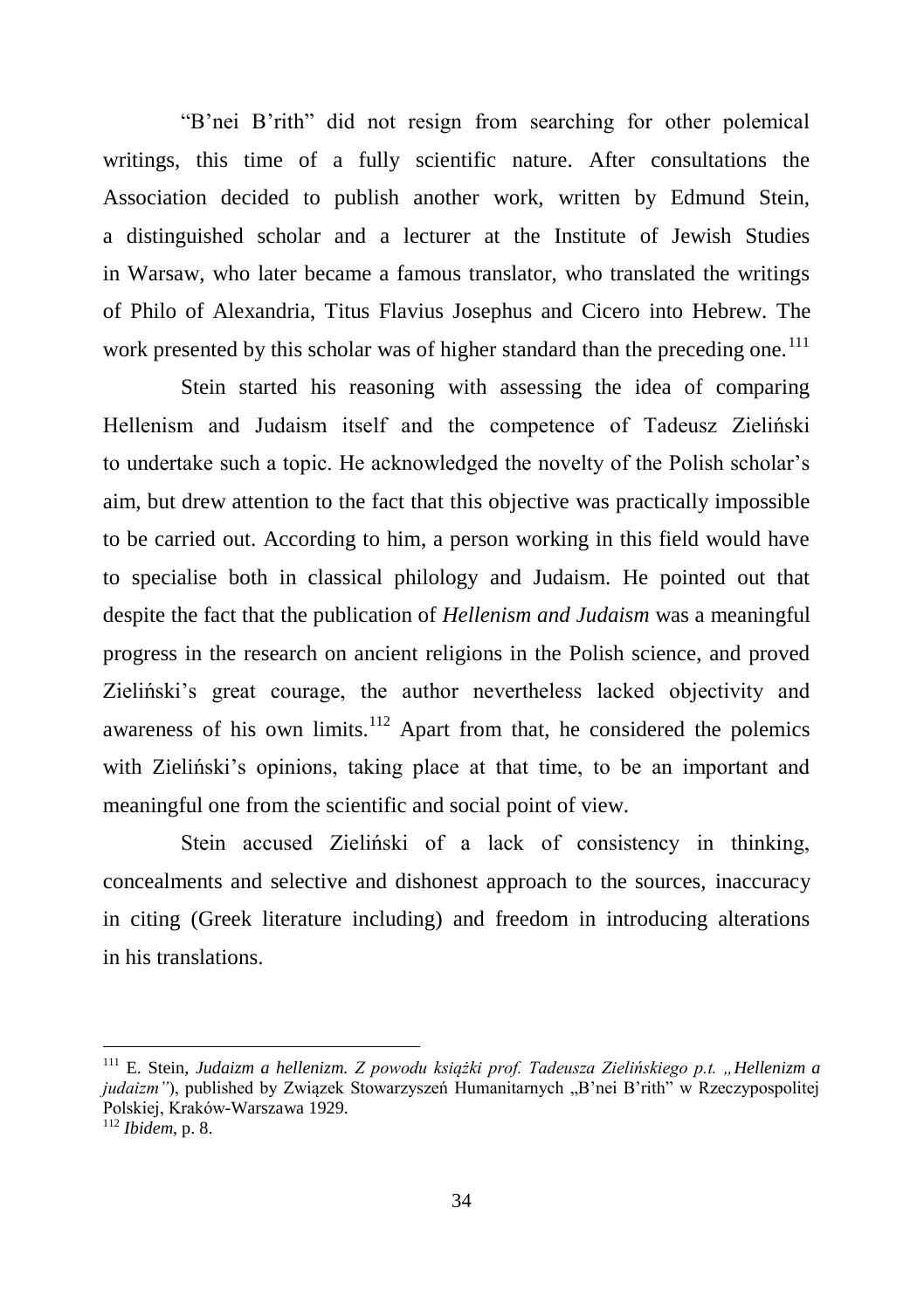"B'nei B'rith" did not resign from searching for other polemical writings, this time of a fully scientific nature. After consultations the Association decided to publish another work, written by Edmund Stein, a distinguished scholar and a lecturer at the Institute of Jewish Studies in Warsaw, who later became a famous translator, who translated the writings of Philo of Alexandria, Titus Flavius Josephus and Cicero into Hebrew. The work presented by this scholar was of higher standard than the preceding one.[111]

Stein started his reasoning with assessing the idea of comparing Hellenism and Judaism itself and the competence of Tadeusz Zieliński to undertake such a topic. He acknowledged the novelty of the Polish scholar's aim, but drew attention to the fact that this objective was practically impossible to be carried out. According to him, a person working in this field would have to specialise both in classical philology and Judaism. He pointed out that despite the fact that the publication of *Hellenism and Judaism* was a meaningful progress in the research on ancient religions in the Polish science, and proved Zieliński's great courage, the author nevertheless lacked objectivity and awareness of his own limits.[112] Apart from that, he considered the polemics with Zieliński's opinions, taking place at that time, to be an important and meaningful one from the scientific and social point of view.

Stein accused Zieliński of a lack of consistency in thinking, concealments and selective and dishonest approach to the sources, inaccuracy in citing (Greek literature including) and freedom in introducing alterations in his translations.

---

[111] E. Stein, *Judaizm a hellenizm. Z powodu książki prof. Tadeusza Zielińskiego p.t. „Hellenizm a judaizm"*), published by Związek Stowarzyszeń Humanitarnych „B'nei B'rith" w Rzeczypospolitej Polskiej, Kraków-Warszawa 1929.

[112] *Ibidem*, p. 8.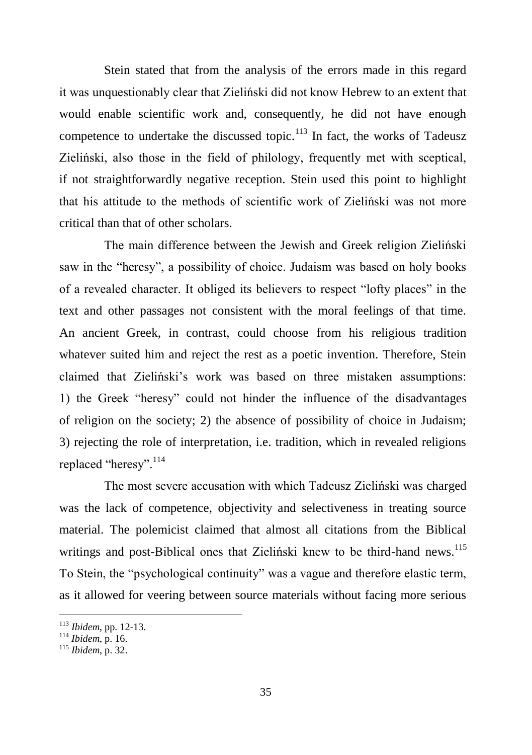Stein stated that from the analysis of the errors made in this regard it was unquestionably clear that Zieliński did not know Hebrew to an extent that would enable scientific work and, consequently, he did not have enough competence to undertake the discussed topic.[113] In fact, the works of Tadeusz Zieliński, also those in the field of philology, frequently met with sceptical, if not straightforwardly negative reception. Stein used this point to highlight that his attitude to the methods of scientific work of Zieliński was not more critical than that of other scholars.

The main difference between the Jewish and Greek religion Zieliński saw in the "heresy", a possibility of choice. Judaism was based on holy books of a revealed character. It obliged its believers to respect "lofty places" in the text and other passages not consistent with the moral feelings of that time. An ancient Greek, in contrast, could choose from his religious tradition whatever suited him and reject the rest as a poetic invention. Therefore, Stein claimed that Zieliński's work was based on three mistaken assumptions: 1) the Greek "heresy" could not hinder the influence of the disadvantages of religion on the society; 2) the absence of possibility of choice in Judaism; 3) rejecting the role of interpretation, i.e. tradition, which in revealed religions replaced "heresy".[114]

The most severe accusation with which Tadeusz Zieliński was charged was the lack of competence, objectivity and selectiveness in treating source material. The polemicist claimed that almost all citations from the Biblical writings and post-Biblical ones that Zieliński knew to be third-hand news.[115] To Stein, the "psychological continuity" was a vague and therefore elastic term, as it allowed for veering between source materials without facing more serious

---

[113] *Ibidem*, pp. 12-13.
[114] *Ibidem*, p. 16.
[115] *Ibidem*, p. 32.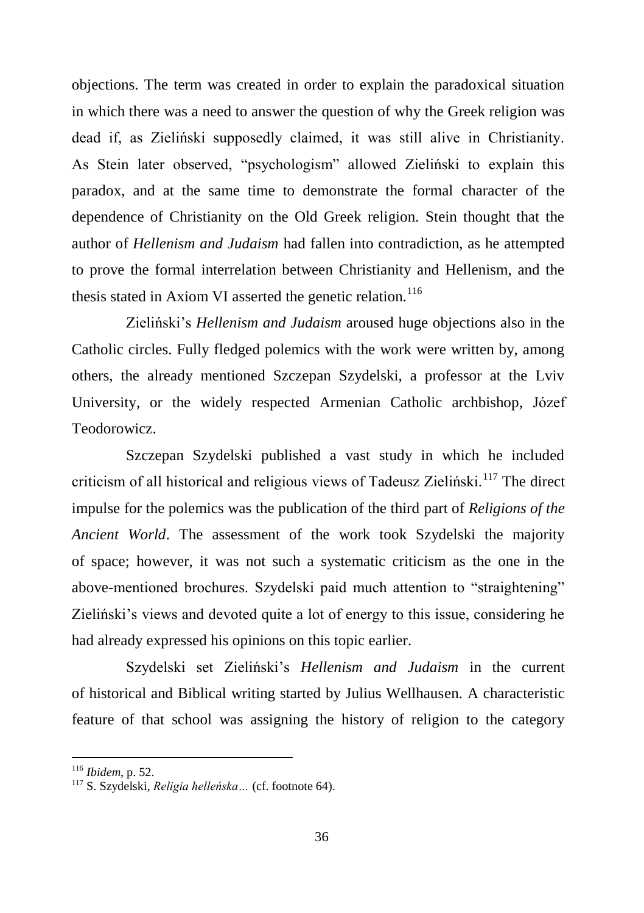objections. The term was created in order to explain the paradoxical situation in which there was a need to answer the question of why the Greek religion was dead if, as Zieliński supposedly claimed, it was still alive in Christianity. As Stein later observed, "psychologism" allowed Zieliński to explain this paradox, and at the same time to demonstrate the formal character of the dependence of Christianity on the Old Greek religion. Stein thought that the author of *Hellenism and Judaism* had fallen into contradiction, as he attempted to prove the formal interrelation between Christianity and Hellenism, and the thesis stated in Axiom VI asserted the genetic relation.[116]

Zieliński's *Hellenism and Judaism* aroused huge objections also in the Catholic circles. Fully fledged polemics with the work were written by, among others, the already mentioned Szczepan Szydelski, a professor at the Lviv University, or the widely respected Armenian Catholic archbishop, Józef Teodorowicz.

Szczepan Szydelski published a vast study in which he included criticism of all historical and religious views of Tadeusz Zieliński.[117] The direct impulse for the polemics was the publication of the third part of *Religions of the Ancient World*. The assessment of the work took Szydelski the majority of space; however, it was not such a systematic criticism as the one in the above-mentioned brochures. Szydelski paid much attention to "straightening" Zieliński's views and devoted quite a lot of energy to this issue, considering he had already expressed his opinions on this topic earlier.

Szydelski set Zieliński's *Hellenism and Judaism* in the current of historical and Biblical writing started by Julius Wellhausen. A characteristic feature of that school was assigning the history of religion to the category

---

[116] *Ibidem*, p. 52.

[117] S. Szydelski, *Religia helleńska…* (cf. footnote 64).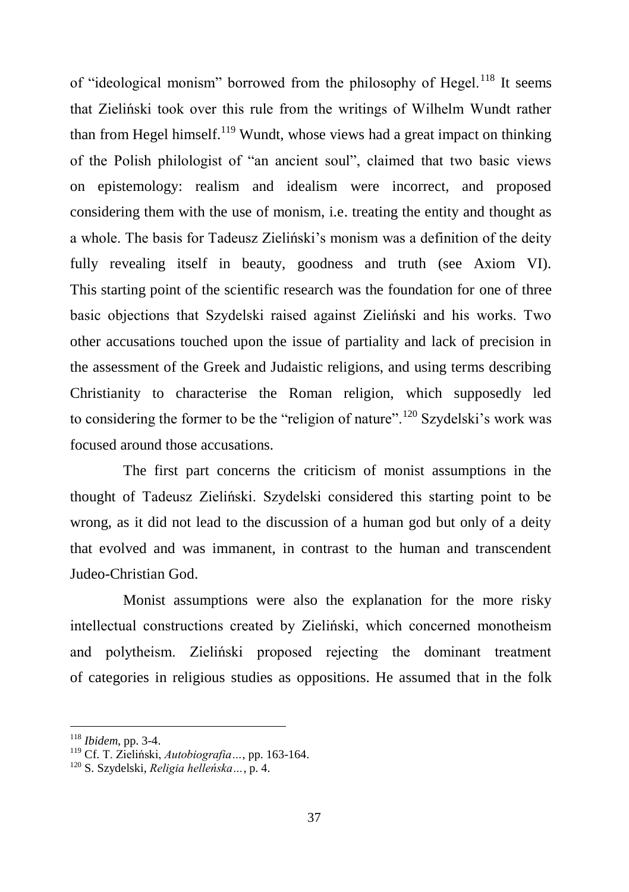of "ideological monism" borrowed from the philosophy of Hegel.[118] It seems that Zieliński took over this rule from the writings of Wilhelm Wundt rather than from Hegel himself.[119] Wundt, whose views had a great impact on thinking of the Polish philologist of "an ancient soul", claimed that two basic views on epistemology: realism and idealism were incorrect, and proposed considering them with the use of monism, i.e. treating the entity and thought as a whole. The basis for Tadeusz Zieliński's monism was a definition of the deity fully revealing itself in beauty, goodness and truth (see Axiom VI). This starting point of the scientific research was the foundation for one of three basic objections that Szydelski raised against Zieliński and his works. Two other accusations touched upon the issue of partiality and lack of precision in the assessment of the Greek and Judaistic religions, and using terms describing Christianity to characterise the Roman religion, which supposedly led to considering the former to be the "religion of nature".[120] Szydelski's work was focused around those accusations.

The first part concerns the criticism of monist assumptions in the thought of Tadeusz Zieliński. Szydelski considered this starting point to be wrong, as it did not lead to the discussion of a human god but only of a deity that evolved and was immanent, in contrast to the human and transcendent Judeo-Christian God.

Monist assumptions were also the explanation for the more risky intellectual constructions created by Zieliński, which concerned monotheism and polytheism. Zieliński proposed rejecting the dominant treatment of categories in religious studies as oppositions. He assumed that in the folk

---

[118] *Ibidem*, pp. 3-4.

[119] Cf. T. Zieliński, *Autobiografia…*, pp. 163-164.

[120] S. Szydelski, *Religia helleńska…*, p. 4.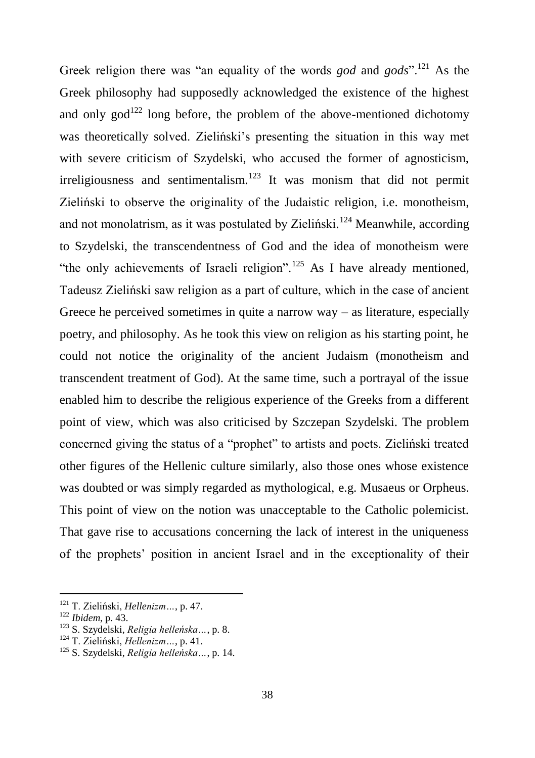Greek religion there was "an equality of the words *god* and *gods*".[121] As the Greek philosophy had supposedly acknowledged the existence of the highest and only god[122] long before, the problem of the above-mentioned dichotomy was theoretically solved. Zieliński's presenting the situation in this way met with severe criticism of Szydelski, who accused the former of agnosticism, irreligiousness and sentimentalism.[123] It was monism that did not permit Zieliński to observe the originality of the Judaistic religion, i.e. monotheism, and not monolatrism, as it was postulated by Zieliński.[124] Meanwhile, according to Szydelski, the transcendentness of God and the idea of monotheism were "the only achievements of Israeli religion".[125] As I have already mentioned, Tadeusz Zieliński saw religion as a part of culture, which in the case of ancient Greece he perceived sometimes in quite a narrow way – as literature, especially poetry, and philosophy. As he took this view on religion as his starting point, he could not notice the originality of the ancient Judaism (monotheism and transcendent treatment of God). At the same time, such a portrayal of the issue enabled him to describe the religious experience of the Greeks from a different point of view, which was also criticised by Szczepan Szydelski. The problem concerned giving the status of a "prophet" to artists and poets. Zieliński treated other figures of the Hellenic culture similarly, also those ones whose existence was doubted or was simply regarded as mythological, e.g. Musaeus or Orpheus. This point of view on the notion was unacceptable to the Catholic polemicist. That gave rise to accusations concerning the lack of interest in the uniqueness of the prophets' position in ancient Israel and in the exceptionality of their

---

[121] T. Zieliński, *Hellenizm…*, p. 47.

[122] *Ibidem*, p. 43.

[123] S. Szydelski, *Religia helleńska…*, p. 8.

[124] T. Zieliński, *Hellenizm…*, p. 41.

[125] S. Szydelski, *Religia helleńska…*, p. 14.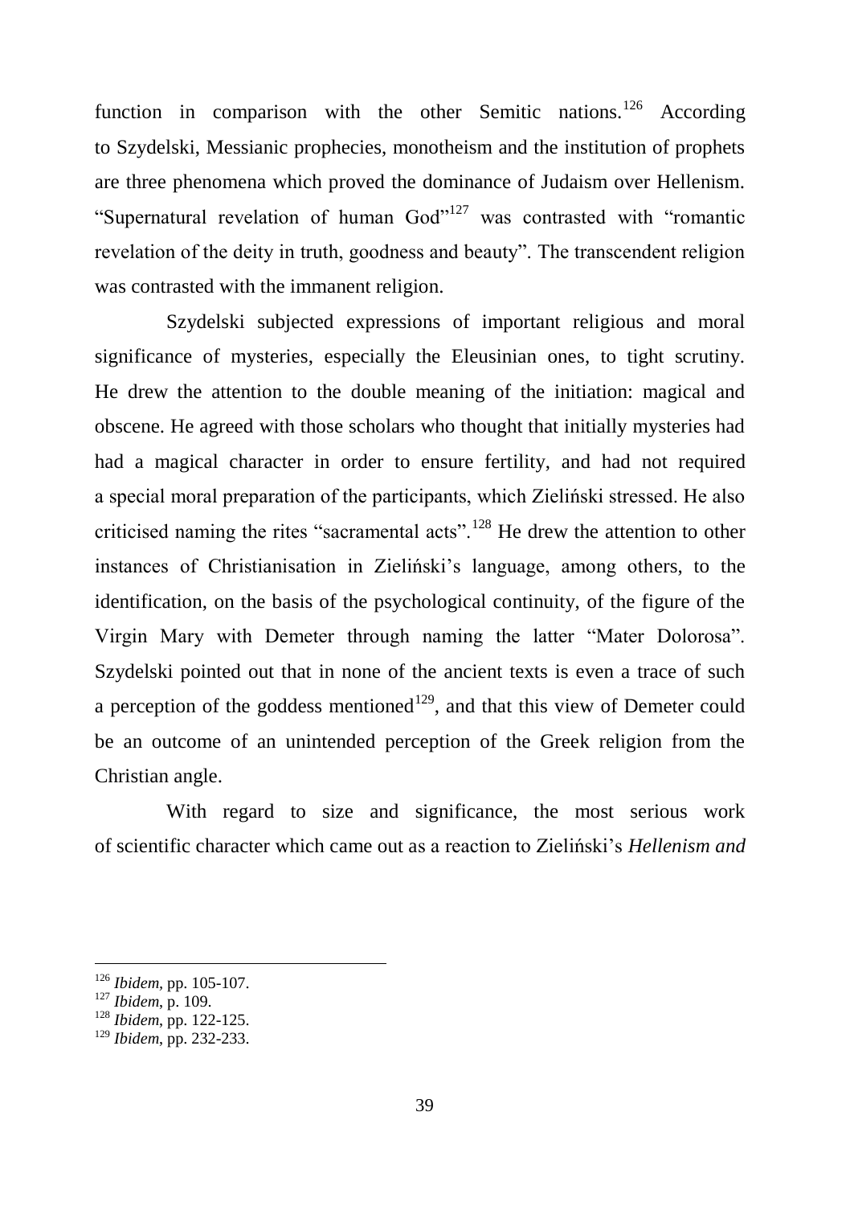function in comparison with the other Semitic nations.[126] According to Szydelski, Messianic prophecies, monotheism and the institution of prophets are three phenomena which proved the dominance of Judaism over Hellenism. "Supernatural revelation of human God"[127] was contrasted with "romantic revelation of the deity in truth, goodness and beauty". The transcendent religion was contrasted with the immanent religion.

Szydelski subjected expressions of important religious and moral significance of mysteries, especially the Eleusinian ones, to tight scrutiny. He drew the attention to the double meaning of the initiation: magical and obscene. He agreed with those scholars who thought that initially mysteries had had a magical character in order to ensure fertility, and had not required a special moral preparation of the participants, which Zieliński stressed. He also criticised naming the rites "sacramental acts".[128] He drew the attention to other instances of Christianisation in Zieliński's language, among others, to the identification, on the basis of the psychological continuity, of the figure of the Virgin Mary with Demeter through naming the latter "Mater Dolorosa". Szydelski pointed out that in none of the ancient texts is even a trace of such a perception of the goddess mentioned[129], and that this view of Demeter could be an outcome of an unintended perception of the Greek religion from the Christian angle.

With regard to size and significance, the most serious work of scientific character which came out as a reaction to Zieliński's *Hellenism and*

---

[126] *Ibidem*, pp. 105-107.

[127] *Ibidem*, p. 109.

[128] *Ibidem*, pp. 122-125.

[129] *Ibidem*, pp. 232-233.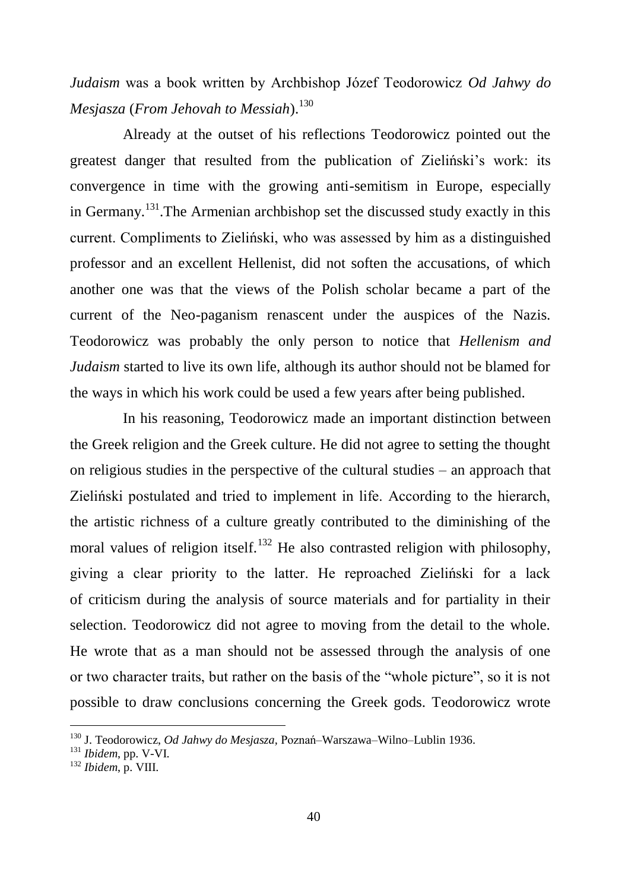*Judaism* was a book written by Archbishop Józef Teodorowicz *Od Jahwy do Mesjasza* (*From Jehovah to Messiah*).[130]

Already at the outset of his reflections Teodorowicz pointed out the greatest danger that resulted from the publication of Zieliński's work: its convergence in time with the growing anti-semitism in Europe, especially in Germany.[131].The Armenian archbishop set the discussed study exactly in this current. Compliments to Zieliński, who was assessed by him as a distinguished professor and an excellent Hellenist, did not soften the accusations, of which another one was that the views of the Polish scholar became a part of the current of the Neo-paganism renascent under the auspices of the Nazis. Teodorowicz was probably the only person to notice that *Hellenism and Judaism* started to live its own life, although its author should not be blamed for the ways in which his work could be used a few years after being published.

In his reasoning, Teodorowicz made an important distinction between the Greek religion and the Greek culture. He did not agree to setting the thought on religious studies in the perspective of the cultural studies – an approach that Zieliński postulated and tried to implement in life. According to the hierarch, the artistic richness of a culture greatly contributed to the diminishing of the moral values of religion itself.[132] He also contrasted religion with philosophy, giving a clear priority to the latter. He reproached Zieliński for a lack of criticism during the analysis of source materials and for partiality in their selection. Teodorowicz did not agree to moving from the detail to the whole. He wrote that as a man should not be assessed through the analysis of one or two character traits, but rather on the basis of the "whole picture", so it is not possible to draw conclusions concerning the Greek gods. Teodorowicz wrote

---

[130] J. Teodorowicz, *Od Jahwy do Mesjasza*, Poznań–Warszawa–Wilno–Lublin 1936.

[131] *Ibidem*, pp. V-VI.

[132] *Ibidem*, p. VIII.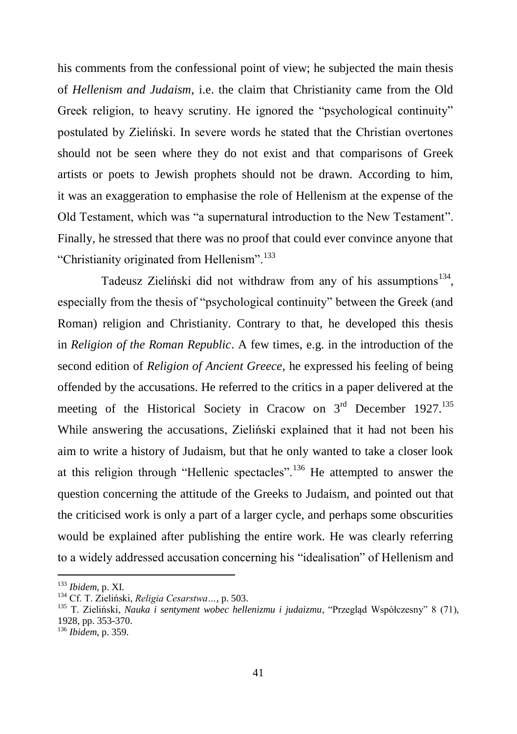his comments from the confessional point of view; he subjected the main thesis of *Hellenism and Judaism*, i.e. the claim that Christianity came from the Old Greek religion, to heavy scrutiny. He ignored the "psychological continuity" postulated by Zieliński. In severe words he stated that the Christian overtones should not be seen where they do not exist and that comparisons of Greek artists or poets to Jewish prophets should not be drawn. According to him, it was an exaggeration to emphasise the role of Hellenism at the expense of the Old Testament, which was "a supernatural introduction to the New Testament". Finally, he stressed that there was no proof that could ever convince anyone that "Christianity originated from Hellenism".[133]

Tadeusz Zieliński did not withdraw from any of his assumptions[134], especially from the thesis of "psychological continuity" between the Greek (and Roman) religion and Christianity. Contrary to that, he developed this thesis in *Religion of the Roman Republic*. A few times, e.g. in the introduction of the second edition of *Religion of Ancient Greece*, he expressed his feeling of being offended by the accusations. He referred to the critics in a paper delivered at the meeting of the Historical Society in Cracow on 3rd December 1927.[135] While answering the accusations, Zieliński explained that it had not been his aim to write a history of Judaism, but that he only wanted to take a closer look at this religion through "Hellenic spectacles".[136] He attempted to answer the question concerning the attitude of the Greeks to Judaism, and pointed out that the criticised work is only a part of a larger cycle, and perhaps some obscurities would be explained after publishing the entire work. He was clearly referring to a widely addressed accusation concerning his "idealisation" of Hellenism and

---

[133] *Ibidem*, p. XI.

[134] Cf. T. Zieliński, *Religia Cesarstwa…*, p. 503.

[135] T. Zieliński, *Nauka i sentyment wobec hellenizmu i judaizmu*, "Przegląd Współczesny" 8 (71), 1928, pp. 353-370.

[136] *Ibidem*, p. 359.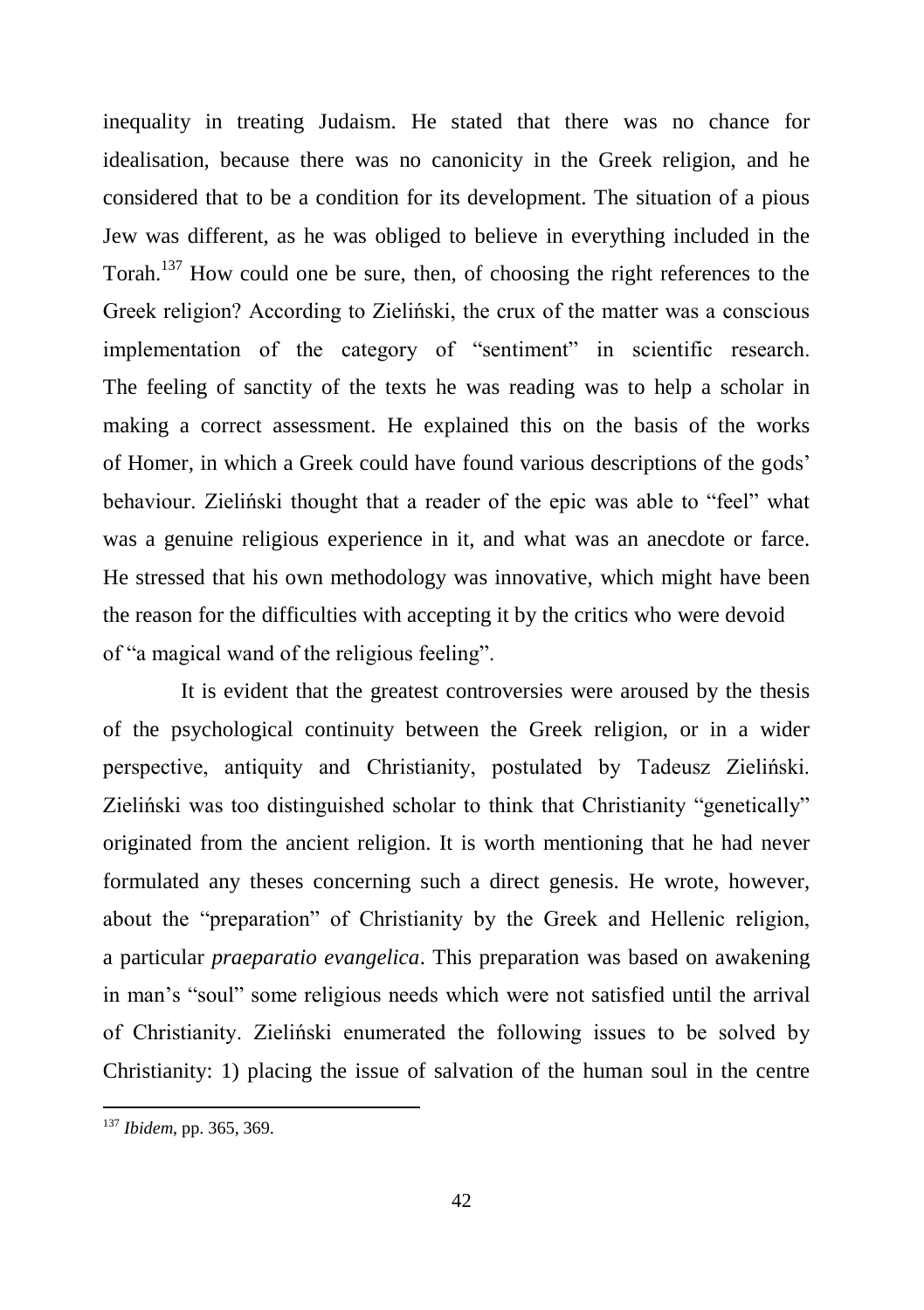inequality in treating Judaism. He stated that there was no chance for idealisation, because there was no canonicity in the Greek religion, and he considered that to be a condition for its development. The situation of a pious Jew was different, as he was obliged to believe in everything included in the Torah.[137] How could one be sure, then, of choosing the right references to the Greek religion? According to Zieliński, the crux of the matter was a conscious implementation of the category of "sentiment" in scientific research. The feeling of sanctity of the texts he was reading was to help a scholar in making a correct assessment. He explained this on the basis of the works of Homer, in which a Greek could have found various descriptions of the gods' behaviour. Zieliński thought that a reader of the epic was able to "feel" what was a genuine religious experience in it, and what was an anecdote or farce. He stressed that his own methodology was innovative, which might have been the reason for the difficulties with accepting it by the critics who were devoid of "a magical wand of the religious feeling".

It is evident that the greatest controversies were aroused by the thesis of the psychological continuity between the Greek religion, or in a wider perspective, antiquity and Christianity, postulated by Tadeusz Zieliński. Zieliński was too distinguished scholar to think that Christianity "genetically" originated from the ancient religion. It is worth mentioning that he had never formulated any theses concerning such a direct genesis. He wrote, however, about the "preparation" of Christianity by the Greek and Hellenic religion, a particular *praeparatio evangelica*. This preparation was based on awakening in man's "soul" some religious needs which were not satisfied until the arrival of Christianity. Zieliński enumerated the following issues to be solved by Christianity: 1) placing the issue of salvation of the human soul in the centre

[137] *Ibidem*, pp. 365, 369.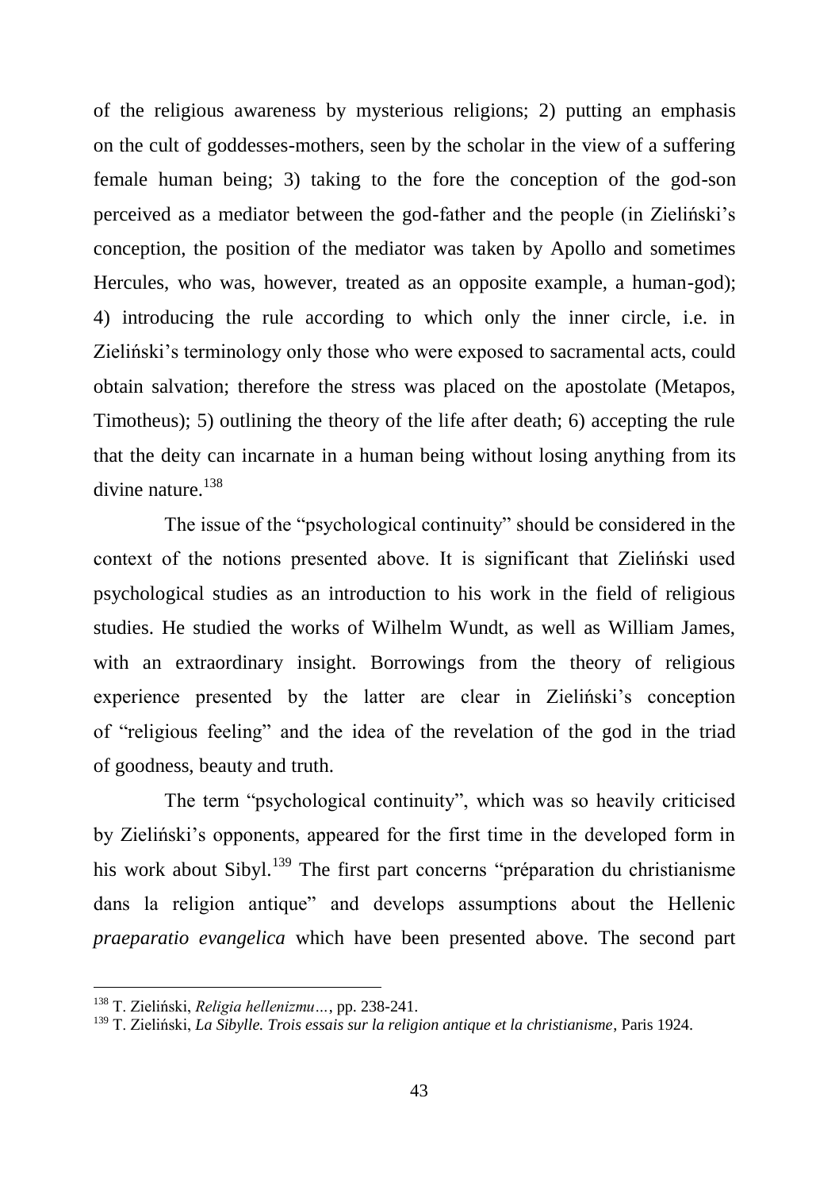of the religious awareness by mysterious religions; 2) putting an emphasis on the cult of goddesses-mothers, seen by the scholar in the view of a suffering female human being; 3) taking to the fore the conception of the god-son perceived as a mediator between the god-father and the people (in Zieliński's conception, the position of the mediator was taken by Apollo and sometimes Hercules, who was, however, treated as an opposite example, a human-god); 4) introducing the rule according to which only the inner circle, i.e. in Zieliński's terminology only those who were exposed to sacramental acts, could obtain salvation; therefore the stress was placed on the apostolate (Metapos, Timotheus); 5) outlining the theory of the life after death; 6) accepting the rule that the deity can incarnate in a human being without losing anything from its divine nature.[138]

The issue of the "psychological continuity" should be considered in the context of the notions presented above. It is significant that Zieliński used psychological studies as an introduction to his work in the field of religious studies. He studied the works of Wilhelm Wundt, as well as William James, with an extraordinary insight. Borrowings from the theory of religious experience presented by the latter are clear in Zieliński's conception of "religious feeling" and the idea of the revelation of the god in the triad of goodness, beauty and truth.

The term "psychological continuity", which was so heavily criticised by Zieliński's opponents, appeared for the first time in the developed form in his work about Sibyl.[139] The first part concerns "préparation du christianisme dans la religion antique" and develops assumptions about the Hellenic *praeparatio evangelica* which have been presented above. The second part

---

[138] T. Zieliński, *Religia hellenizmu…*, pp. 238-241.

[139] T. Zieliński, *La Sibylle. Trois essais sur la religion antique et la christianisme*, Paris 1924.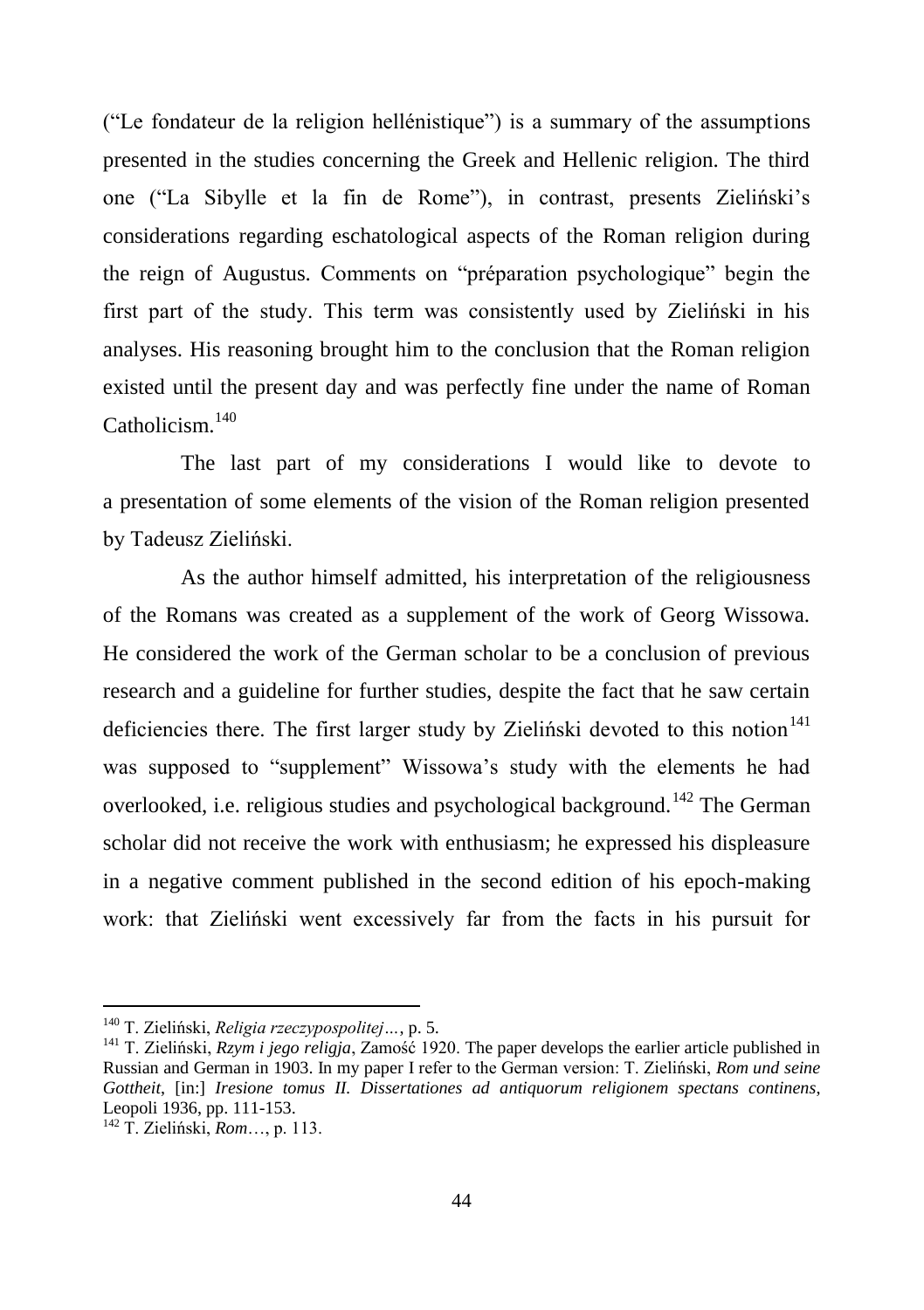("Le fondateur de la religion hellénistique") is a summary of the assumptions presented in the studies concerning the Greek and Hellenic religion. The third one ("La Sibylle et la fin de Rome"), in contrast, presents Zieliński's considerations regarding eschatological aspects of the Roman religion during the reign of Augustus. Comments on "préparation psychologique" begin the first part of the study. This term was consistently used by Zieliński in his analyses. His reasoning brought him to the conclusion that the Roman religion existed until the present day and was perfectly fine under the name of Roman Catholicism.[140]

The last part of my considerations I would like to devote to a presentation of some elements of the vision of the Roman religion presented by Tadeusz Zieliński.

As the author himself admitted, his interpretation of the religiousness of the Romans was created as a supplement of the work of Georg Wissowa. He considered the work of the German scholar to be a conclusion of previous research and a guideline for further studies, despite the fact that he saw certain deficiencies there. The first larger study by Zieliński devoted to this notion[141] was supposed to "supplement" Wissowa's study with the elements he had overlooked, i.e. religious studies and psychological background.[142] The German scholar did not receive the work with enthusiasm; he expressed his displeasure in a negative comment published in the second edition of his epoch-making work: that Zieliński went excessively far from the facts in his pursuit for

---

[140] T. Zieliński, *Religia rzeczypospolitej…*, p. 5.

[141] T. Zieliński, *Rzym i jego religja*, Zamość 1920. The paper develops the earlier article published in Russian and German in 1903. In my paper I refer to the German version: T. Zieliński, *Rom und seine Gottheit*, [in:] *Iresione tomus II. Dissertationes ad antiquorum religionem spectans continens*, Leopoli 1936, pp. 111-153.

[142] T. Zieliński, *Rom…*, p. 113.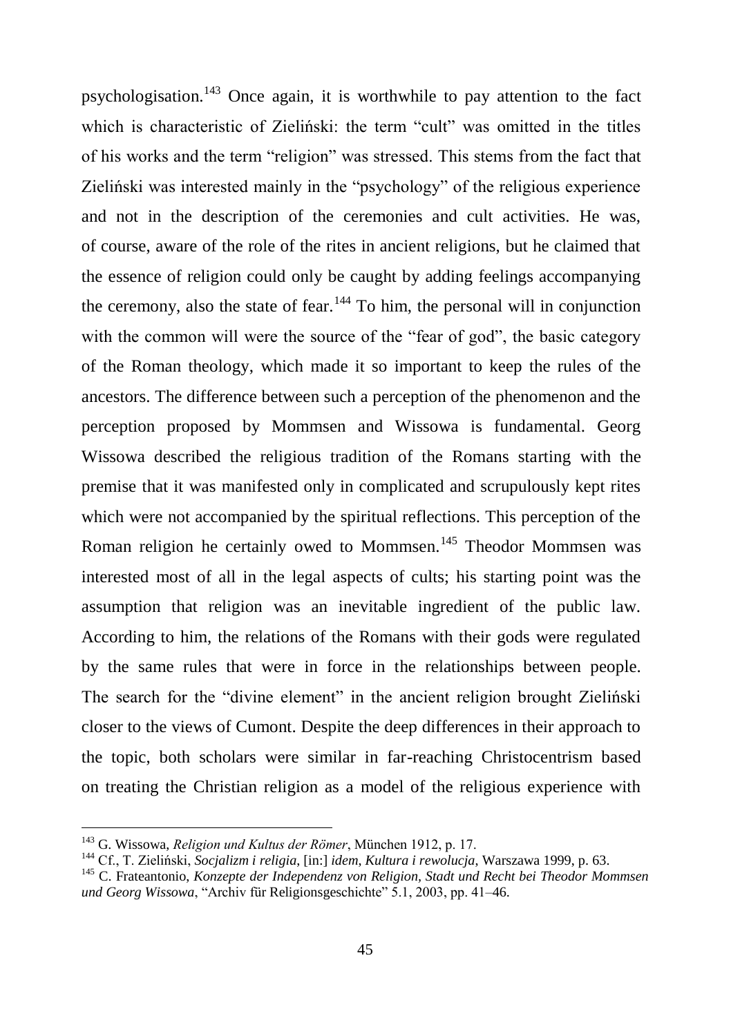psychologisation.[143] Once again, it is worthwhile to pay attention to the fact which is characteristic of Zieliński: the term "cult" was omitted in the titles of his works and the term "religion" was stressed. This stems from the fact that Zieliński was interested mainly in the "psychology" of the religious experience and not in the description of the ceremonies and cult activities. He was, of course, aware of the role of the rites in ancient religions, but he claimed that the essence of religion could only be caught by adding feelings accompanying the ceremony, also the state of fear.[144] To him, the personal will in conjunction with the common will were the source of the "fear of god", the basic category of the Roman theology, which made it so important to keep the rules of the ancestors. The difference between such a perception of the phenomenon and the perception proposed by Mommsen and Wissowa is fundamental. Georg Wissowa described the religious tradition of the Romans starting with the premise that it was manifested only in complicated and scrupulously kept rites which were not accompanied by the spiritual reflections. This perception of the Roman religion he certainly owed to Mommsen.[145] Theodor Mommsen was interested most of all in the legal aspects of cults; his starting point was the assumption that religion was an inevitable ingredient of the public law. According to him, the relations of the Romans with their gods were regulated by the same rules that were in force in the relationships between people. The search for the "divine element" in the ancient religion brought Zieliński closer to the views of Cumont. Despite the deep differences in their approach to the topic, both scholars were similar in far-reaching Christocentrism based on treating the Christian religion as a model of the religious experience with

---

[143] G. Wissowa, *Religion und Kultus der Römer*, München 1912, p. 17.

[144] Cf., T. Zieliński, *Socjalizm i religia*, [in:] *idem*, *Kultura i rewolucja*, Warszawa 1999, p. 63.

[145] C. Frateantonio, *Konzepte der Independenz von Religion, Stadt und Recht bei Theodor Mommsen und Georg Wissowa*, "Archiv für Religionsgeschichte" 5.1, 2003, pp. 41–46.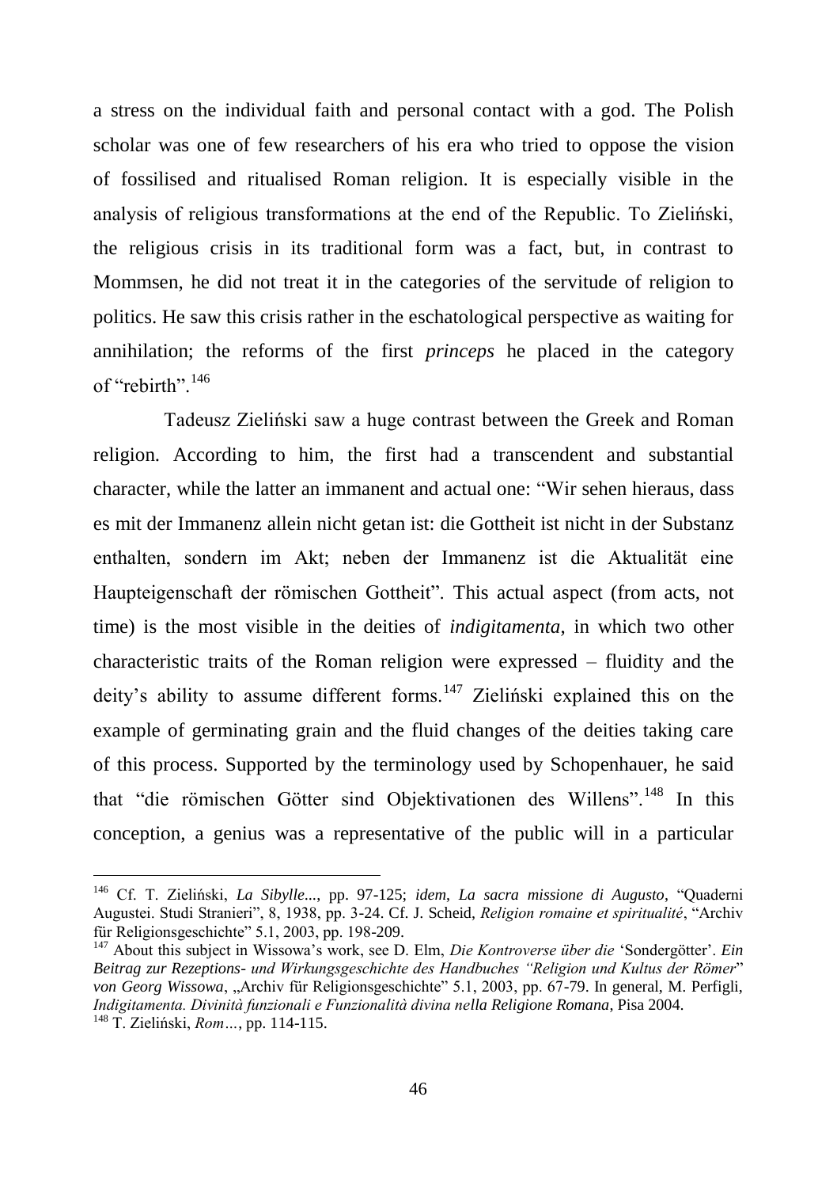a stress on the individual faith and personal contact with a god. The Polish scholar was one of few researchers of his era who tried to oppose the vision of fossilised and ritualised Roman religion. It is especially visible in the analysis of religious transformations at the end of the Republic. To Zieliński, the religious crisis in its traditional form was a fact, but, in contrast to Mommsen, he did not treat it in the categories of the servitude of religion to politics. He saw this crisis rather in the eschatological perspective as waiting for annihilation; the reforms of the first *princeps* he placed in the category of "rebirth".[146]

Tadeusz Zieliński saw a huge contrast between the Greek and Roman religion. According to him, the first had a transcendent and substantial character, while the latter an immanent and actual one: "Wir sehen hieraus, dass es mit der Immanenz allein nicht getan ist: die Gottheit ist nicht in der Substanz enthalten, sondern im Akt; neben der Immanenz ist die Aktualität eine Haupteigenschaft der römischen Gottheit". This actual aspect (from acts, not time) is the most visible in the deities of *indigitamenta*, in which two other characteristic traits of the Roman religion were expressed – fluidity and the deity's ability to assume different forms.[147] Zieliński explained this on the example of germinating grain and the fluid changes of the deities taking care of this process. Supported by the terminology used by Schopenhauer, he said that "die römischen Götter sind Objektivationen des Willens".[148] In this conception, a genius was a representative of the public will in a particular

---

[146] Cf. T. Zieliński, *La Sibylle...*, pp. 97-125; *idem*, *La sacra missione di Augusto*, "Quaderni Augustei. Studi Stranieri", 8, 1938, pp. 3-24. Cf. J. Scheid, *Religion romaine et spiritualité*, "Archiv für Religionsgeschichte" 5.1, 2003, pp. 198-209.

[147] About this subject in Wissowa's work, see D. Elm, *Die Kontroverse über die* 'Sondergötter'. *Ein Beitrag zur Rezeptions- und Wirkungsgeschichte des Handbuches "Religion und Kultus der Römer" von Georg Wissowa*, „Archiv für Religionsgeschichte" 5.1, 2003, pp. 67-79. In general, M. Perfigli, *Indigitamenta. Divinità funzionali e Funzionalità divina nella Religione Romana*, Pisa 2004.

[148] T. Zieliński, *Rom…*, pp. 114-115.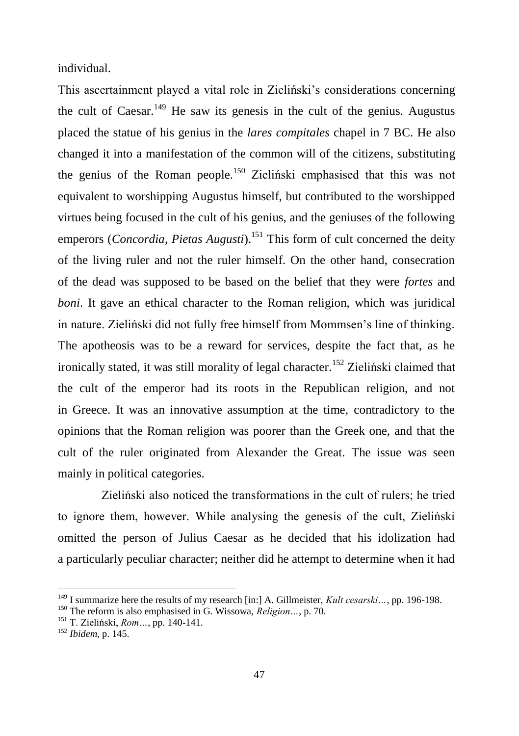individual.

This ascertainment played a vital role in Zieliński's considerations concerning the cult of Caesar.[149] He saw its genesis in the cult of the genius. Augustus placed the statue of his genius in the *lares compitales* chapel in 7 BC. He also changed it into a manifestation of the common will of the citizens, substituting the genius of the Roman people.[150] Zieliński emphasised that this was not equivalent to worshipping Augustus himself, but contributed to the worshipped virtues being focused in the cult of his genius, and the geniuses of the following emperors (*Concordia*, *Pietas Augusti*).[151] This form of cult concerned the deity of the living ruler and not the ruler himself. On the other hand, consecration of the dead was supposed to be based on the belief that they were *fortes* and *boni*. It gave an ethical character to the Roman religion, which was juridical in nature. Zieliński did not fully free himself from Mommsen's line of thinking. The apotheosis was to be a reward for services, despite the fact that, as he ironically stated, it was still morality of legal character.[152] Zieliński claimed that the cult of the emperor had its roots in the Republican religion, and not in Greece. It was an innovative assumption at the time, contradictory to the opinions that the Roman religion was poorer than the Greek one, and that the cult of the ruler originated from Alexander the Great. The issue was seen mainly in political categories.

Zieliński also noticed the transformations in the cult of rulers; he tried to ignore them, however. While analysing the genesis of the cult, Zieliński omitted the person of Julius Caesar as he decided that his idolization had a particularly peculiar character; neither did he attempt to determine when it had

---

[149] I summarize here the results of my research [in:] A. Gillmeister, *Kult cesarski…*, pp. 196-198.

[150] The reform is also emphasised in G. Wissowa, *Religion…*, p. 70.

[151] T. Zieliński, *Rom…*, pp. 140-141.

[152] *Ibidem*, p. 145.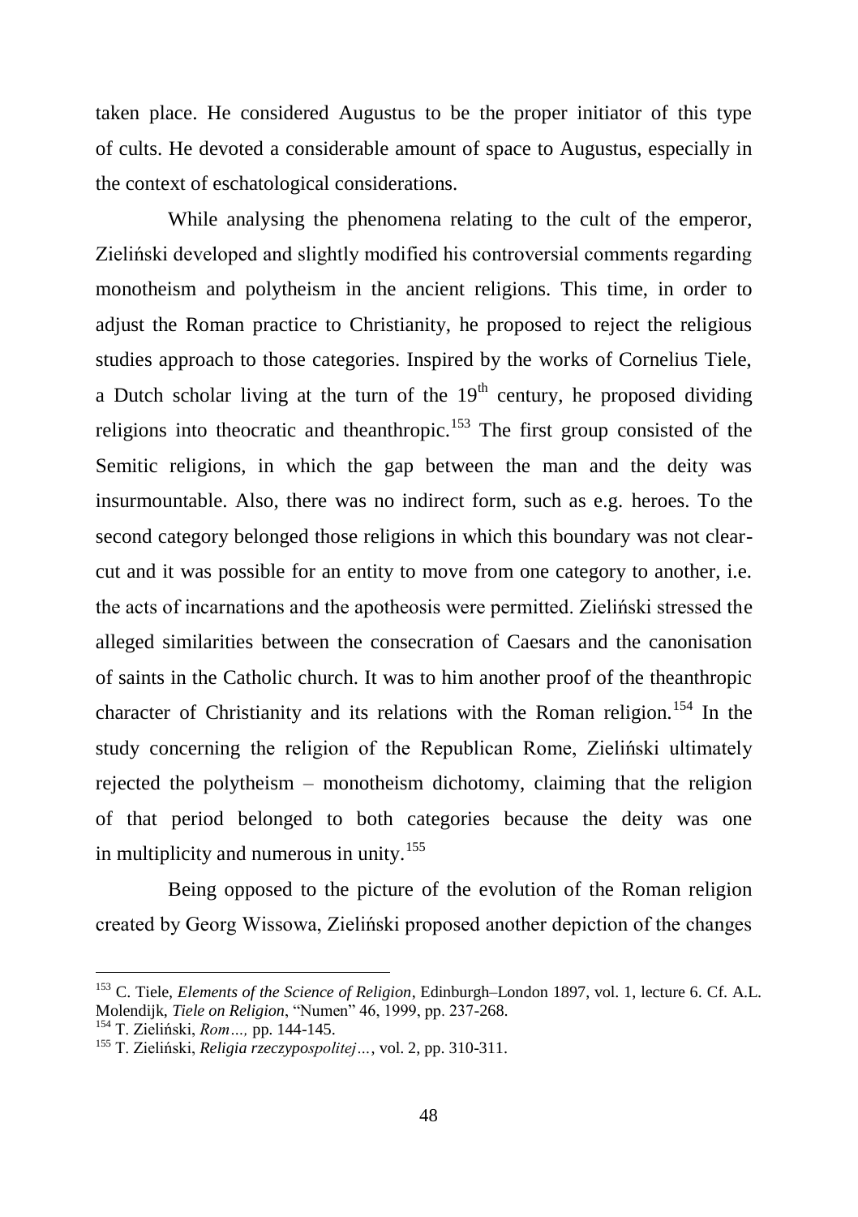taken place. He considered Augustus to be the proper initiator of this type of cults. He devoted a considerable amount of space to Augustus, especially in the context of eschatological considerations.

While analysing the phenomena relating to the cult of the emperor, Zieliński developed and slightly modified his controversial comments regarding monotheism and polytheism in the ancient religions. This time, in order to adjust the Roman practice to Christianity, he proposed to reject the religious studies approach to those categories. Inspired by the works of Cornelius Tiele, a Dutch scholar living at the turn of the 19th century, he proposed dividing religions into theocratic and theanthropic.[153] The first group consisted of the Semitic religions, in which the gap between the man and the deity was insurmountable. Also, there was no indirect form, such as e.g. heroes. To the second category belonged those religions in which this boundary was not clear-cut and it was possible for an entity to move from one category to another, i.e. the acts of incarnations and the apotheosis were permitted. Zieliński stressed the alleged similarities between the consecration of Caesars and the canonisation of saints in the Catholic church. It was to him another proof of the theanthropic character of Christianity and its relations with the Roman religion.[154] In the study concerning the religion of the Republican Rome, Zieliński ultimately rejected the polytheism – monotheism dichotomy, claiming that the religion of that period belonged to both categories because the deity was one in multiplicity and numerous in unity.[155]

Being opposed to the picture of the evolution of the Roman religion created by Georg Wissowa, Zieliński proposed another depiction of the changes

---

[153] C. Tiele, *Elements of the Science of Religion*, Edinburgh–London 1897, vol. 1, lecture 6. Cf. A.L. Molendijk, *Tiele on Religion*, "Numen" 46, 1999, pp. 237-268.

[154] T. Zieliński, *Rom…,* pp. 144-145.

[155] T. Zieliński, *Religia rzeczypospolitej…*, vol. 2, pp. 310-311.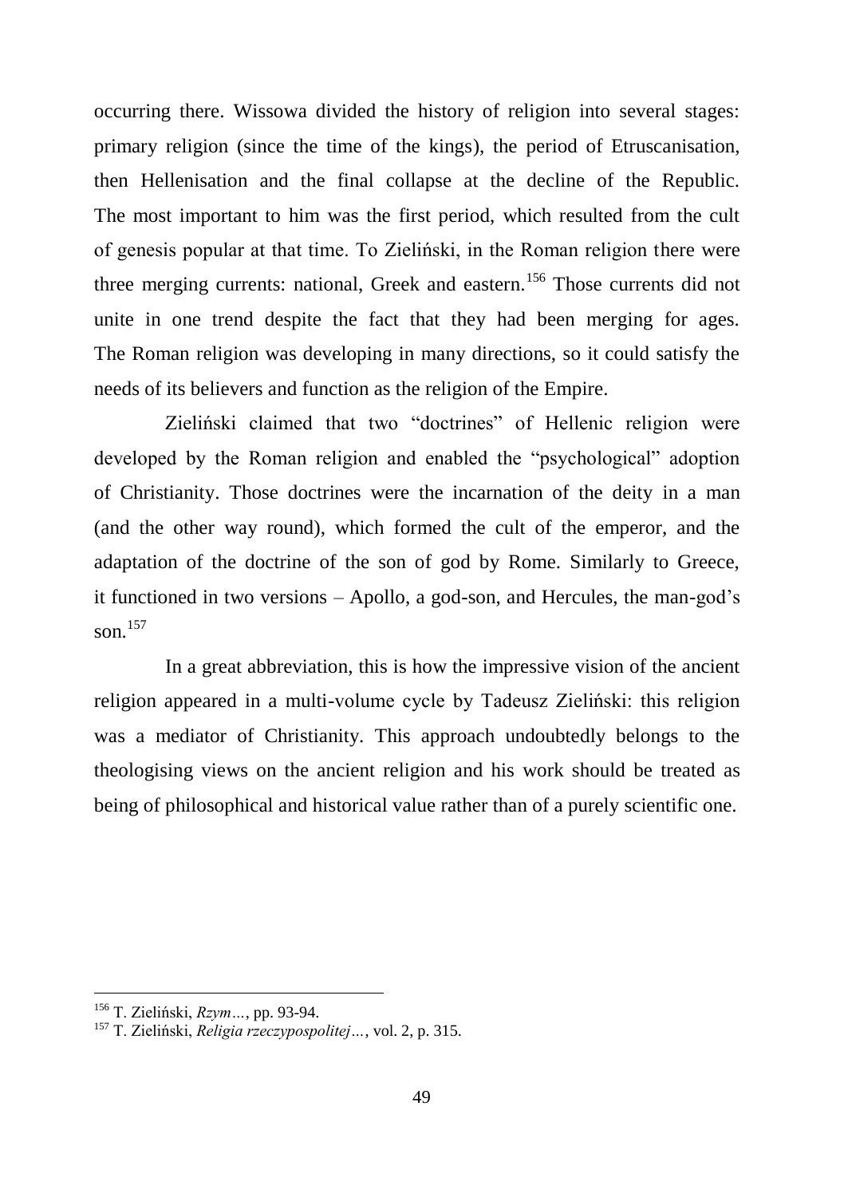occurring there. Wissowa divided the history of religion into several stages: primary religion (since the time of the kings), the period of Etruscanisation, then Hellenisation and the final collapse at the decline of the Republic. The most important to him was the first period, which resulted from the cult of genesis popular at that time. To Zieliński, in the Roman religion there were three merging currents: national, Greek and eastern.[156] Those currents did not unite in one trend despite the fact that they had been merging for ages. The Roman religion was developing in many directions, so it could satisfy the needs of its believers and function as the religion of the Empire.

Zieliński claimed that two "doctrines" of Hellenic religion were developed by the Roman religion and enabled the "psychological" adoption of Christianity. Those doctrines were the incarnation of the deity in a man (and the other way round), which formed the cult of the emperor, and the adaptation of the doctrine of the son of god by Rome. Similarly to Greece, it functioned in two versions – Apollo, a god-son, and Hercules, the man-god's son.[157]

In a great abbreviation, this is how the impressive vision of the ancient religion appeared in a multi-volume cycle by Tadeusz Zieliński: this religion was a mediator of Christianity. This approach undoubtedly belongs to the theologising views on the ancient religion and his work should be treated as being of philosophical and historical value rather than of a purely scientific one.

---

[156] T. Zieliński, *Rzym…*, pp. 93-94.

[157] T. Zieliński, *Religia rzeczypospolitej…*, vol. 2, p. 315.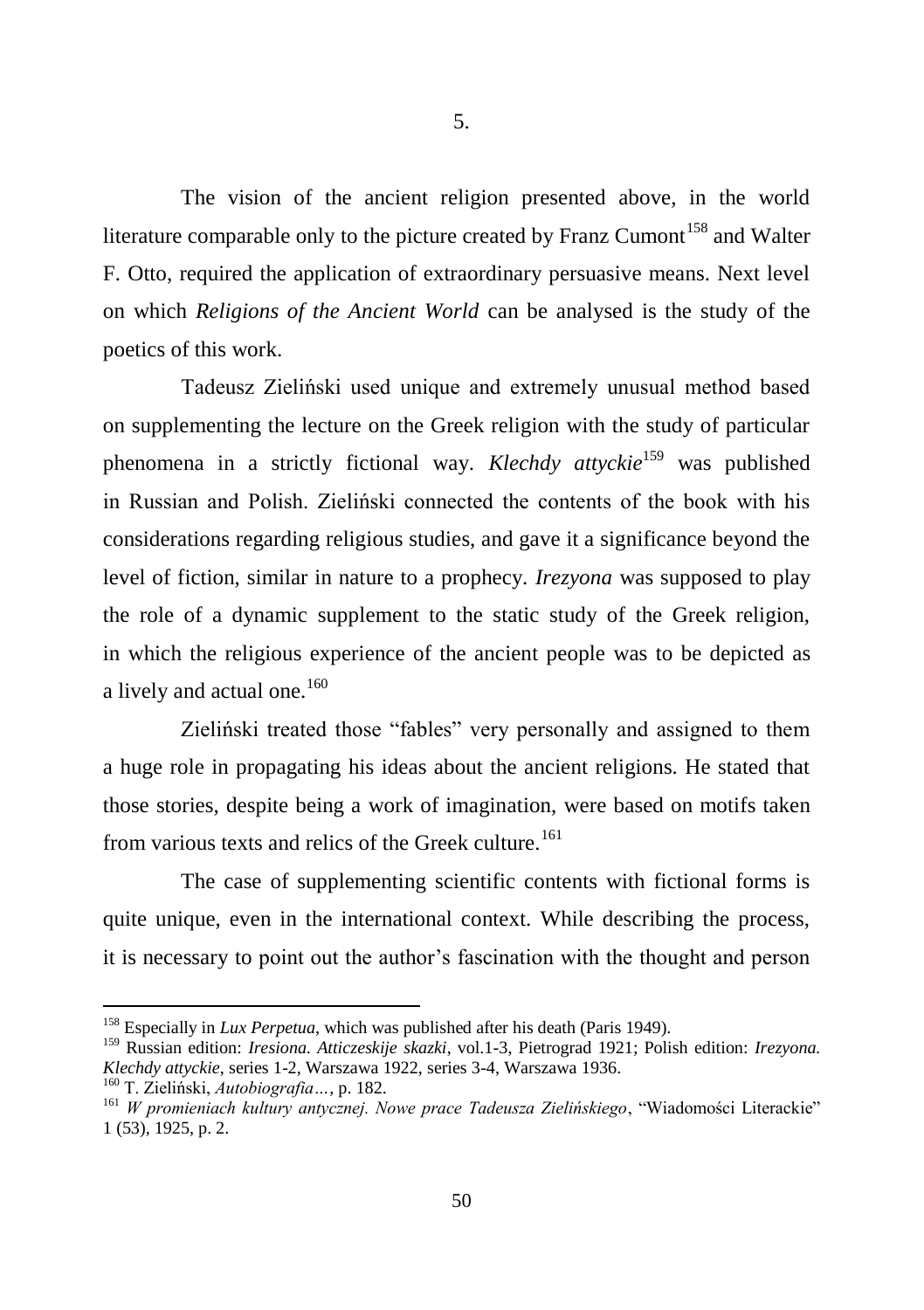5.

The vision of the ancient religion presented above, in the world literature comparable only to the picture created by Franz Cumont[158] and Walter F. Otto, required the application of extraordinary persuasive means. Next level on which *Religions of the Ancient World* can be analysed is the study of the poetics of this work.

Tadeusz Zieliński used unique and extremely unusual method based on supplementing the lecture on the Greek religion with the study of particular phenomena in a strictly fictional way. *Klechdy attyckie*[159] was published in Russian and Polish. Zieliński connected the contents of the book with his considerations regarding religious studies, and gave it a significance beyond the level of fiction, similar in nature to a prophecy. *Irezyona* was supposed to play the role of a dynamic supplement to the static study of the Greek religion, in which the religious experience of the ancient people was to be depicted as a lively and actual one.[160]

Zieliński treated those "fables" very personally and assigned to them a huge role in propagating his ideas about the ancient religions. He stated that those stories, despite being a work of imagination, were based on motifs taken from various texts and relics of the Greek culture.[161]

The case of supplementing scientific contents with fictional forms is quite unique, even in the international context. While describing the process, it is necessary to point out the author's fascination with the thought and person

---

[158] Especially in *Lux Perpetua*, which was published after his death (Paris 1949).

[159] Russian edition: *Iresiona. Atticzeskije skazki*, vol.1-3, Pietrograd 1921; Polish edition: *Irezyona. Klechdy attyckie*, series 1-2, Warszawa 1922, series 3-4, Warszawa 1936.

[160] T. Zieliński, *Autobiografia…*, p. 182.

[161] *W promieniach kultury antycznej. Nowe prace Tadeusza Zielińskiego*, "Wiadomości Literackie" 1 (53), 1925, p. 2.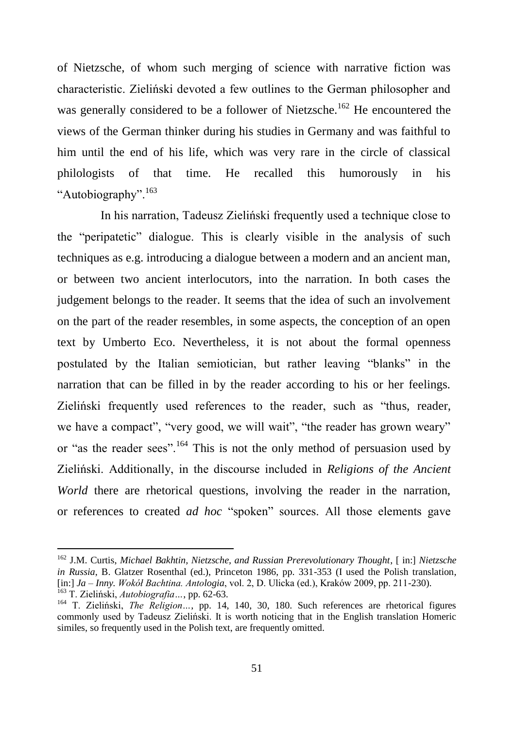of Nietzsche, of whom such merging of science with narrative fiction was characteristic. Zieliński devoted a few outlines to the German philosopher and was generally considered to be a follower of Nietzsche.[162] He encountered the views of the German thinker during his studies in Germany and was faithful to him until the end of his life, which was very rare in the circle of classical philologists of that time. He recalled this humorously in his "Autobiography".[163]

In his narration, Tadeusz Zieliński frequently used a technique close to the "peripatetic" dialogue. This is clearly visible in the analysis of such techniques as e.g. introducing a dialogue between a modern and an ancient man, or between two ancient interlocutors, into the narration. In both cases the judgement belongs to the reader. It seems that the idea of such an involvement on the part of the reader resembles, in some aspects, the conception of an open text by Umberto Eco. Nevertheless, it is not about the formal openness postulated by the Italian semiotician, but rather leaving "blanks" in the narration that can be filled in by the reader according to his or her feelings. Zieliński frequently used references to the reader, such as "thus, reader, we have a compact", "very good, we will wait", "the reader has grown weary" or "as the reader sees".[164] This is not the only method of persuasion used by Zieliński. Additionally, in the discourse included in *Religions of the Ancient World* there are rhetorical questions, involving the reader in the narration, or references to created *ad hoc* "spoken" sources. All those elements gave

---

[162] J.M. Curtis, *Michael Bakhtin, Nietzsche, and Russian Prerevolutionary Thought*, [ in:] *Nietzsche in Russia*, B. Glatzer Rosenthal (ed.), Princeton 1986, pp. 331-353 (I used the Polish translation, [in:] *Ja – Inny. Wokół Bachtina. Antologia*, vol. 2, D. Ulicka (ed.), Kraków 2009, pp. 211-230).

[163] T. Zieliński, *Autobiografia…*, pp. 62-63.

[164] T. Zieliński, *The Religion…*, pp. 14, 140, 30, 180. Such references are rhetorical figures commonly used by Tadeusz Zieliński. It is worth noticing that in the English translation Homeric similes, so frequently used in the Polish text, are frequently omitted.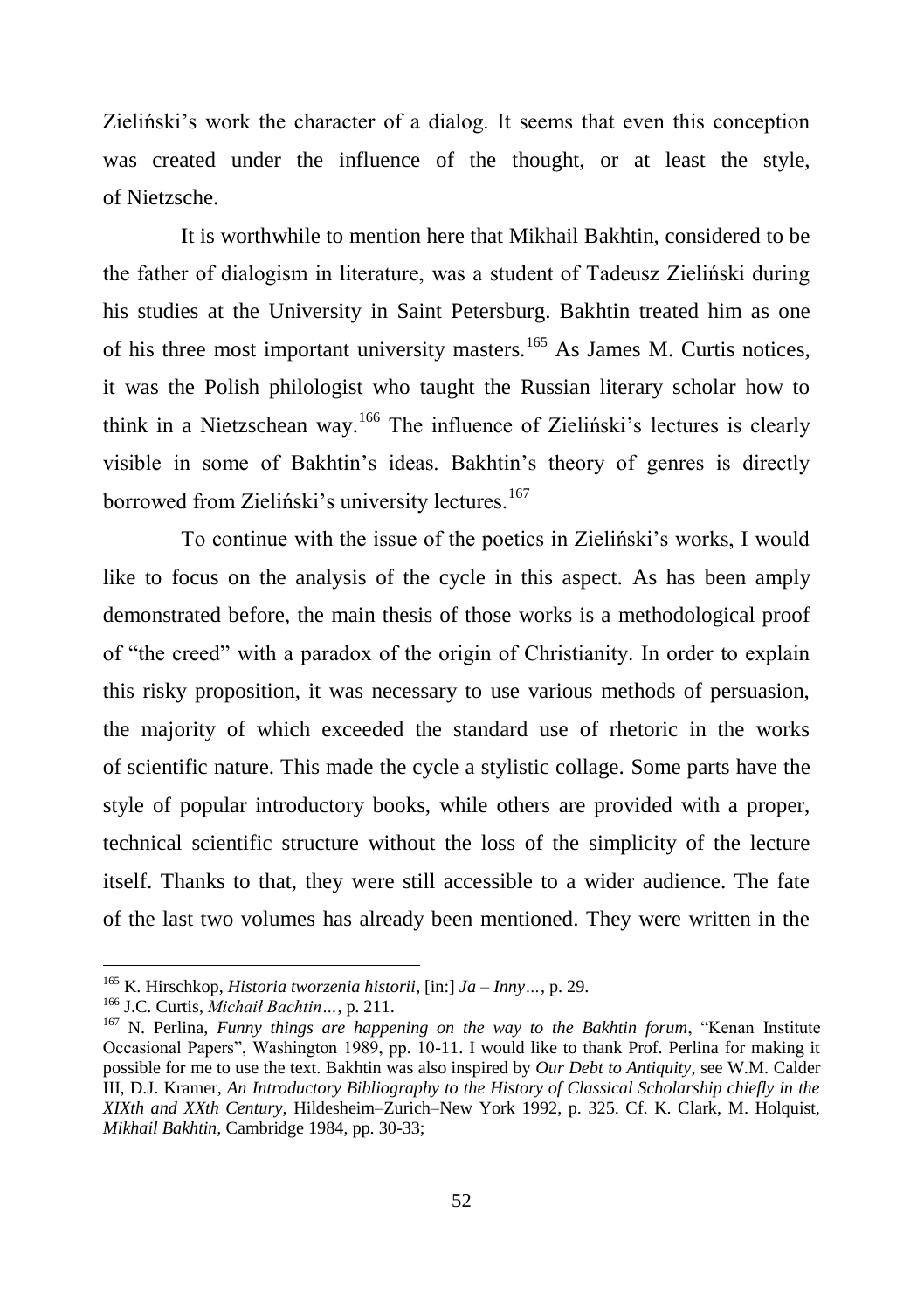Zieliński's work the character of a dialog. It seems that even this conception was created under the influence of the thought, or at least the style, of Nietzsche.

It is worthwhile to mention here that Mikhail Bakhtin, considered to be the father of dialogism in literature, was a student of Tadeusz Zieliński during his studies at the University in Saint Petersburg. Bakhtin treated him as one of his three most important university masters.[165] As James M. Curtis notices, it was the Polish philologist who taught the Russian literary scholar how to think in a Nietzschean way.[166] The influence of Zieliński's lectures is clearly visible in some of Bakhtin's ideas. Bakhtin's theory of genres is directly borrowed from Zieliński's university lectures.[167]

To continue with the issue of the poetics in Zieliński's works, I would like to focus on the analysis of the cycle in this aspect. As has been amply demonstrated before, the main thesis of those works is a methodological proof of "the creed" with a paradox of the origin of Christianity. In order to explain this risky proposition, it was necessary to use various methods of persuasion, the majority of which exceeded the standard use of rhetoric in the works of scientific nature. This made the cycle a stylistic collage. Some parts have the style of popular introductory books, while others are provided with a proper, technical scientific structure without the loss of the simplicity of the lecture itself. Thanks to that, they were still accessible to a wider audience. The fate of the last two volumes has already been mentioned. They were written in the

---

[165] K. Hirschkop, *Historia tworzenia historii*, [in:] *Ja – Inny…*, p. 29.

[166] J.C. Curtis, *Michaił Bachtin…*, p. 211.

[167] N. Perlina, *Funny things are happening on the way to the Bakhtin forum*, "Kenan Institute Occasional Papers", Washington 1989, pp. 10-11. I would like to thank Prof. Perlina for making it possible for me to use the text. Bakhtin was also inspired by *Our Debt to Antiquity*, see W.M. Calder III, D.J. Kramer, *An Introductory Bibliography to the History of Classical Scholarship chiefly in the XIXth and XXth Century*, Hildesheim–Zurich–New York 1992, p. 325. Cf. K. Clark, M. Holquist, *Mikhail Bakhtin*, Cambridge 1984, pp. 30-33;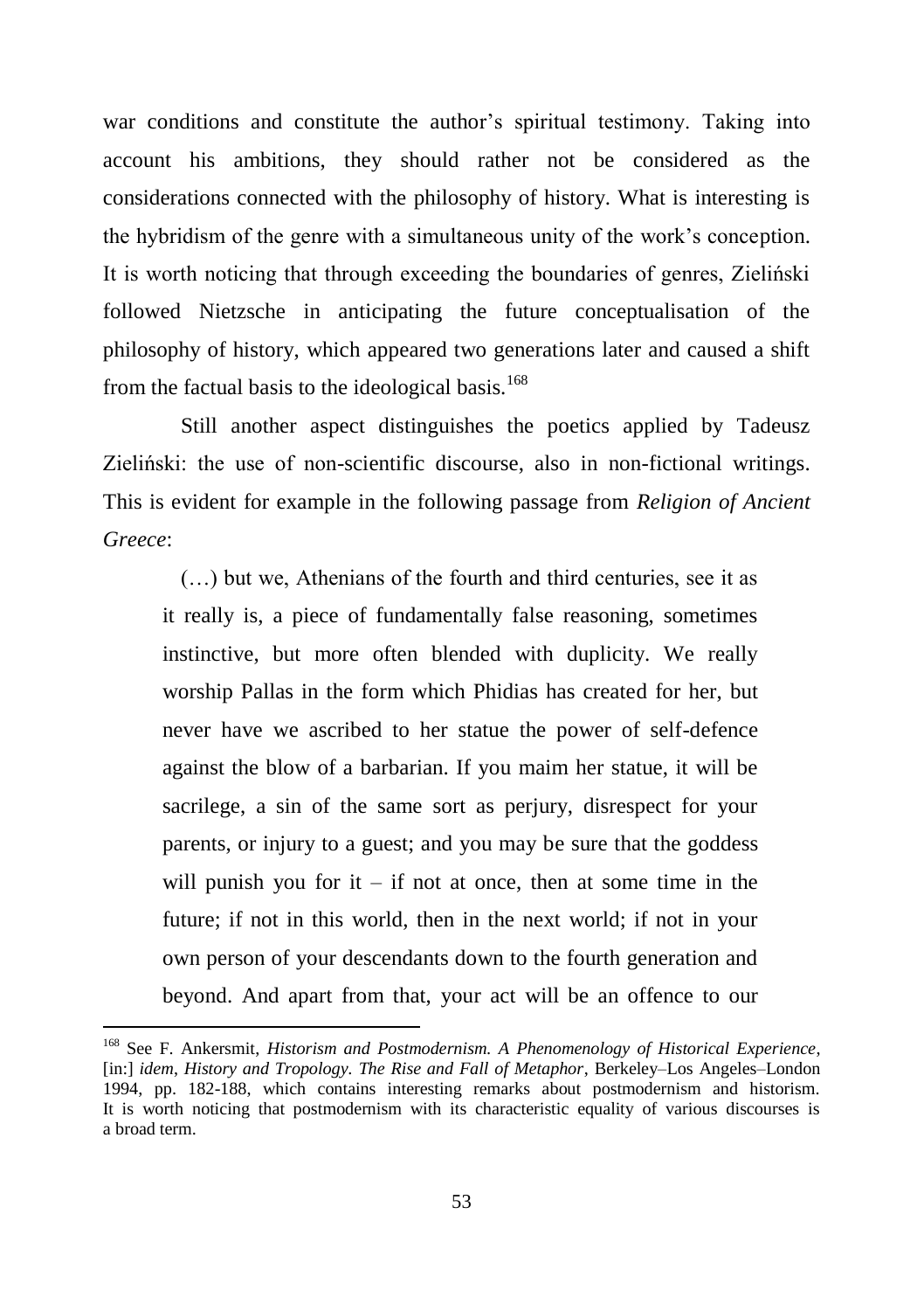war conditions and constitute the author's spiritual testimony. Taking into account his ambitions, they should rather not be considered as the considerations connected with the philosophy of history. What is interesting is the hybridism of the genre with a simultaneous unity of the work's conception. It is worth noticing that through exceeding the boundaries of genres, Zieliński followed Nietzsche in anticipating the future conceptualisation of the philosophy of history, which appeared two generations later and caused a shift from the factual basis to the ideological basis.[168]

Still another aspect distinguishes the poetics applied by Tadeusz Zieliński: the use of non-scientific discourse, also in non-fictional writings. This is evident for example in the following passage from *Religion of Ancient Greece*:

> (…) but we, Athenians of the fourth and third centuries, see it as it really is, a piece of fundamentally false reasoning, sometimes instinctive, but more often blended with duplicity. We really worship Pallas in the form which Phidias has created for her, but never have we ascribed to her statue the power of self-defence against the blow of a barbarian. If you maim her statue, it will be sacrilege, a sin of the same sort as perjury, disrespect for your parents, or injury to a guest; and you may be sure that the goddess will punish you for it – if not at once, then at some time in the future; if not in this world, then in the next world; if not in your own person of your descendants down to the fourth generation and beyond. And apart from that, your act will be an offence to our

---

[168] See F. Ankersmit, *Historism and Postmodernism. A Phenomenology of Historical Experience*, [in:] *idem*, *History and Tropology. The Rise and Fall of Metaphor*, Berkeley–Los Angeles–London 1994, pp. 182-188, which contains interesting remarks about postmodernism and historism. It is worth noticing that postmodernism with its characteristic equality of various discourses is a broad term.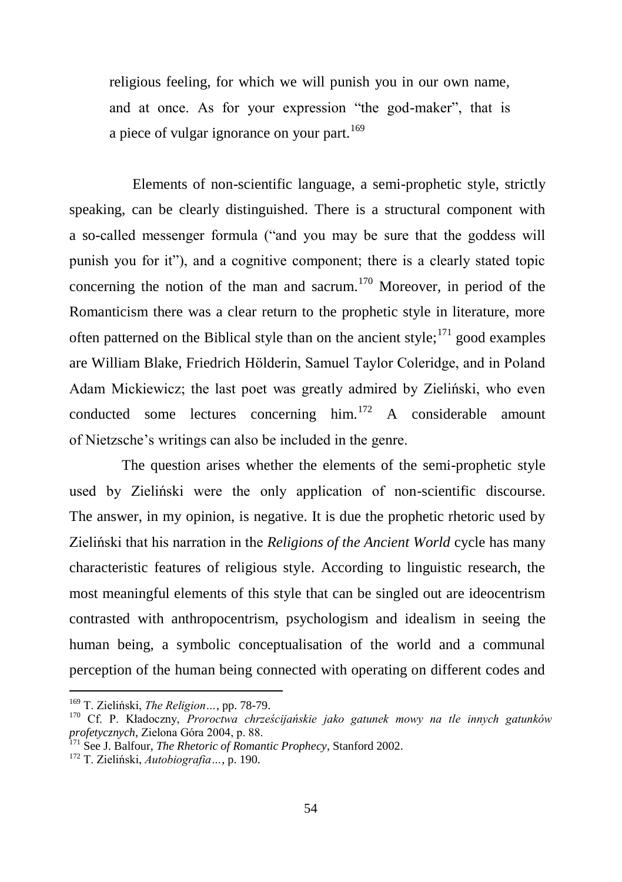> religious feeling, for which we will punish you in our own name, and at once. As for your expression "the god-maker", that is a piece of vulgar ignorance on your part.[169]

Elements of non-scientific language, a semi-prophetic style, strictly speaking, can be clearly distinguished. There is a structural component with a so-called messenger formula ("and you may be sure that the goddess will punish you for it"), and a cognitive component; there is a clearly stated topic concerning the notion of the man and sacrum.[170] Moreover, in period of the Romanticism there was a clear return to the prophetic style in literature, more often patterned on the Biblical style than on the ancient style;[171] good examples are William Blake, Friedrich Hölderin, Samuel Taylor Coleridge, and in Poland Adam Mickiewicz; the last poet was greatly admired by Zieliński, who even conducted some lectures concerning him.[172] A considerable amount of Nietzsche's writings can also be included in the genre.

The question arises whether the elements of the semi-prophetic style used by Zieliński were the only application of non-scientific discourse. The answer, in my opinion, is negative. It is due the prophetic rhetoric used by Zieliński that his narration in the *Religions of the Ancient World* cycle has many characteristic features of religious style. According to linguistic research, the most meaningful elements of this style that can be singled out are ideocentrism contrasted with anthropocentrism, psychologism and idealism in seeing the human being, a symbolic conceptualisation of the world and a communal perception of the human being connected with operating on different codes and

---

[169] T. Zieliński, *The Religion…*, pp. 78-79.

[170] Cf. P. Kładoczny, *Proroctwa chrześcijańskie jako gatunek mowy na tle innych gatunków profetycznych*, Zielona Góra 2004, p. 88.

[171] See J. Balfour, *The Rhetoric of Romantic Prophecy*, Stanford 2002.

[172] T. Zieliński, *Autobiografia…*, p. 190.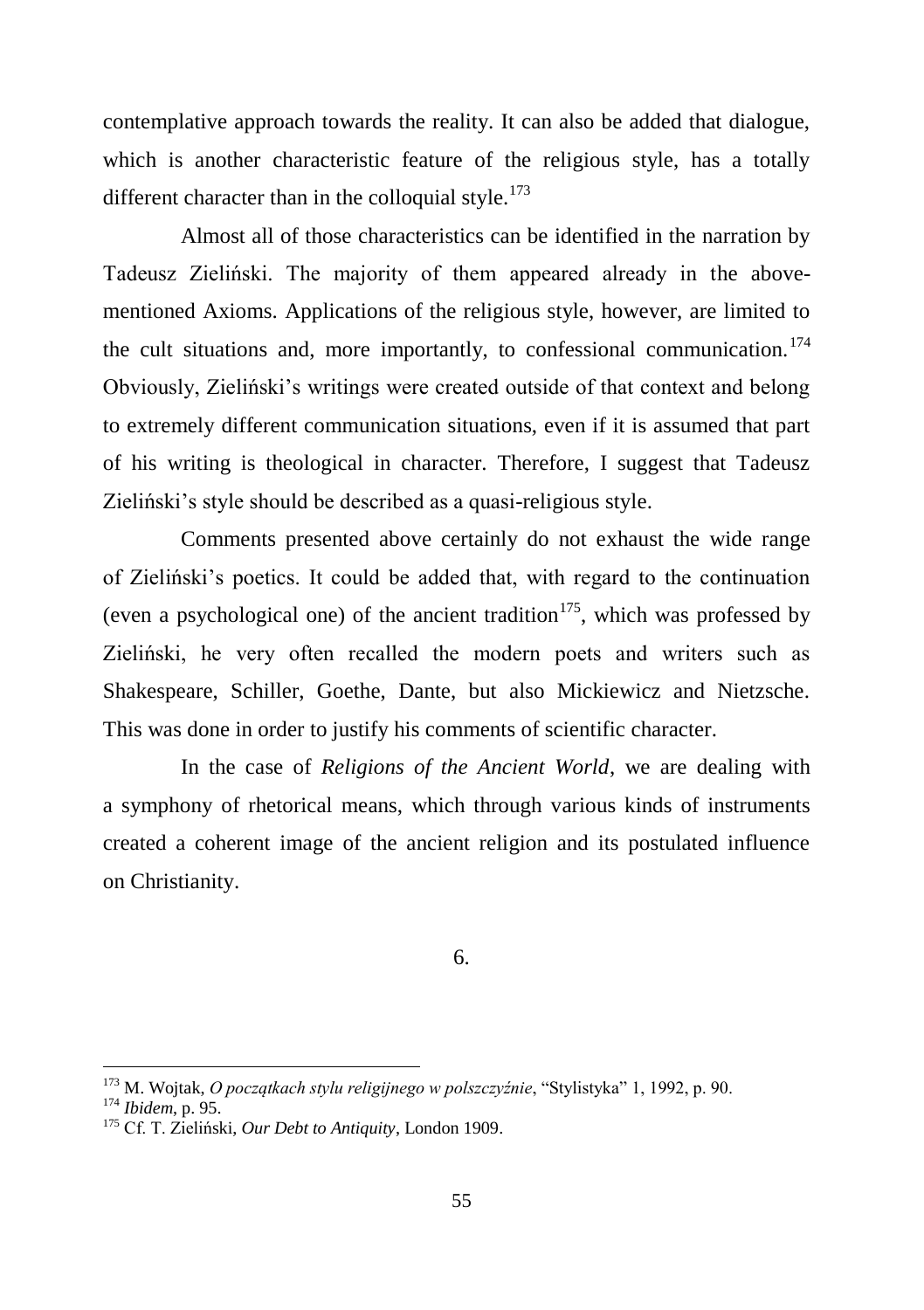contemplative approach towards the reality. It can also be added that dialogue, which is another characteristic feature of the religious style, has a totally different character than in the colloquial style.[173]

Almost all of those characteristics can be identified in the narration by Tadeusz Zieliński. The majority of them appeared already in the above-mentioned Axioms. Applications of the religious style, however, are limited to the cult situations and, more importantly, to confessional communication.[174] Obviously, Zieliński's writings were created outside of that context and belong to extremely different communication situations, even if it is assumed that part of his writing is theological in character. Therefore, I suggest that Tadeusz Zieliński's style should be described as a quasi-religious style.

Comments presented above certainly do not exhaust the wide range of Zieliński's poetics. It could be added that, with regard to the continuation (even a psychological one) of the ancient tradition[175], which was professed by Zieliński, he very often recalled the modern poets and writers such as Shakespeare, Schiller, Goethe, Dante, but also Mickiewicz and Nietzsche. This was done in order to justify his comments of scientific character.

In the case of *Religions of the Ancient World*, we are dealing with a symphony of rhetorical means, which through various kinds of instruments created a coherent image of the ancient religion and its postulated influence on Christianity.

6.

---

[173] M. Wojtak, *O początkach stylu religijnego w polszczyźnie*, "Stylistyka" 1, 1992, p. 90.

[174] *Ibidem*, p. 95.

[175] Cf. T. Zieliński, *Our Debt to Antiquity*, London 1909.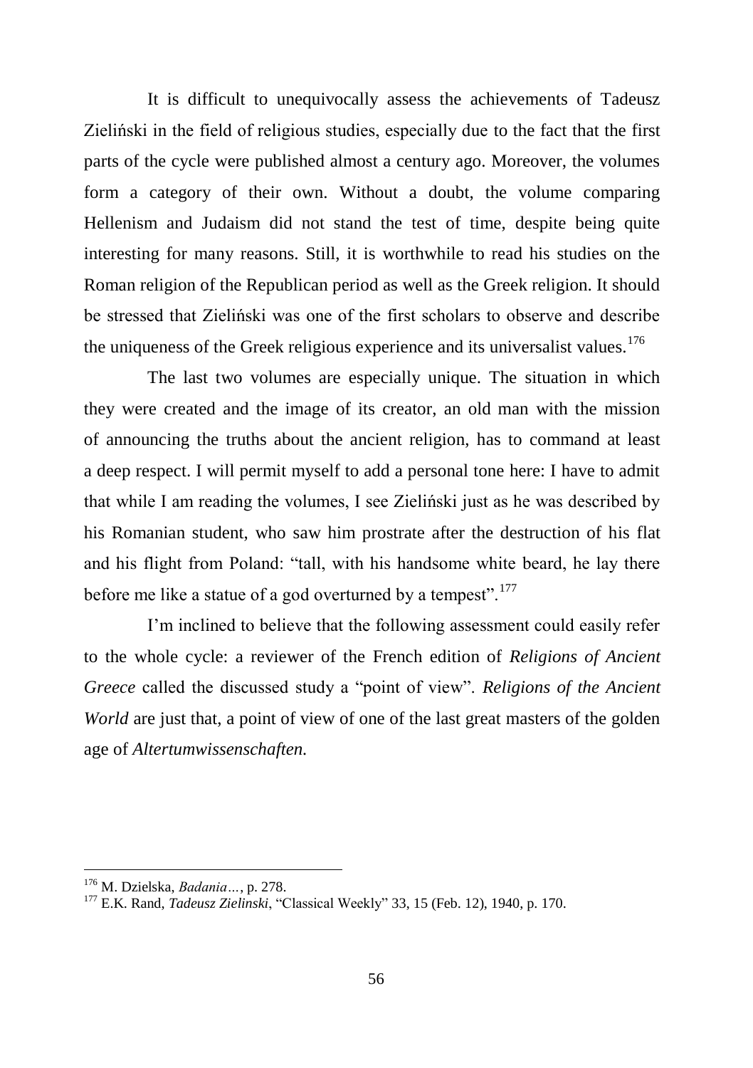It is difficult to unequivocally assess the achievements of Tadeusz Zieliński in the field of religious studies, especially due to the fact that the first parts of the cycle were published almost a century ago. Moreover, the volumes form a category of their own. Without a doubt, the volume comparing Hellenism and Judaism did not stand the test of time, despite being quite interesting for many reasons. Still, it is worthwhile to read his studies on the Roman religion of the Republican period as well as the Greek religion. It should be stressed that Zieliński was one of the first scholars to observe and describe the uniqueness of the Greek religious experience and its universalist values.[176]

The last two volumes are especially unique. The situation in which they were created and the image of its creator, an old man with the mission of announcing the truths about the ancient religion, has to command at least a deep respect. I will permit myself to add a personal tone here: I have to admit that while I am reading the volumes, I see Zieliński just as he was described by his Romanian student, who saw him prostrate after the destruction of his flat and his flight from Poland: "tall, with his handsome white beard, he lay there before me like a statue of a god overturned by a tempest".[177]

I'm inclined to believe that the following assessment could easily refer to the whole cycle: a reviewer of the French edition of *Religions of Ancient Greece* called the discussed study a "point of view". *Religions of the Ancient World* are just that, a point of view of one of the last great masters of the golden age of *Altertumwissenschaften.*

---

[176] M. Dzielska, *Badania…*, p. 278.

[177] E.K. Rand, *Tadeusz Zielinski*, "Classical Weekly" 33, 15 (Feb. 12), 1940, p. 170.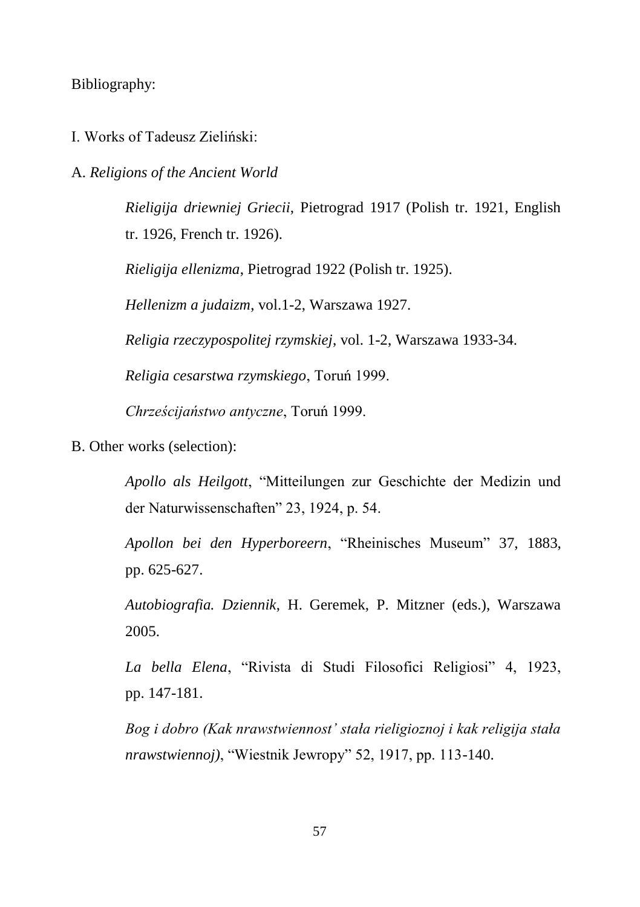Bibliography:

I. Works of Tadeusz Zieliński:

A. *Religions of the Ancient World*

*Rieligija driewniej Griecii*, Pietrograd 1917 (Polish tr. 1921, English tr. 1926, French tr. 1926).

*Rieligija ellenizma*, Pietrograd 1922 (Polish tr. 1925).

*Hellenizm a judaizm*, vol.1-2, Warszawa 1927.

*Religia rzeczypospolitej rzymskiej*, vol. 1-2, Warszawa 1933-34.

*Religia cesarstwa rzymskiego*, Toruń 1999.

*Chrześcijaństwo antyczne*, Toruń 1999.

B. Other works (selection):

*Apollo als Heilgott*, "Mitteilungen zur Geschichte der Medizin und der Naturwissenschaften" 23, 1924, p. 54.

*Apollon bei den Hyperboreern*, "Rheinisches Museum" 37, 1883, pp. 625-627.

*Autobiografia. Dziennik*, H. Geremek, P. Mitzner (eds.), Warszawa 2005.

*La bella Elena*, "Rivista di Studi Filosofici Religiosi" 4, 1923, pp. 147-181.

*Bog i dobro (Kak nrawstwiennost' stała rieligioznoj i kak religija stała nrawstwiennoj)*, "Wiestnik Jewropy" 52, 1917, pp. 113-140.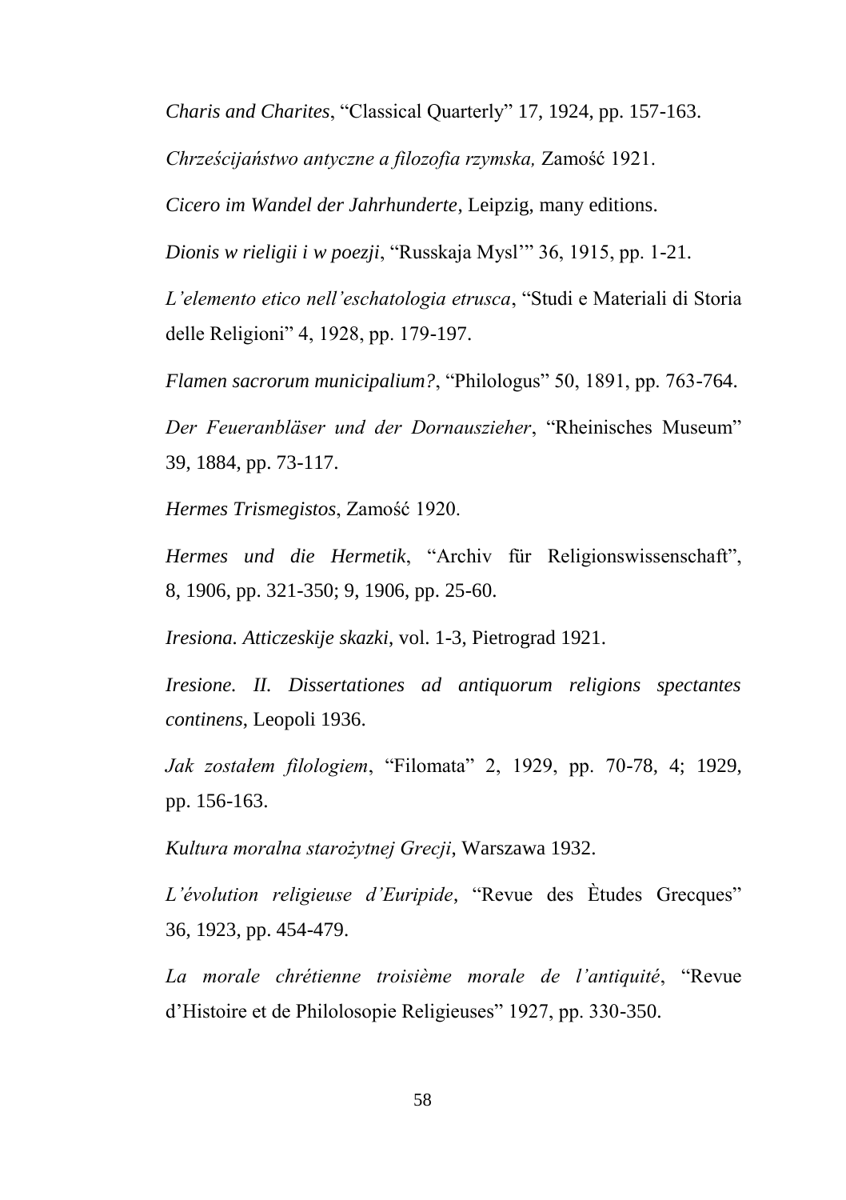*Charis and Charites*, “Classical Quarterly” 17, 1924, pp. 157-163.

*Chrześcijaństwo antyczne a filozofia rzymska,* Zamość 1921.

*Cicero im Wandel der Jahrhunderte*, Leipzig, many editions.

*Dionis w rieligii i w poezji*, “Russkaja Mysl’” 36, 1915, pp. 1-21.

*L’elemento etico nell’eschatologia etrusca*, “Studi e Materiali di Storia delle Religioni” 4, 1928, pp. 179-197.

*Flamen sacrorum municipalium?*, “Philologus” 50, 1891, pp. 763-764.

*Der Feueranbläser und der Dornauszieher*, “Rheinisches Museum” 39, 1884, pp. 73-117.

*Hermes Trismegistos*, Zamość 1920.

*Hermes und die Hermetik*, “Archiv für Religionswissenschaft”, 8, 1906, pp. 321-350; 9, 1906, pp. 25-60.

*Iresiona. Atticzeskije skazki*, vol. 1-3, Pietrograd 1921.

*Iresione. II. Dissertationes ad antiquorum religions spectantes continens*, Leopoli 1936.

*Jak zostałem filologiem*, “Filomata” 2, 1929, pp. 70-78, 4; 1929, pp. 156-163.

*Kultura moralna starożytnej Grecji*, Warszawa 1932.

*L’évolution religieuse d’Euripide*, “Revue des Ètudes Grecques” 36, 1923, pp. 454-479.

*La morale chrétienne troisième morale de l’antiquité*, “Revue d’Histoire et de Philolosopie Religieuses” 1927, pp. 330-350.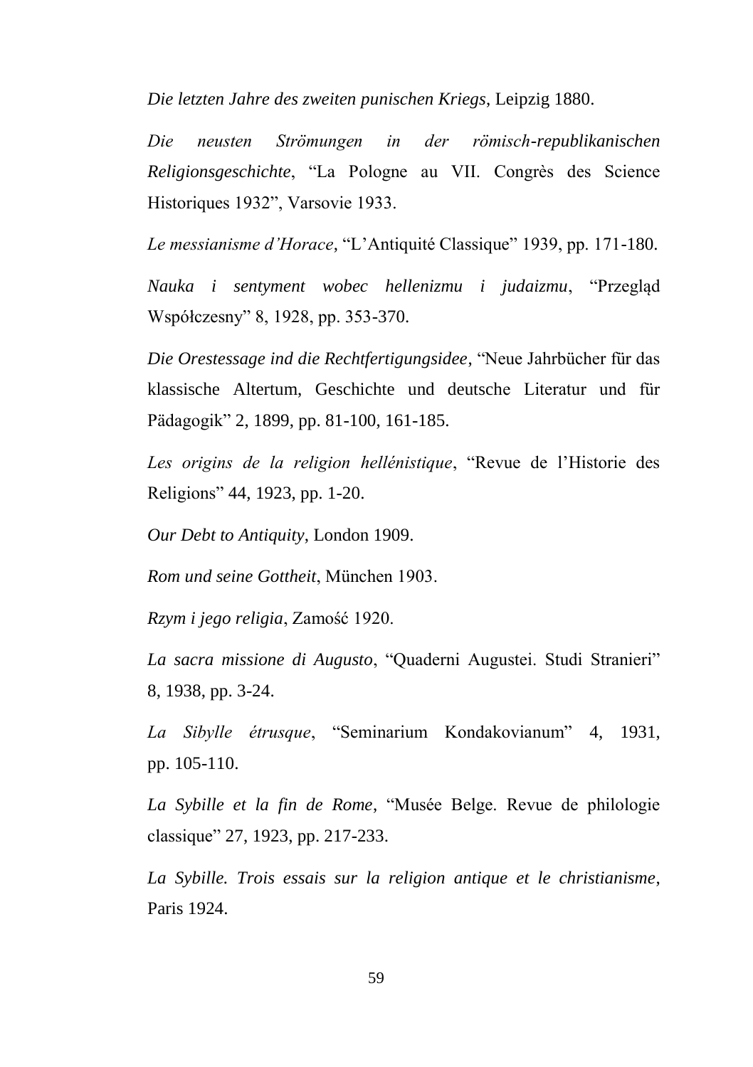*Die letzten Jahre des zweiten punischen Kriegs*, Leipzig 1880.

*Die neusten Strömungen in der römisch-republikanischen Religionsgeschichte*, "La Pologne au VII. Congrès des Science Historiques 1932", Varsovie 1933.

*Le messianisme d'Horace*, "L'Antiquité Classique" 1939, pp. 171-180.

*Nauka i sentyment wobec hellenizmu i judaizmu*, "Przegląd Współczesny" 8, 1928, pp. 353-370.

*Die Orestessage ind die Rechtfertigungsidee*, "Neue Jahrbücher für das klassische Altertum, Geschichte und deutsche Literatur und für Pädagogik" 2, 1899, pp. 81-100, 161-185.

*Les origins de la religion hellénistique*, "Revue de l'Historie des Religions" 44, 1923, pp. 1-20.

*Our Debt to Antiquity*, London 1909.

*Rom und seine Gottheit*, München 1903.

*Rzym i jego religia*, Zamość 1920.

*La sacra missione di Augusto*, "Quaderni Augustei. Studi Stranieri" 8, 1938, pp. 3-24.

*La Sibylle étrusque*, "Seminarium Kondakovianum" 4, 1931, pp. 105-110.

*La Sybille et la fin de Rome*, "Musée Belge. Revue de philologie classique" 27, 1923, pp. 217-233.

*La Sybille. Trois essais sur la religion antique et le christianisme*, Paris 1924.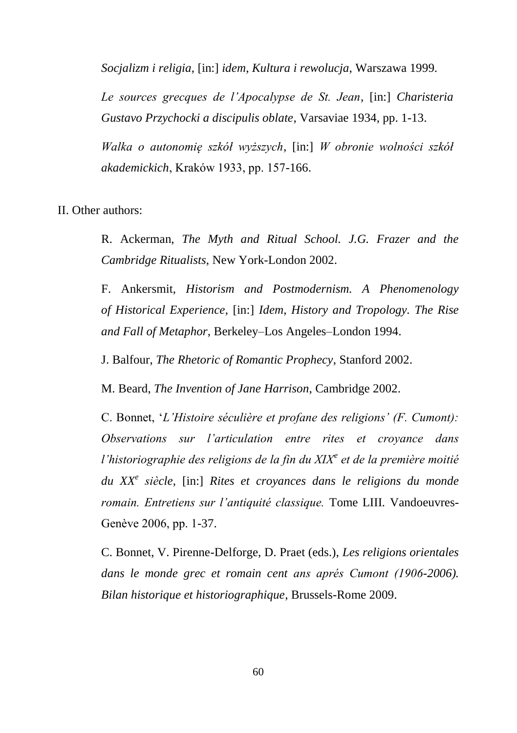*Socjalizm i religia*, [in:] *idem*, *Kultura i rewolucja*, Warszawa 1999.

*Le sources grecques de l'Apocalypse de St. Jean*, [in:] *Charisteria Gustavo Przychocki a discipulis oblate*, Varsaviae 1934, pp. 1-13.

*Walka o autonomię szkół wyższych*, [in:] *W obronie wolności szkół akademickich*, Kraków 1933, pp. 157-166.

II. Other authors:

R. Ackerman, *The Myth and Ritual School. J.G. Frazer and the Cambridge Ritualists*, New York-London 2002.

F. Ankersmit, *Historism and Postmodernism. A Phenomenology of Historical Experience*, [in:] *Idem*, *History and Tropology. The Rise and Fall of Metaphor*, Berkeley–Los Angeles–London 1994.

J. Balfour, *The Rhetoric of Romantic Prophecy*, Stanford 2002.

M. Beard, *The Invention of Jane Harrison*, Cambridge 2002.

C. Bonnet, '*L'Histoire séculière et profane des religions' (F. Cumont): Observations sur l'articulation entre rites et croyance dans l'historiographie des religions de la fin du XIX^e^ et de la première moitié du XX^e^ siècle*, [in:] *Rites et croyances dans le religions du monde romain. Entretiens sur l'antiquité classique.* Tome LIII. Vandoeuvres-Genève 2006, pp. 1-37.

C. Bonnet, V. Pirenne-Delforge, D. Praet (eds.), *Les religions orientales dans le monde grec et romain cent ans aprés Cumont (1906-2006). Bilan historique et historiographique*, Brussels-Rome 2009.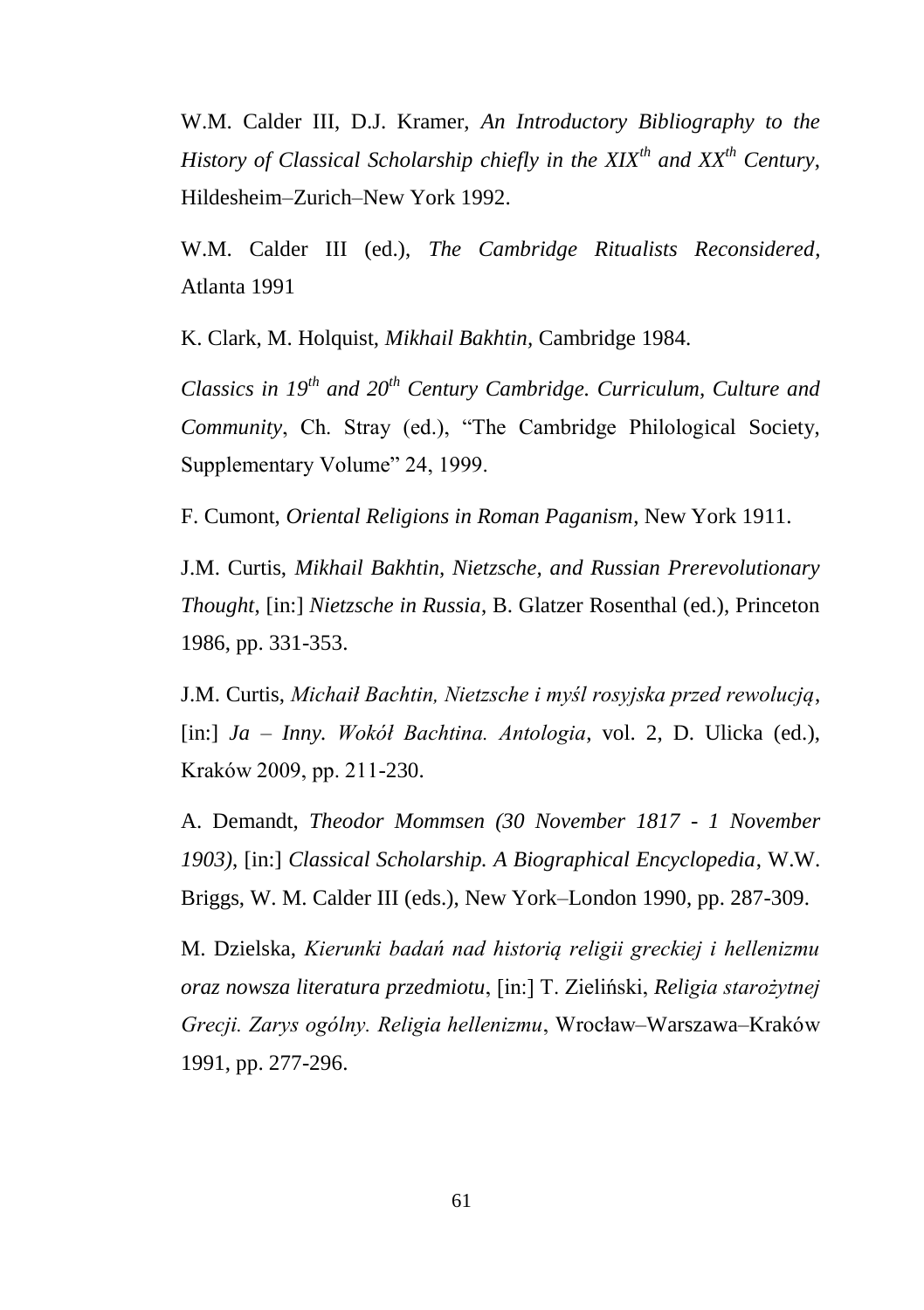W.M. Calder III, D.J. Kramer, *An Introductory Bibliography to the History of Classical Scholarship chiefly in the XIX$^{th}$ and XX$^{th}$ Century*, Hildesheim–Zurich–New York 1992.

W.M. Calder III (ed.), *The Cambridge Ritualists Reconsidered*, Atlanta 1991

K. Clark, M. Holquist, *Mikhail Bakhtin*, Cambridge 1984.

*Classics in 19$^{th}$ and 20$^{th}$ Century Cambridge. Curriculum, Culture and Community*, Ch. Stray (ed.), "The Cambridge Philological Society, Supplementary Volume" 24, 1999.

F. Cumont, *Oriental Religions in Roman Paganism*, New York 1911.

J.M. Curtis, *Mikhail Bakhtin, Nietzsche, and Russian Prerevolutionary Thought*, [in:] *Nietzsche in Russia*, B. Glatzer Rosenthal (ed.), Princeton 1986, pp. 331-353.

J.M. Curtis, *Michaił Bachtin, Nietzsche i myśl rosyjska przed rewolucją*, [in:] *Ja – Inny. Wokół Bachtina. Antologia*, vol. 2, D. Ulicka (ed.), Kraków 2009, pp. 211-230.

A. Demandt, *Theodor Mommsen (30 November 1817 - 1 November 1903)*, [in:] *Classical Scholarship. A Biographical Encyclopedia*, W.W. Briggs, W. M. Calder III (eds.), New York–London 1990, pp. 287-309.

M. Dzielska, *Kierunki badań nad historią religii greckiej i hellenizmu oraz nowsza literatura przedmiotu*, [in:] T. Zieliński, *Religia starożytnej Grecji. Zarys ogólny. Religia hellenizmu*, Wrocław–Warszawa–Kraków 1991, pp. 277-296.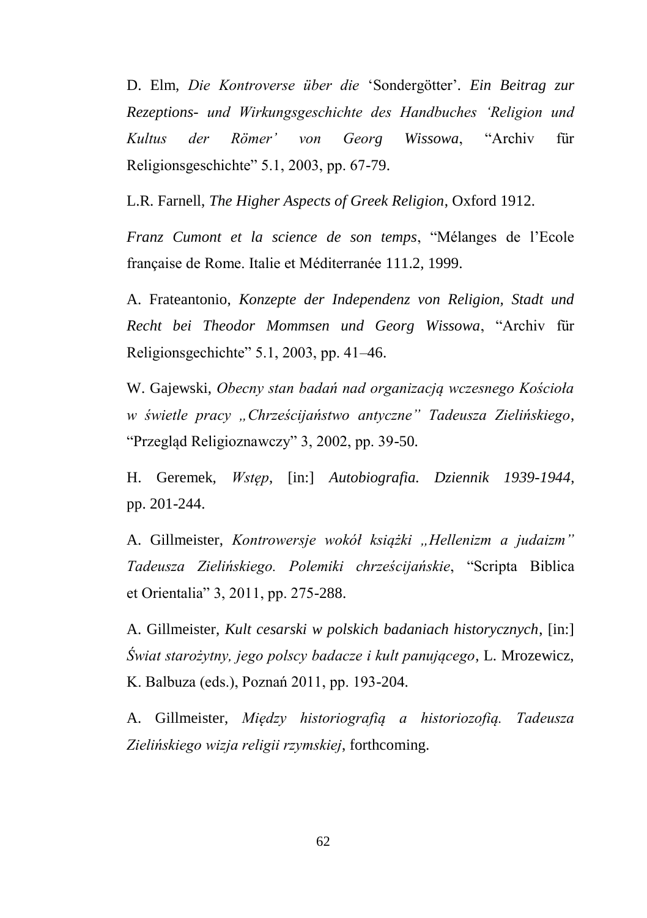D. Elm, *Die Kontroverse über die* 'Sondergötter'. *Ein Beitrag zur Rezeptions- und Wirkungsgeschichte des Handbuches 'Religion und Kultus der Römer' von Georg Wissowa*, "Archiv für Religionsgeschichte" 5.1, 2003, pp. 67-79.

L.R. Farnell, *The Higher Aspects of Greek Religion*, Oxford 1912.

*Franz Cumont et la science de son temps*, "Mélanges de l'Ecole française de Rome. Italie et Méditerranée 111.2, 1999.

A. Frateantonio, *Konzepte der Independenz von Religion, Stadt und Recht bei Theodor Mommsen und Georg Wissowa*, "Archiv für Religionsgechichte" 5.1, 2003, pp. 41–46.

W. Gajewski, *Obecny stan badań nad organizacją wczesnego Kościoła w świetle pracy „Chrześcijaństwo antyczne" Tadeusza Zielińskiego*, "Przegląd Religioznawczy" 3, 2002, pp. 39-50.

H. Geremek, *Wstęp*, [in:] *Autobiografia. Dziennik 1939-1944*, pp. 201-244.

A. Gillmeister, *Kontrowersje wokół książki „Hellenizm a judaizm" Tadeusza Zielińskiego. Polemiki chrześcijańskie*, "Scripta Biblica et Orientalia" 3, 2011, pp. 275-288.

A. Gillmeister, *Kult cesarski w polskich badaniach historycznych*, [in:] *Świat starożytny, jego polscy badacze i kult panującego*, L. Mrozewicz, K. Balbuza (eds.), Poznań 2011, pp. 193-204.

A. Gillmeister, *Między historiografią a historiozofią. Tadeusza Zielińskiego wizja religii rzymskiej*, forthcoming.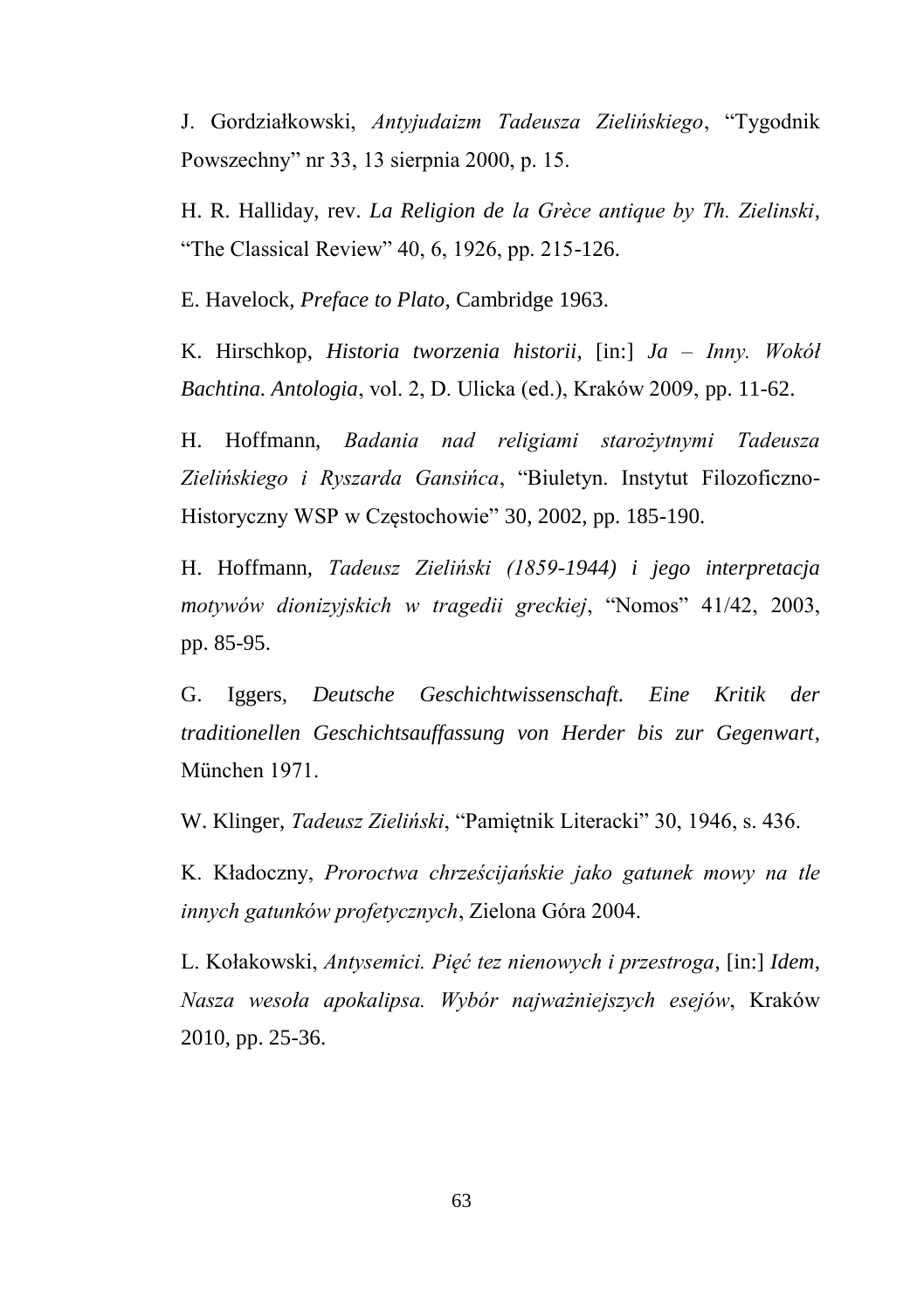J. Gordziałkowski, *Antyjudaizm Tadeusza Zielińskiego*, "Tygodnik Powszechny" nr 33, 13 sierpnia 2000, p. 15.

H. R. Halliday, rev. *La Religion de la Grèce antique by Th. Zielinski*, "The Classical Review" 40, 6, 1926, pp. 215-126.

E. Havelock, *Preface to Plato*, Cambridge 1963.

K. Hirschkop, *Historia tworzenia historii*, [in:] *Ja – Inny. Wokół Bachtina. Antologia*, vol. 2, D. Ulicka (ed.), Kraków 2009, pp. 11-62.

H. Hoffmann, *Badania nad religiami starożytnymi Tadeusza Zielińskiego i Ryszarda Gansińca*, "Biuletyn. Instytut Filozoficzno-Historyczny WSP w Częstochowie" 30, 2002, pp. 185-190.

H. Hoffmann, *Tadeusz Zieliński (1859-1944) i jego interpretacja motywów dionizyjskich w tragedii greckiej*, "Nomos" 41/42, 2003, pp. 85-95.

G. Iggers, *Deutsche Geschichtwissenschaft. Eine Kritik der traditionellen Geschichtsauffassung von Herder bis zur Gegenwart*, München 1971.

W. Klinger, *Tadeusz Zieliński*, "Pamiętnik Literacki" 30, 1946, s. 436.

K. Kładoczny, *Proroctwa chrześcijańskie jako gatunek mowy na tle innych gatunków profetycznych*, Zielona Góra 2004.

L. Kołakowski, *Antysemici. Pięć tez nienowych i przestroga*, [in:] *Idem*, *Nasza wesoła apokalipsa. Wybór najważniejszych esejów*, Kraków 2010, pp. 25-36.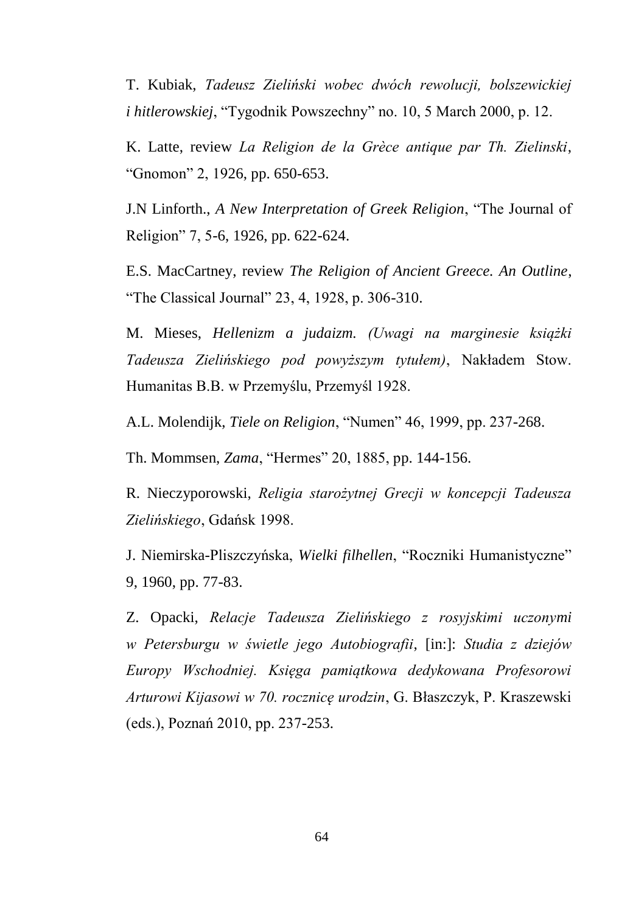T. Kubiak, *Tadeusz Zieliński wobec dwóch rewolucji, bolszewickiej i hitlerowskiej*, "Tygodnik Powszechny" no. 10, 5 March 2000, p. 12.

K. Latte, review *La Religion de la Grèce antique par Th. Zielinski*, "Gnomon" 2, 1926, pp. 650-653.

J.N Linforth., *A New Interpretation of Greek Religion*, "The Journal of Religion" 7, 5-6, 1926, pp. 622-624.

E.S. MacCartney, review *The Religion of Ancient Greece. An Outline*, "The Classical Journal" 23, 4, 1928, p. 306-310.

M. Mieses, *Hellenizm a judaizm. (Uwagi na marginesie książki Tadeusza Zielińskiego pod powyższym tytułem)*, Nakładem Stow. Humanitas B.B. w Przemyślu, Przemyśl 1928.

A.L. Molendijk, *Tiele on Religion*, "Numen" 46, 1999, pp. 237-268.

Th. Mommsen, *Zama*, "Hermes" 20, 1885, pp. 144-156.

R. Nieczyporowski, *Religia starożytnej Grecji w koncepcji Tadeusza Zielińskiego*, Gdańsk 1998.

J. Niemirska-Pliszczyńska, *Wielki filhellen*, "Roczniki Humanistyczne" 9, 1960, pp. 77-83.

Z. Opacki, *Relacje Tadeusza Zielińskiego z rosyjskimi uczonymi w Petersburgu w świetle jego Autobiografii*, [in:]: *Studia z dziejów Europy Wschodniej. Księga pamiątkowa dedykowana Profesorowi Arturowi Kijasowi w 70. rocznicę urodzin*, G. Błaszczyk, P. Kraszewski (eds.), Poznań 2010, pp. 237-253.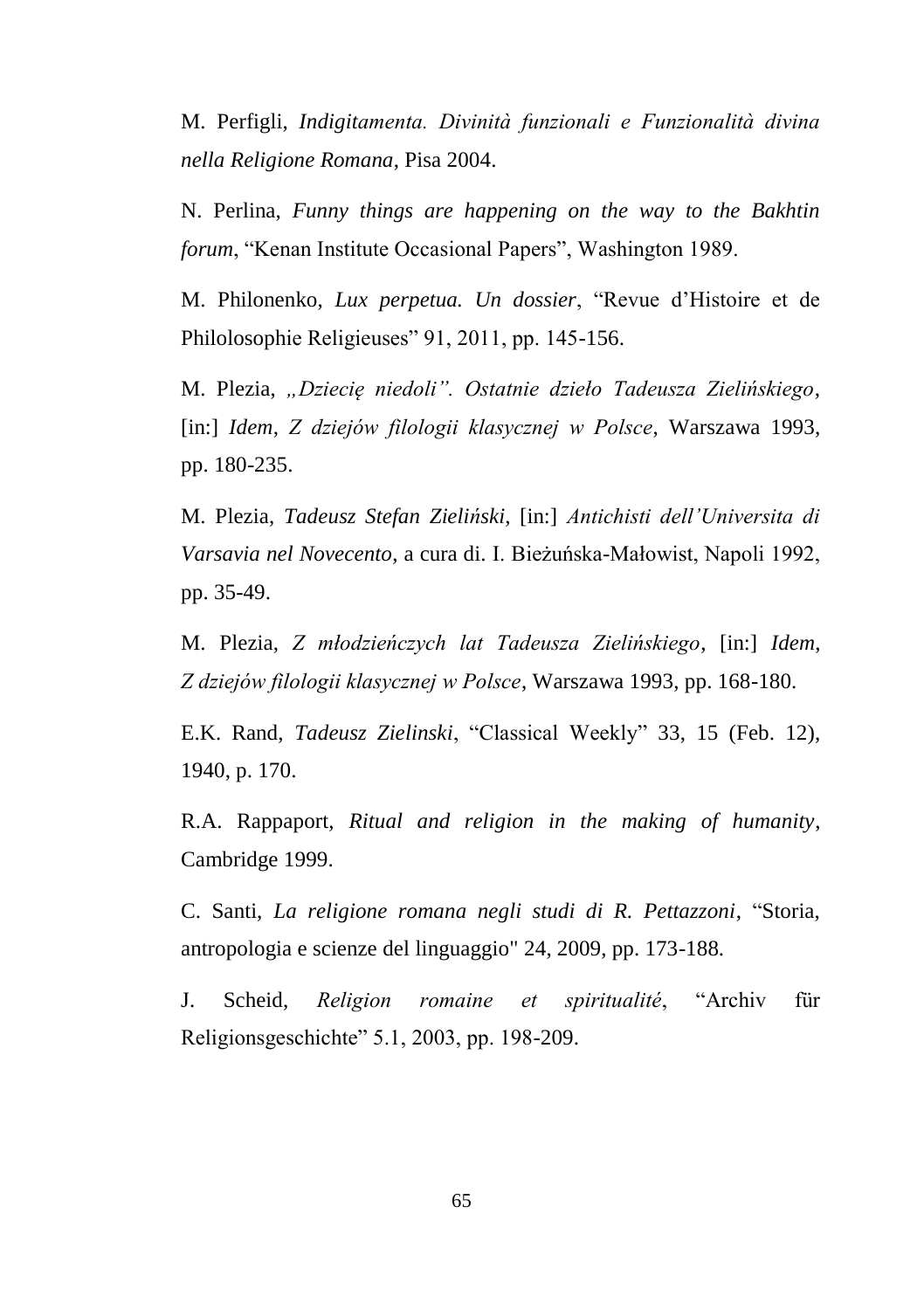M. Perfigli, *Indigitamenta. Divinità funzionali e Funzionalità divina nella Religione Romana*, Pisa 2004.

N. Perlina, *Funny things are happening on the way to the Bakhtin forum*, "Kenan Institute Occasional Papers", Washington 1989.

M. Philonenko, *Lux perpetua. Un dossier*, "Revue d'Histoire et de Philolosophie Religieuses" 91, 2011, pp. 145-156.

M. Plezia, *„Dziecię niedoli". Ostatnie dzieło Tadeusza Zielińskiego*, [in:] *Idem*, *Z dziejów filologii klasycznej w Polsce*, Warszawa 1993, pp. 180-235.

M. Plezia, *Tadeusz Stefan Zieliński*, [in:] *Antichisti dell'Universita di Varsavia nel Novecento*, a cura di. I. Bieżuńska-Małowist, Napoli 1992, pp. 35-49.

M. Plezia, *Z młodzieńczych lat Tadeusza Zielińskiego*, [in:] *Idem*, *Z dziejów filologii klasycznej w Polsce*, Warszawa 1993, pp. 168-180.

E.K. Rand, *Tadeusz Zielinski*, "Classical Weekly" 33, 15 (Feb. 12), 1940, p. 170.

R.A. Rappaport, *Ritual and religion in the making of humanity*, Cambridge 1999.

C. Santi, *La religione romana negli studi di R. Pettazzoni*, "Storia, antropologia e scienze del linguaggio" 24, 2009, pp. 173-188.

J. Scheid, *Religion romaine et spiritualité*, "Archiv für Religionsgeschichte" 5.1, 2003, pp. 198-209.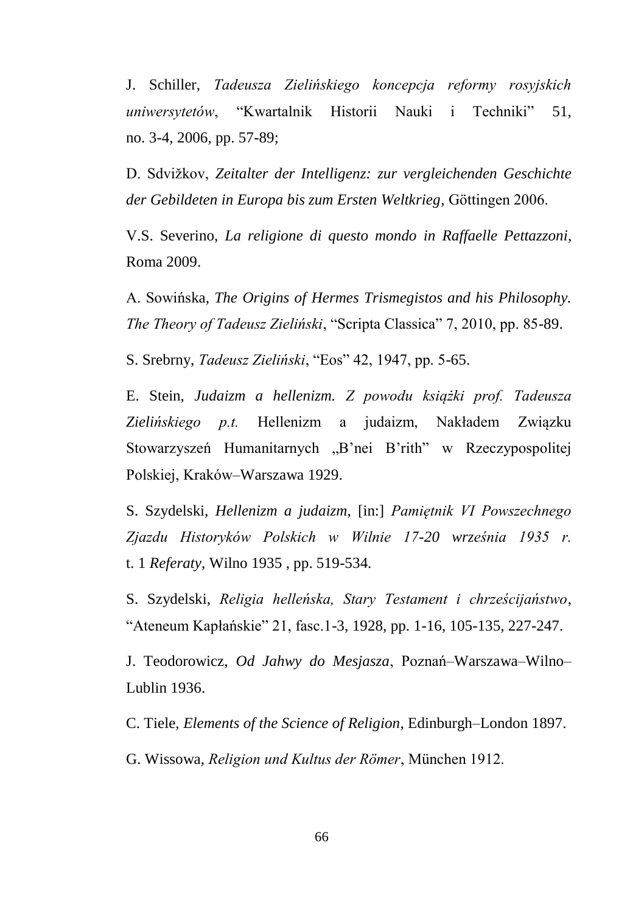J. Schiller, *Tadeusza Zielińskiego koncepcja reformy rosyjskich uniwersytetów*, "Kwartalnik Historii Nauki i Techniki" 51, no. 3-4, 2006, pp. 57-89;

D. Sdvižkov, *Zeitalter der Intelligenz: zur vergleichenden Geschichte der Gebildeten in Europa bis zum Ersten Weltkrieg*, Göttingen 2006.

V.S. Severino, *La religione di questo mondo in Raffaelle Pettazzoni*, Roma 2009.

A. Sowińska, *The Origins of Hermes Trismegistos and his Philosophy. The Theory of Tadeusz Zieliński*, "Scripta Classica" 7, 2010, pp. 85-89.

S. Srebrny, *Tadeusz Zieliński*, "Eos" 42, 1947, pp. 5-65.

E. Stein, *Judaizm a hellenizm. Z powodu książki prof. Tadeusza Zielińskiego p.t.* Hellenizm a judaizm, Nakładem Związku Stowarzyszeń Humanitarnych „B'nei B'rith" w Rzeczypospolitej Polskiej, Kraków–Warszawa 1929.

S. Szydelski, *Hellenizm a judaizm*, [in:] *Pamiętnik VI Powszechnego Zjazdu Historyków Polskich w Wilnie 17-20 września 1935 r.* t. 1 *Referaty*, Wilno 1935 , pp. 519-534.

S. Szydelski, *Religia helleńska, Stary Testament i chrześcijaństwo*, "Ateneum Kapłańskie" 21, fasc.1-3, 1928, pp. 1-16, 105-135, 227-247.

J. Teodorowicz, *Od Jahwy do Mesjasza*, Poznań–Warszawa–Wilno–Lublin 1936.

C. Tiele, *Elements of the Science of Religion*, Edinburgh–London 1897.

G. Wissowa, *Religion und Kultus der Römer*, München 1912.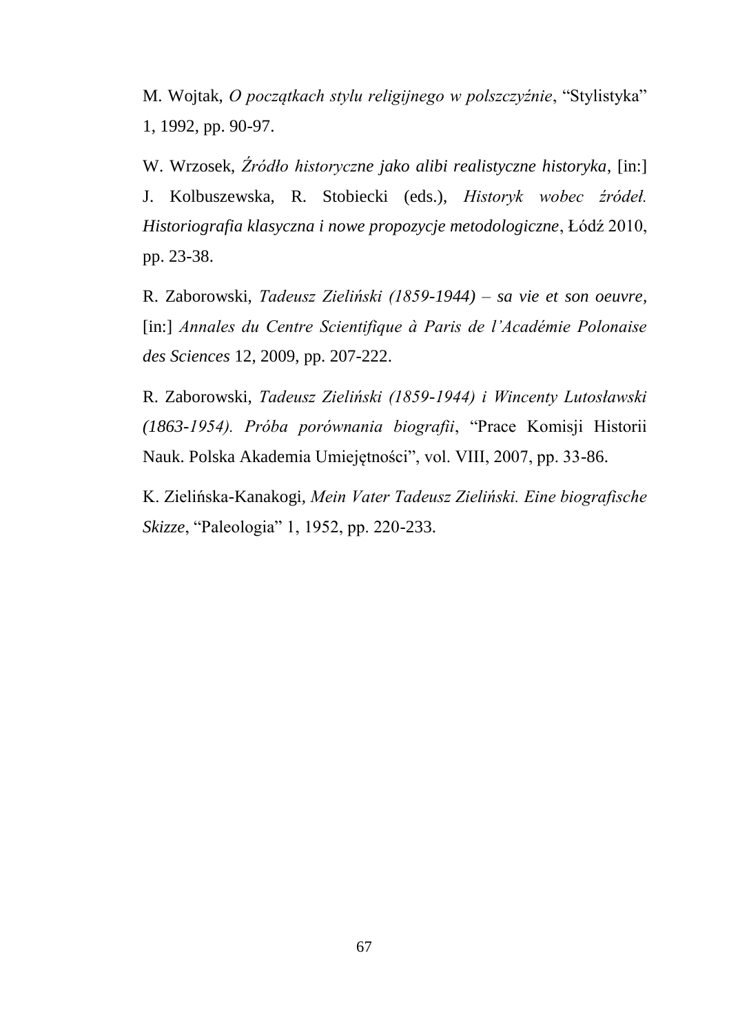M. Wojtak, *O początkach stylu religijnego w polszczyźnie*, "Stylistyka" 1, 1992, pp. 90-97.

W. Wrzosek, *Źródło historyczne jako alibi realistyczne historyka*, [in:] J. Kolbuszewska, R. Stobiecki (eds.), *Historyk wobec źródeł. Historiografia klasyczna i nowe propozycje metodologiczne*, Łódź 2010, pp. 23-38.

R. Zaborowski, *Tadeusz Zieliński (1859-1944) – sa vie et son oeuvre,* [in:] *Annales du Centre Scientifique à Paris de l'Académie Polonaise des Sciences* 12, 2009, pp. 207-222.

R. Zaborowski, *Tadeusz Zieliński (1859-1944) i Wincenty Lutosławski (1863-1954). Próba porównania biografii*, "Prace Komisji Historii Nauk. Polska Akademia Umiejętności", vol. VIII, 2007, pp. 33-86.

K. Zielińska-Kanakogi, *Mein Vater Tadeusz Zieliński. Eine biografische Skizze*, "Paleologia" 1, 1952, pp. 220-233.